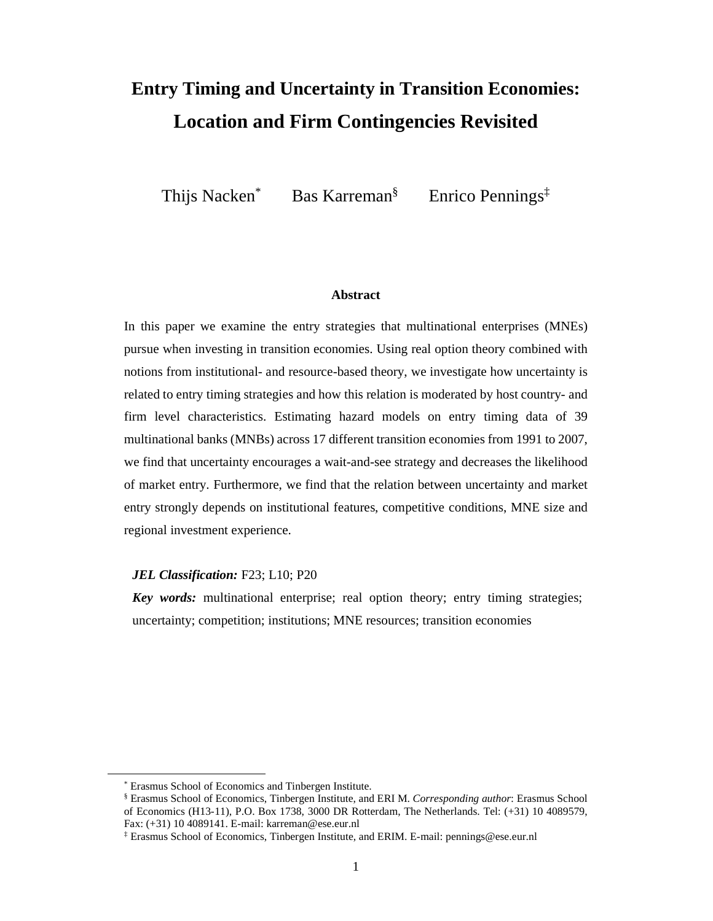# Entry Timing and Uncertainty in Transition Economies: Location and Firm Contingencies Revisited

Thijs Nacken[*] Bas Karreman[§] Enrico Pennings[‡]

### Abstract

In this paper we examine the entry strategies that multinational enterprises (MNEs) pursue when investing in transition economies. Using real option theory combined with notions from institutional- and resource-based theory, we investigate how uncertainty is related to entry timing strategies and how this relation is moderated by host country- and firm level characteristics. Estimating hazard models on entry timing data of 39 multinational banks (MNBs) across 17 different transition economies from 1991 to 2007, we find that uncertainty encourages a wait-and-see strategy and decreases the likelihood of market entry. Furthermore, we find that the relation between uncertainty and market entry strongly depends on institutional features, competitive conditions, MNE size and regional investment experience.

***JEL Classification:*** F23; L10; P20

***Key words:*** multinational enterprise; real option theory; entry timing strategies; uncertainty; competition; institutions; MNE resources; transition economies

---

[*] Erasmus School of Economics and Tinbergen Institute.

[§] Erasmus School of Economics, Tinbergen Institute, and ERI M. *Corresponding author*: Erasmus School of Economics (H13-11), P.O. Box 1738, 3000 DR Rotterdam, The Netherlands. Tel: (+31) 10 4089579, Fax: (+31) 10 4089141. E-mail: karreman@ese.eur.nl

[‡] Erasmus School of Economics, Tinbergen Institute, and ERIM. E-mail: pennings@ese.eur.nl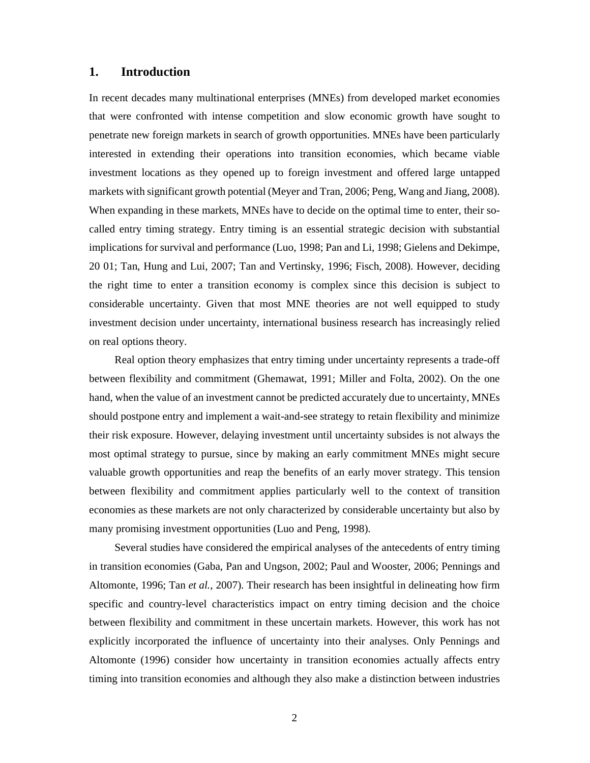## 1. Introduction

In recent decades many multinational enterprises (MNEs) from developed market economies that were confronted with intense competition and slow economic growth have sought to penetrate new foreign markets in search of growth opportunities. MNEs have been particularly interested in extending their operations into transition economies, which became viable investment locations as they opened up to foreign investment and offered large untapped markets with significant growth potential (Meyer and Tran, 2006; Peng, Wang and Jiang, 2008). When expanding in these markets, MNEs have to decide on the optimal time to enter, their so-called entry timing strategy. Entry timing is an essential strategic decision with substantial implications for survival and performance (Luo, 1998; Pan and Li, 1998; Gielens and Dekimpe, 20 01; Tan, Hung and Lui, 2007; Tan and Vertinsky, 1996; Fisch, 2008). However, deciding the right time to enter a transition economy is complex since this decision is subject to considerable uncertainty. Given that most MNE theories are not well equipped to study investment decision under uncertainty, international business research has increasingly relied on real options theory.

Real option theory emphasizes that entry timing under uncertainty represents a trade-off between flexibility and commitment (Ghemawat, 1991; Miller and Folta, 2002). On the one hand, when the value of an investment cannot be predicted accurately due to uncertainty, MNEs should postpone entry and implement a wait-and-see strategy to retain flexibility and minimize their risk exposure. However, delaying investment until uncertainty subsides is not always the most optimal strategy to pursue, since by making an early commitment MNEs might secure valuable growth opportunities and reap the benefits of an early mover strategy. This tension between flexibility and commitment applies particularly well to the context of transition economies as these markets are not only characterized by considerable uncertainty but also by many promising investment opportunities (Luo and Peng, 1998).

Several studies have considered the empirical analyses of the antecedents of entry timing in transition economies (Gaba, Pan and Ungson, 2002; Paul and Wooster, 2006; Pennings and Altomonte, 1996; Tan *et al.*, 2007). Their research has been insightful in delineating how firm specific and country-level characteristics impact on entry timing decision and the choice between flexibility and commitment in these uncertain markets. However, this work has not explicitly incorporated the influence of uncertainty into their analyses. Only Pennings and Altomonte (1996) consider how uncertainty in transition economies actually affects entry timing into transition economies and although they also make a distinction between industries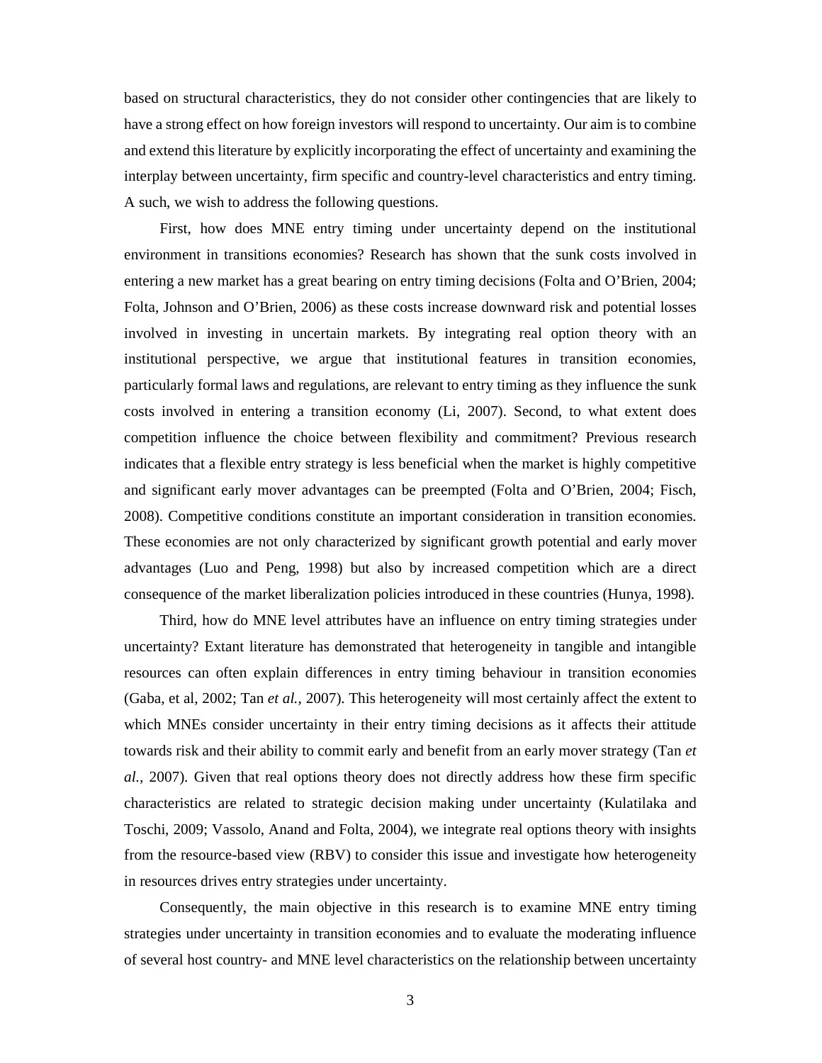based on structural characteristics, they do not consider other contingencies that are likely to have a strong effect on how foreign investors will respond to uncertainty. Our aim is to combine and extend this literature by explicitly incorporating the effect of uncertainty and examining the interplay between uncertainty, firm specific and country-level characteristics and entry timing. A such, we wish to address the following questions.

First, how does MNE entry timing under uncertainty depend on the institutional environment in transitions economies? Research has shown that the sunk costs involved in entering a new market has a great bearing on entry timing decisions (Folta and O'Brien, 2004; Folta, Johnson and O'Brien, 2006) as these costs increase downward risk and potential losses involved in investing in uncertain markets. By integrating real option theory with an institutional perspective, we argue that institutional features in transition economies, particularly formal laws and regulations, are relevant to entry timing as they influence the sunk costs involved in entering a transition economy (Li, 2007). Second, to what extent does competition influence the choice between flexibility and commitment? Previous research indicates that a flexible entry strategy is less beneficial when the market is highly competitive and significant early mover advantages can be preempted (Folta and O'Brien, 2004; Fisch, 2008). Competitive conditions constitute an important consideration in transition economies. These economies are not only characterized by significant growth potential and early mover advantages (Luo and Peng, 1998) but also by increased competition which are a direct consequence of the market liberalization policies introduced in these countries (Hunya, 1998).

Third, how do MNE level attributes have an influence on entry timing strategies under uncertainty? Extant literature has demonstrated that heterogeneity in tangible and intangible resources can often explain differences in entry timing behaviour in transition economies (Gaba, et al, 2002; Tan *et al.,* 2007). This heterogeneity will most certainly affect the extent to which MNEs consider uncertainty in their entry timing decisions as it affects their attitude towards risk and their ability to commit early and benefit from an early mover strategy (Tan *et al.*, 2007). Given that real options theory does not directly address how these firm specific characteristics are related to strategic decision making under uncertainty (Kulatilaka and Toschi, 2009; Vassolo, Anand and Folta, 2004), we integrate real options theory with insights from the resource-based view (RBV) to consider this issue and investigate how heterogeneity in resources drives entry strategies under uncertainty.

Consequently, the main objective in this research is to examine MNE entry timing strategies under uncertainty in transition economies and to evaluate the moderating influence of several host country- and MNE level characteristics on the relationship between uncertainty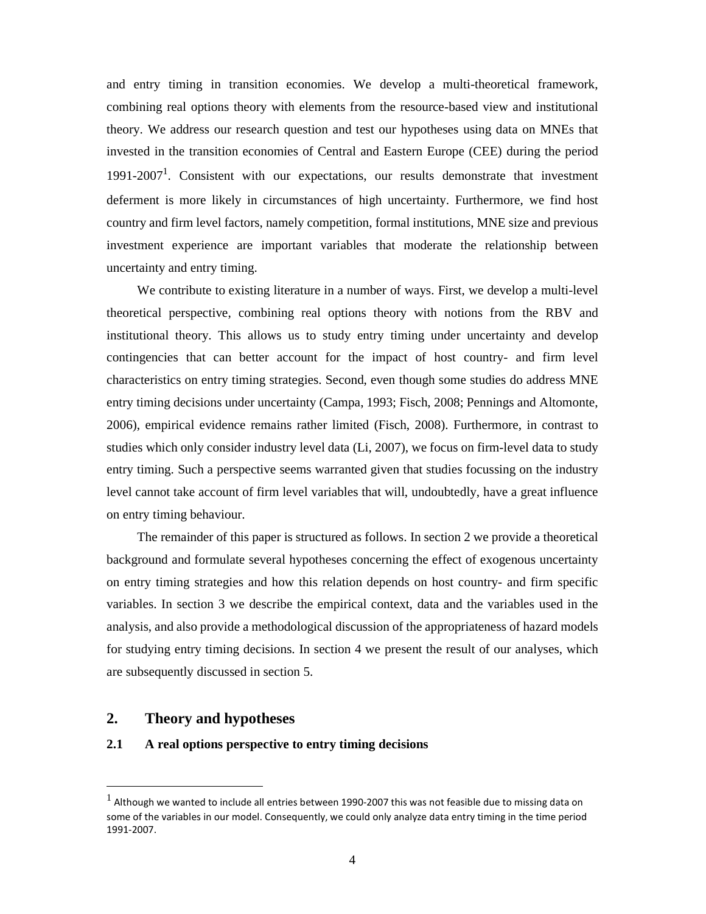and entry timing in transition economies. We develop a multi-theoretical framework, combining real options theory with elements from the resource-based view and institutional theory. We address our research question and test our hypotheses using data on MNEs that invested in the transition economies of Central and Eastern Europe (CEE) during the period 1991-2007[1]. Consistent with our expectations, our results demonstrate that investment deferment is more likely in circumstances of high uncertainty. Furthermore, we find host country and firm level factors, namely competition, formal institutions, MNE size and previous investment experience are important variables that moderate the relationship between uncertainty and entry timing.

We contribute to existing literature in a number of ways. First, we develop a multi-level theoretical perspective, combining real options theory with notions from the RBV and institutional theory. This allows us to study entry timing under uncertainty and develop contingencies that can better account for the impact of host country- and firm level characteristics on entry timing strategies. Second, even though some studies do address MNE entry timing decisions under uncertainty (Campa, 1993; Fisch, 2008; Pennings and Altomonte, 2006), empirical evidence remains rather limited (Fisch, 2008). Furthermore, in contrast to studies which only consider industry level data (Li, 2007), we focus on firm-level data to study entry timing. Such a perspective seems warranted given that studies focussing on the industry level cannot take account of firm level variables that will, undoubtedly, have a great influence on entry timing behaviour.

The remainder of this paper is structured as follows. In section 2 we provide a theoretical background and formulate several hypotheses concerning the effect of exogenous uncertainty on entry timing strategies and how this relation depends on host country- and firm specific variables. In section 3 we describe the empirical context, data and the variables used in the analysis, and also provide a methodological discussion of the appropriateness of hazard models for studying entry timing decisions. In section 4 we present the result of our analyses, which are subsequently discussed in section 5.

## 2. Theory and hypotheses

### 2.1 A real options perspective to entry timing decisions

[1] Although we wanted to include all entries between 1990-2007 this was not feasible due to missing data on some of the variables in our model. Consequently, we could only analyze data entry timing in the time period 1991-2007.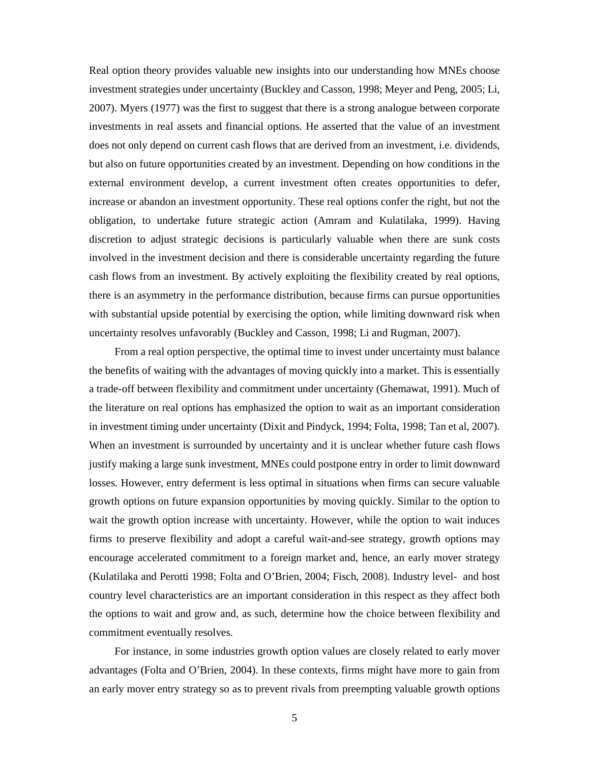Real option theory provides valuable new insights into our understanding how MNEs choose investment strategies under uncertainty (Buckley and Casson, 1998; Meyer and Peng, 2005; Li, 2007). Myers (1977) was the first to suggest that there is a strong analogue between corporate investments in real assets and financial options. He asserted that the value of an investment does not only depend on current cash flows that are derived from an investment, i.e. dividends, but also on future opportunities created by an investment. Depending on how conditions in the external environment develop, a current investment often creates opportunities to defer, increase or abandon an investment opportunity. These real options confer the right, but not the obligation, to undertake future strategic action (Amram and Kulatilaka, 1999). Having discretion to adjust strategic decisions is particularly valuable when there are sunk costs involved in the investment decision and there is considerable uncertainty regarding the future cash flows from an investment. By actively exploiting the flexibility created by real options, there is an asymmetry in the performance distribution, because firms can pursue opportunities with substantial upside potential by exercising the option, while limiting downward risk when uncertainty resolves unfavorably (Buckley and Casson, 1998; Li and Rugman, 2007).

From a real option perspective, the optimal time to invest under uncertainty must balance the benefits of waiting with the advantages of moving quickly into a market. This is essentially a trade-off between flexibility and commitment under uncertainty (Ghemawat, 1991). Much of the literature on real options has emphasized the option to wait as an important consideration in investment timing under uncertainty (Dixit and Pindyck, 1994; Folta, 1998; Tan et al, 2007). When an investment is surrounded by uncertainty and it is unclear whether future cash flows justify making a large sunk investment, MNEs could postpone entry in order to limit downward losses. However, entry deferment is less optimal in situations when firms can secure valuable growth options on future expansion opportunities by moving quickly. Similar to the option to wait the growth option increase with uncertainty. However, while the option to wait induces firms to preserve flexibility and adopt a careful wait-and-see strategy, growth options may encourage accelerated commitment to a foreign market and, hence, an early mover strategy (Kulatilaka and Perotti 1998; Folta and O'Brien, 2004; Fisch, 2008). Industry level- and host country level characteristics are an important consideration in this respect as they affect both the options to wait and grow and, as such, determine how the choice between flexibility and commitment eventually resolves.

For instance, in some industries growth option values are closely related to early mover advantages (Folta and O'Brien, 2004). In these contexts, firms might have more to gain from an early mover entry strategy so as to prevent rivals from preempting valuable growth options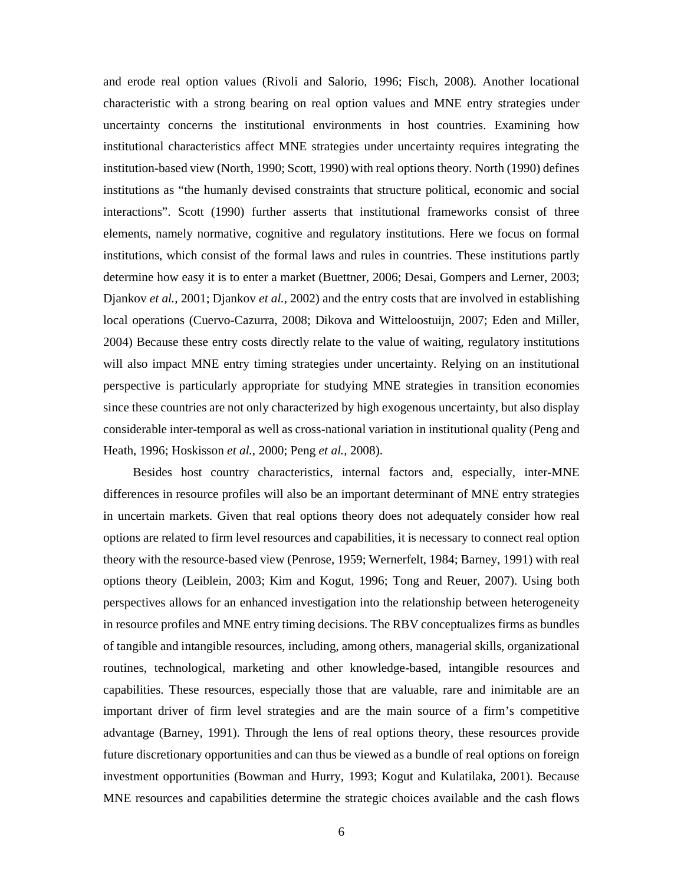and erode real option values (Rivoli and Salorio, 1996; Fisch, 2008). Another locational characteristic with a strong bearing on real option values and MNE entry strategies under uncertainty concerns the institutional environments in host countries. Examining how institutional characteristics affect MNE strategies under uncertainty requires integrating the institution-based view (North, 1990; Scott, 1990) with real options theory. North (1990) defines institutions as "the humanly devised constraints that structure political, economic and social interactions". Scott (1990) further asserts that institutional frameworks consist of three elements, namely normative, cognitive and regulatory institutions. Here we focus on formal institutions, which consist of the formal laws and rules in countries. These institutions partly determine how easy it is to enter a market (Buettner, 2006; Desai, Gompers and Lerner, 2003; Djankov *et al.*, 2001; Djankov *et al.*, 2002) and the entry costs that are involved in establishing local operations (Cuervo-Cazurra, 2008; Dikova and Witteloostuijn, 2007; Eden and Miller, 2004) Because these entry costs directly relate to the value of waiting, regulatory institutions will also impact MNE entry timing strategies under uncertainty. Relying on an institutional perspective is particularly appropriate for studying MNE strategies in transition economies since these countries are not only characterized by high exogenous uncertainty, but also display considerable inter-temporal as well as cross-national variation in institutional quality (Peng and Heath, 1996; Hoskisson *et al.*, 2000; Peng *et al.*, 2008).

Besides host country characteristics, internal factors and, especially, inter-MNE differences in resource profiles will also be an important determinant of MNE entry strategies in uncertain markets. Given that real options theory does not adequately consider how real options are related to firm level resources and capabilities, it is necessary to connect real option theory with the resource-based view (Penrose, 1959; Wernerfelt, 1984; Barney, 1991) with real options theory (Leiblein, 2003; Kim and Kogut, 1996; Tong and Reuer, 2007). Using both perspectives allows for an enhanced investigation into the relationship between heterogeneity in resource profiles and MNE entry timing decisions. The RBV conceptualizes firms as bundles of tangible and intangible resources, including, among others, managerial skills, organizational routines, technological, marketing and other knowledge-based, intangible resources and capabilities. These resources, especially those that are valuable, rare and inimitable are an important driver of firm level strategies and are the main source of a firm's competitive advantage (Barney, 1991). Through the lens of real options theory, these resources provide future discretionary opportunities and can thus be viewed as a bundle of real options on foreign investment opportunities (Bowman and Hurry, 1993; Kogut and Kulatilaka, 2001). Because MNE resources and capabilities determine the strategic choices available and the cash flows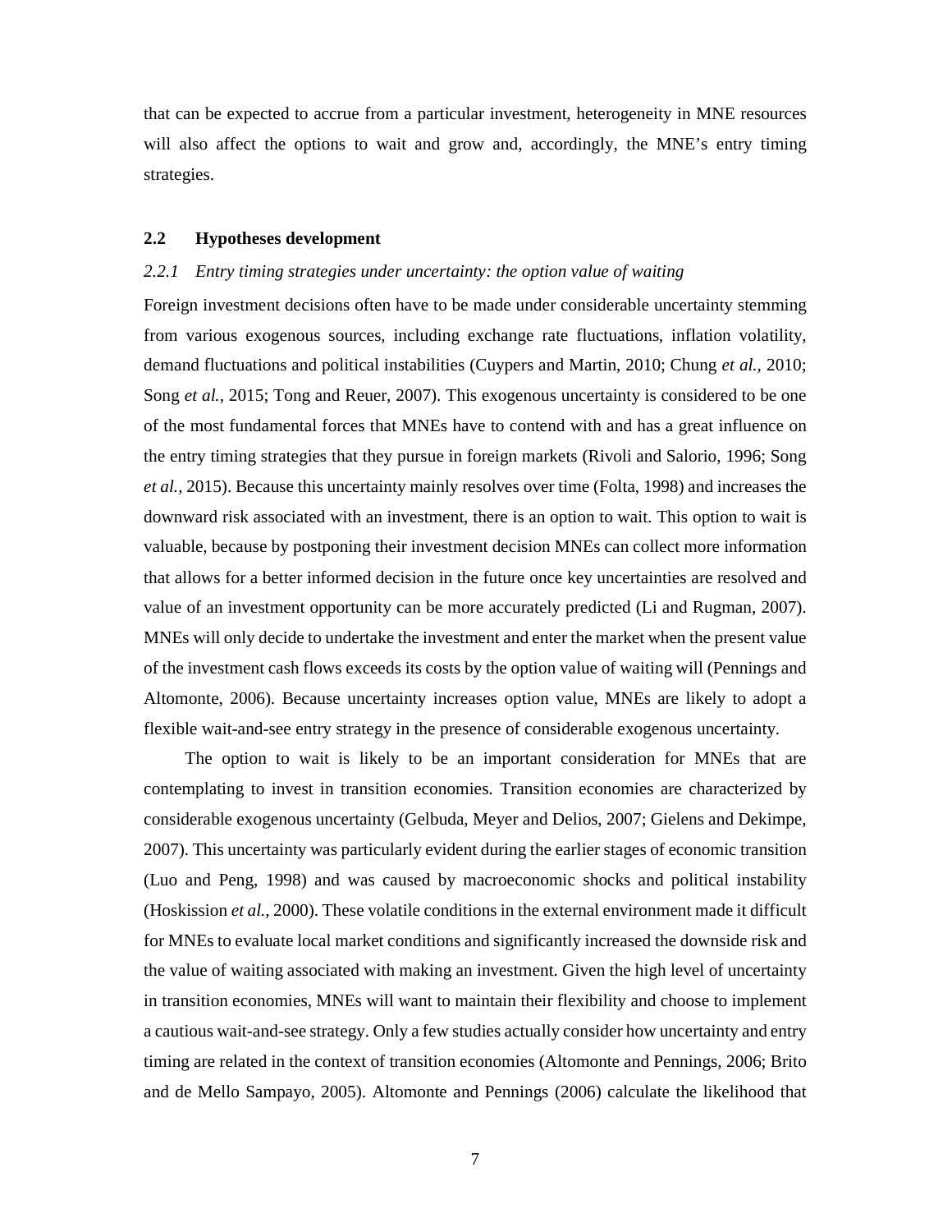that can be expected to accrue from a particular investment, heterogeneity in MNE resources will also affect the options to wait and grow and, accordingly, the MNE's entry timing strategies.

## 2.2 Hypotheses development

### *2.2.1 Entry timing strategies under uncertainty: the option value of waiting*

Foreign investment decisions often have to be made under considerable uncertainty stemming from various exogenous sources, including exchange rate fluctuations, inflation volatility, demand fluctuations and political instabilities (Cuypers and Martin, 2010; Chung *et al.*, 2010; Song *et al.*, 2015; Tong and Reuer, 2007). This exogenous uncertainty is considered to be one of the most fundamental forces that MNEs have to contend with and has a great influence on the entry timing strategies that they pursue in foreign markets (Rivoli and Salorio, 1996; Song *et al.,* 2015). Because this uncertainty mainly resolves over time (Folta, 1998) and increases the downward risk associated with an investment, there is an option to wait. This option to wait is valuable, because by postponing their investment decision MNEs can collect more information that allows for a better informed decision in the future once key uncertainties are resolved and value of an investment opportunity can be more accurately predicted (Li and Rugman, 2007). MNEs will only decide to undertake the investment and enter the market when the present value of the investment cash flows exceeds its costs by the option value of waiting will (Pennings and Altomonte, 2006). Because uncertainty increases option value, MNEs are likely to adopt a flexible wait-and-see entry strategy in the presence of considerable exogenous uncertainty.

The option to wait is likely to be an important consideration for MNEs that are contemplating to invest in transition economies. Transition economies are characterized by considerable exogenous uncertainty (Gelbuda, Meyer and Delios, 2007; Gielens and Dekimpe, 2007). This uncertainty was particularly evident during the earlier stages of economic transition (Luo and Peng, 1998) and was caused by macroeconomic shocks and political instability (Hoskission *et al.,* 2000). These volatile conditions in the external environment made it difficult for MNEs to evaluate local market conditions and significantly increased the downside risk and the value of waiting associated with making an investment. Given the high level of uncertainty in transition economies, MNEs will want to maintain their flexibility and choose to implement a cautious wait-and-see strategy. Only a few studies actually consider how uncertainty and entry timing are related in the context of transition economies (Altomonte and Pennings, 2006; Brito and de Mello Sampayo, 2005). Altomonte and Pennings (2006) calculate the likelihood that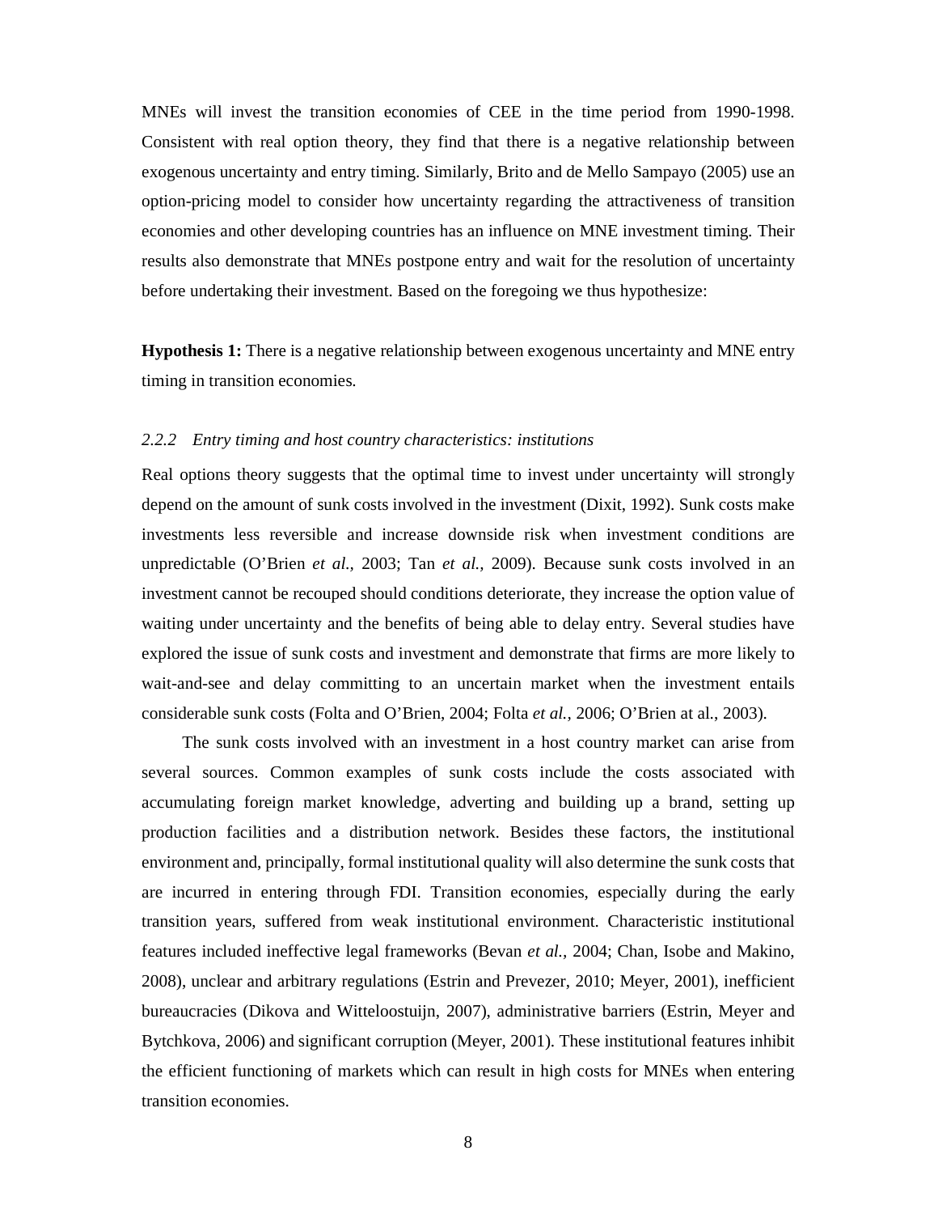MNEs will invest the transition economies of CEE in the time period from 1990-1998. Consistent with real option theory, they find that there is a negative relationship between exogenous uncertainty and entry timing. Similarly, Brito and de Mello Sampayo (2005) use an option-pricing model to consider how uncertainty regarding the attractiveness of transition economies and other developing countries has an influence on MNE investment timing. Their results also demonstrate that MNEs postpone entry and wait for the resolution of uncertainty before undertaking their investment. Based on the foregoing we thus hypothesize:

**Hypothesis 1:** There is a negative relationship between exogenous uncertainty and MNE entry timing in transition economies.

### *2.2.2 Entry timing and host country characteristics: institutions*

Real options theory suggests that the optimal time to invest under uncertainty will strongly depend on the amount of sunk costs involved in the investment (Dixit, 1992). Sunk costs make investments less reversible and increase downside risk when investment conditions are unpredictable (O'Brien *et al.,* 2003; Tan *et al.,* 2009). Because sunk costs involved in an investment cannot be recouped should conditions deteriorate, they increase the option value of waiting under uncertainty and the benefits of being able to delay entry. Several studies have explored the issue of sunk costs and investment and demonstrate that firms are more likely to wait-and-see and delay committing to an uncertain market when the investment entails considerable sunk costs (Folta and O'Brien, 2004; Folta *et al.,* 2006; O'Brien at al., 2003).

The sunk costs involved with an investment in a host country market can arise from several sources. Common examples of sunk costs include the costs associated with accumulating foreign market knowledge, adverting and building up a brand, setting up production facilities and a distribution network. Besides these factors, the institutional environment and, principally, formal institutional quality will also determine the sunk costs that are incurred in entering through FDI. Transition economies, especially during the early transition years, suffered from weak institutional environment. Characteristic institutional features included ineffective legal frameworks (Bevan *et al.,* 2004; Chan, Isobe and Makino, 2008), unclear and arbitrary regulations (Estrin and Prevezer, 2010; Meyer, 2001), inefficient bureaucracies (Dikova and Witteloostuijn, 2007), administrative barriers (Estrin, Meyer and Bytchkova, 2006) and significant corruption (Meyer, 2001). These institutional features inhibit the efficient functioning of markets which can result in high costs for MNEs when entering transition economies.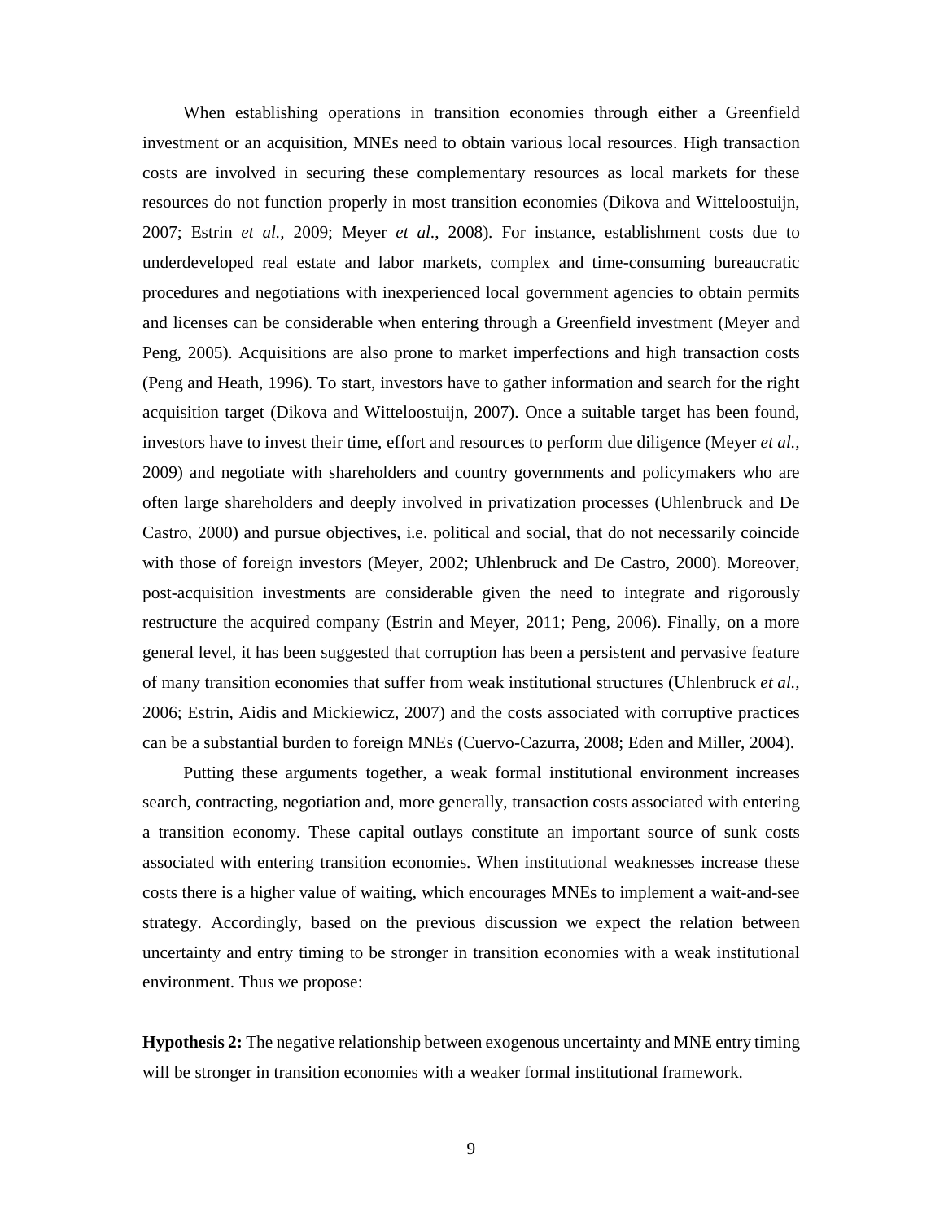When establishing operations in transition economies through either a Greenfield investment or an acquisition, MNEs need to obtain various local resources. High transaction costs are involved in securing these complementary resources as local markets for these resources do not function properly in most transition economies (Dikova and Witteloostuijn, 2007; Estrin *et al.,* 2009; Meyer *et al*., 2008). For instance, establishment costs due to underdeveloped real estate and labor markets, complex and time-consuming bureaucratic procedures and negotiations with inexperienced local government agencies to obtain permits and licenses can be considerable when entering through a Greenfield investment (Meyer and Peng, 2005). Acquisitions are also prone to market imperfections and high transaction costs (Peng and Heath, 1996). To start, investors have to gather information and search for the right acquisition target (Dikova and Witteloostuijn, 2007). Once a suitable target has been found, investors have to invest their time, effort and resources to perform due diligence (Meyer *et al.,* 2009) and negotiate with shareholders and country governments and policymakers who are often large shareholders and deeply involved in privatization processes (Uhlenbruck and De Castro, 2000) and pursue objectives, i.e. political and social, that do not necessarily coincide with those of foreign investors (Meyer, 2002; Uhlenbruck and De Castro, 2000). Moreover, post-acquisition investments are considerable given the need to integrate and rigorously restructure the acquired company (Estrin and Meyer, 2011; Peng, 2006). Finally, on a more general level, it has been suggested that corruption has been a persistent and pervasive feature of many transition economies that suffer from weak institutional structures (Uhlenbruck *et al.,* 2006; Estrin, Aidis and Mickiewicz, 2007) and the costs associated with corruptive practices can be a substantial burden to foreign MNEs (Cuervo-Cazurra, 2008; Eden and Miller, 2004).

Putting these arguments together, a weak formal institutional environment increases search, contracting, negotiation and, more generally, transaction costs associated with entering a transition economy. These capital outlays constitute an important source of sunk costs associated with entering transition economies. When institutional weaknesses increase these costs there is a higher value of waiting, which encourages MNEs to implement a wait-and-see strategy. Accordingly, based on the previous discussion we expect the relation between uncertainty and entry timing to be stronger in transition economies with a weak institutional environment. Thus we propose:

**Hypothesis 2:** The negative relationship between exogenous uncertainty and MNE entry timing will be stronger in transition economies with a weaker formal institutional framework.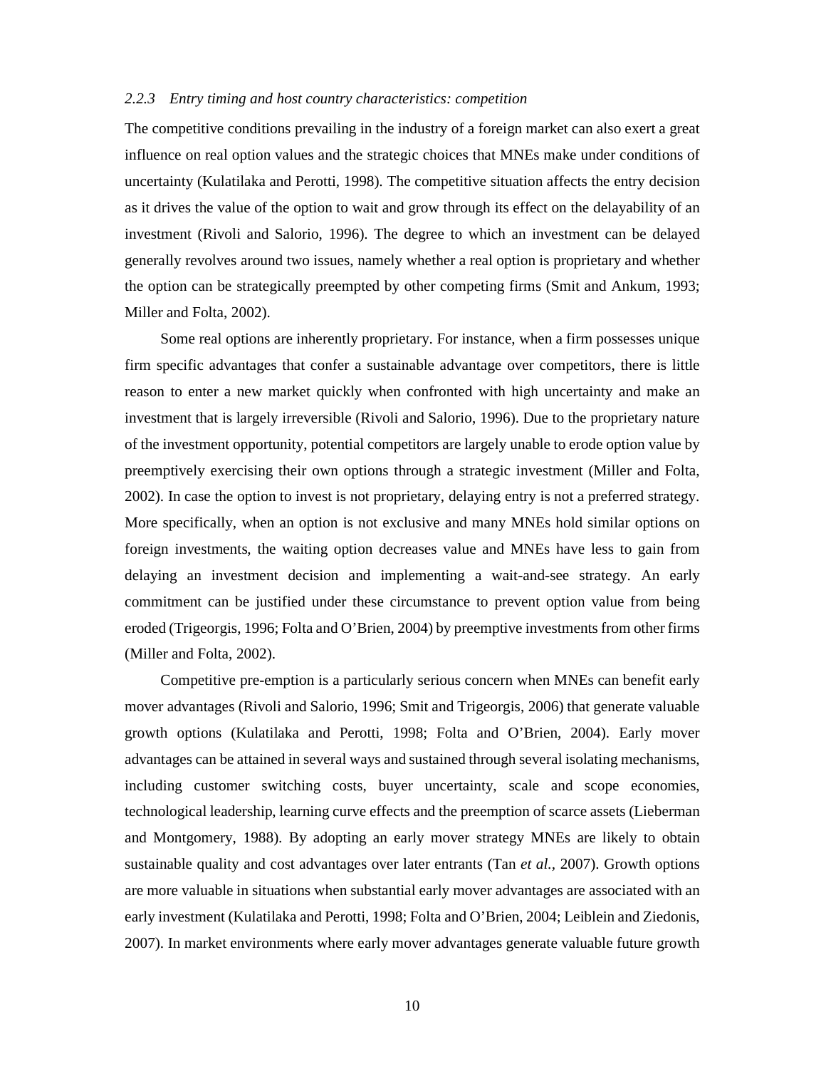### *2.2.3 Entry timing and host country characteristics: competition*

The competitive conditions prevailing in the industry of a foreign market can also exert a great influence on real option values and the strategic choices that MNEs make under conditions of uncertainty (Kulatilaka and Perotti, 1998). The competitive situation affects the entry decision as it drives the value of the option to wait and grow through its effect on the delayability of an investment (Rivoli and Salorio, 1996). The degree to which an investment can be delayed generally revolves around two issues, namely whether a real option is proprietary and whether the option can be strategically preempted by other competing firms (Smit and Ankum, 1993; Miller and Folta, 2002).

Some real options are inherently proprietary. For instance, when a firm possesses unique firm specific advantages that confer a sustainable advantage over competitors, there is little reason to enter a new market quickly when confronted with high uncertainty and make an investment that is largely irreversible (Rivoli and Salorio, 1996). Due to the proprietary nature of the investment opportunity, potential competitors are largely unable to erode option value by preemptively exercising their own options through a strategic investment (Miller and Folta, 2002). In case the option to invest is not proprietary, delaying entry is not a preferred strategy. More specifically, when an option is not exclusive and many MNEs hold similar options on foreign investments, the waiting option decreases value and MNEs have less to gain from delaying an investment decision and implementing a wait-and-see strategy. An early commitment can be justified under these circumstance to prevent option value from being eroded (Trigeorgis, 1996; Folta and O'Brien, 2004) by preemptive investments from other firms (Miller and Folta, 2002).

Competitive pre-emption is a particularly serious concern when MNEs can benefit early mover advantages (Rivoli and Salorio, 1996; Smit and Trigeorgis, 2006) that generate valuable growth options (Kulatilaka and Perotti, 1998; Folta and O'Brien, 2004). Early mover advantages can be attained in several ways and sustained through several isolating mechanisms, including customer switching costs, buyer uncertainty, scale and scope economies, technological leadership, learning curve effects and the preemption of scarce assets (Lieberman and Montgomery, 1988). By adopting an early mover strategy MNEs are likely to obtain sustainable quality and cost advantages over later entrants (Tan *et al.*, 2007). Growth options are more valuable in situations when substantial early mover advantages are associated with an early investment (Kulatilaka and Perotti, 1998; Folta and O'Brien, 2004; Leiblein and Ziedonis, 2007). In market environments where early mover advantages generate valuable future growth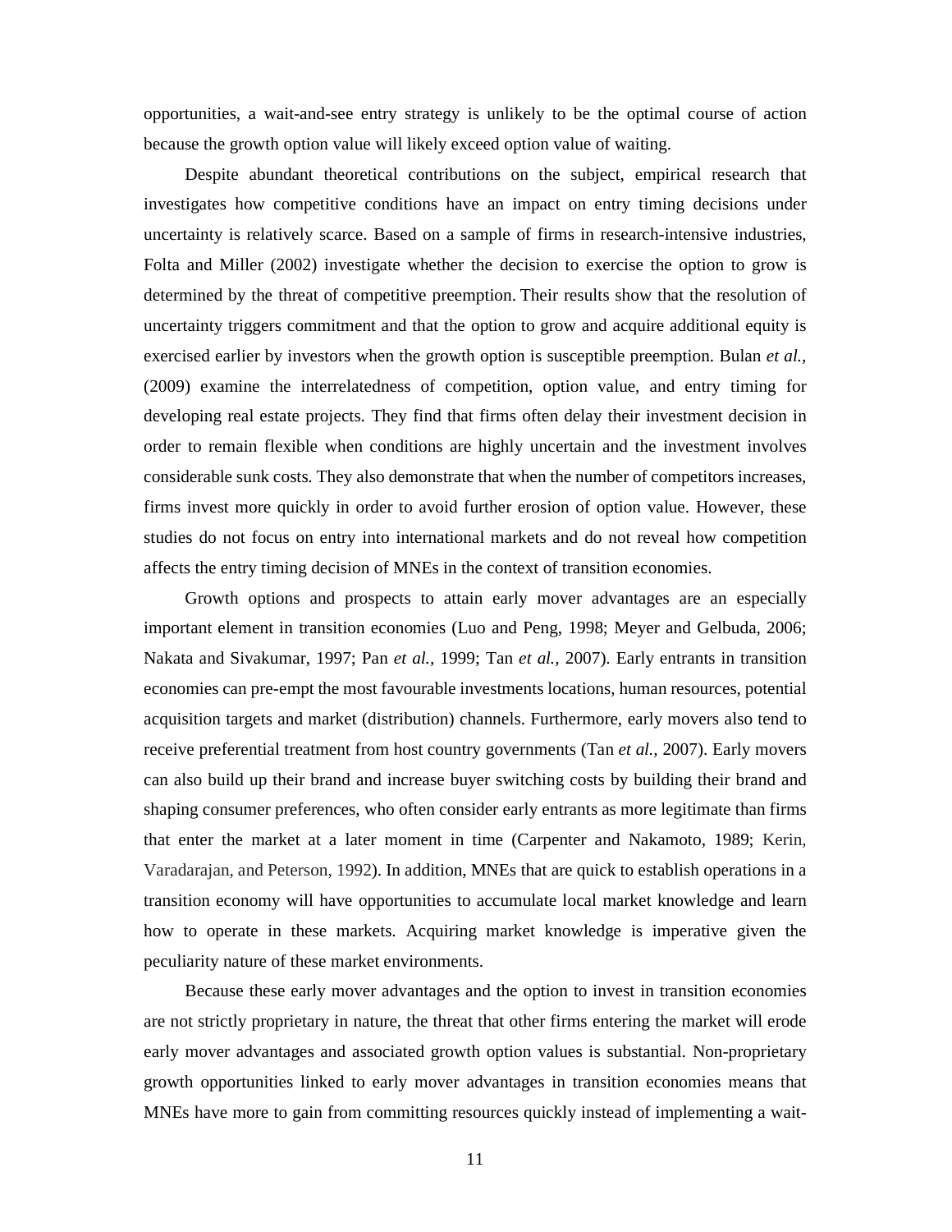opportunities, a wait-and-see entry strategy is unlikely to be the optimal course of action because the growth option value will likely exceed option value of waiting.

Despite abundant theoretical contributions on the subject, empirical research that investigates how competitive conditions have an impact on entry timing decisions under uncertainty is relatively scarce. Based on a sample of firms in research-intensive industries, Folta and Miller (2002) investigate whether the decision to exercise the option to grow is determined by the threat of competitive preemption. Their results show that the resolution of uncertainty triggers commitment and that the option to grow and acquire additional equity is exercised earlier by investors when the growth option is susceptible preemption. Bulan *et al.,* (2009) examine the interrelatedness of competition, option value, and entry timing for developing real estate projects. They find that firms often delay their investment decision in order to remain flexible when conditions are highly uncertain and the investment involves considerable sunk costs. They also demonstrate that when the number of competitors increases, firms invest more quickly in order to avoid further erosion of option value. However, these studies do not focus on entry into international markets and do not reveal how competition affects the entry timing decision of MNEs in the context of transition economies.

Growth options and prospects to attain early mover advantages are an especially important element in transition economies (Luo and Peng, 1998; Meyer and Gelbuda, 2006; Nakata and Sivakumar, 1997; Pan *et al.,* 1999; Tan *et al.,* 2007). Early entrants in transition economies can pre-empt the most favourable investments locations, human resources, potential acquisition targets and market (distribution) channels. Furthermore, early movers also tend to receive preferential treatment from host country governments (Tan *et al.,* 2007). Early movers can also build up their brand and increase buyer switching costs by building their brand and shaping consumer preferences, who often consider early entrants as more legitimate than firms that enter the market at a later moment in time (Carpenter and Nakamoto, 1989; Kerin, Varadarajan, and Peterson, 1992). In addition, MNEs that are quick to establish operations in a transition economy will have opportunities to accumulate local market knowledge and learn how to operate in these markets. Acquiring market knowledge is imperative given the peculiarity nature of these market environments.

Because these early mover advantages and the option to invest in transition economies are not strictly proprietary in nature, the threat that other firms entering the market will erode early mover advantages and associated growth option values is substantial. Non-proprietary growth opportunities linked to early mover advantages in transition economies means that MNEs have more to gain from committing resources quickly instead of implementing a wait-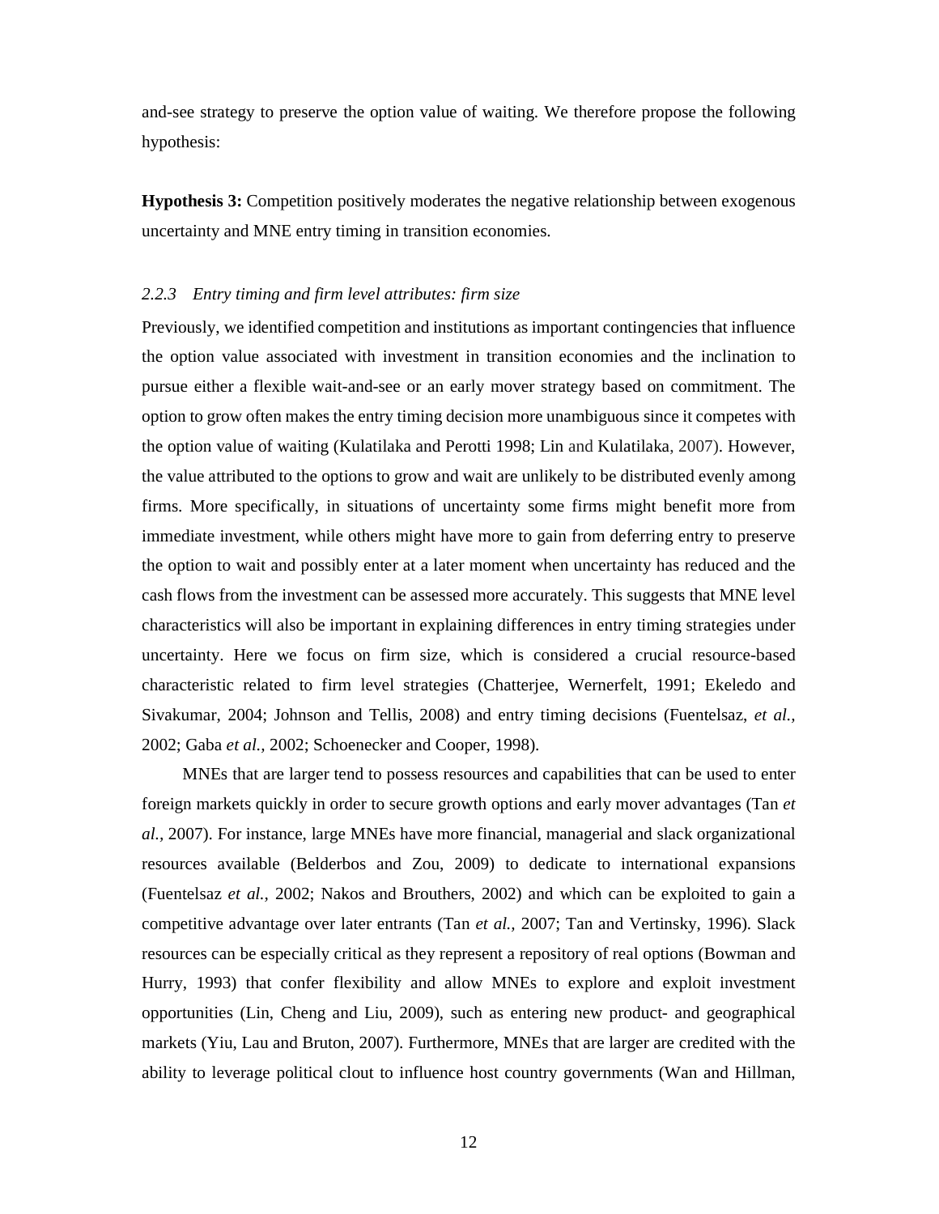and-see strategy to preserve the option value of waiting. We therefore propose the following hypothesis:

**Hypothesis 3:** Competition positively moderates the negative relationship between exogenous uncertainty and MNE entry timing in transition economies.

### *2.2.3 Entry timing and firm level attributes: firm size*

Previously, we identified competition and institutions as important contingencies that influence the option value associated with investment in transition economies and the inclination to pursue either a flexible wait-and-see or an early mover strategy based on commitment. The option to grow often makes the entry timing decision more unambiguous since it competes with the option value of waiting (Kulatilaka and Perotti 1998; Lin and Kulatilaka, 2007). However, the value attributed to the options to grow and wait are unlikely to be distributed evenly among firms. More specifically, in situations of uncertainty some firms might benefit more from immediate investment, while others might have more to gain from deferring entry to preserve the option to wait and possibly enter at a later moment when uncertainty has reduced and the cash flows from the investment can be assessed more accurately. This suggests that MNE level characteristics will also be important in explaining differences in entry timing strategies under uncertainty. Here we focus on firm size, which is considered a crucial resource-based characteristic related to firm level strategies (Chatterjee, Wernerfelt, 1991; Ekeledo and Sivakumar, 2004; Johnson and Tellis, 2008) and entry timing decisions (Fuentelsaz, *et al.,* 2002; Gaba *et al.,* 2002; Schoenecker and Cooper, 1998).

MNEs that are larger tend to possess resources and capabilities that can be used to enter foreign markets quickly in order to secure growth options and early mover advantages (Tan *et al.,* 2007). For instance, large MNEs have more financial, managerial and slack organizational resources available (Belderbos and Zou, 2009) to dedicate to international expansions (Fuentelsaz *et al.,* 2002; Nakos and Brouthers, 2002) and which can be exploited to gain a competitive advantage over later entrants (Tan *et al.,* 2007; Tan and Vertinsky, 1996). Slack resources can be especially critical as they represent a repository of real options (Bowman and Hurry, 1993) that confer flexibility and allow MNEs to explore and exploit investment opportunities (Lin, Cheng and Liu, 2009), such as entering new product- and geographical markets (Yiu, Lau and Bruton, 2007). Furthermore, MNEs that are larger are credited with the ability to leverage political clout to influence host country governments (Wan and Hillman,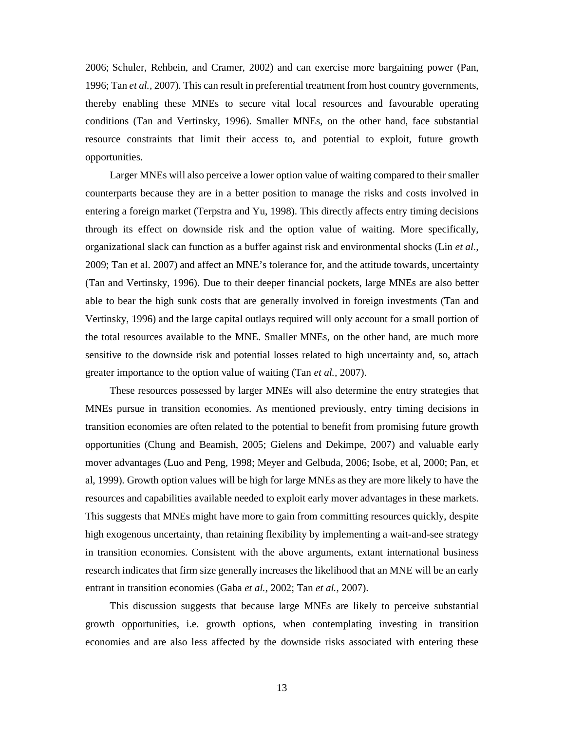2006; Schuler, Rehbein, and Cramer, 2002) and can exercise more bargaining power (Pan, 1996; Tan *et al.,* 2007). This can result in preferential treatment from host country governments, thereby enabling these MNEs to secure vital local resources and favourable operating conditions (Tan and Vertinsky, 1996). Smaller MNEs, on the other hand, face substantial resource constraints that limit their access to, and potential to exploit, future growth opportunities.

Larger MNEs will also perceive a lower option value of waiting compared to their smaller counterparts because they are in a better position to manage the risks and costs involved in entering a foreign market (Terpstra and Yu, 1998). This directly affects entry timing decisions through its effect on downside risk and the option value of waiting. More specifically, organizational slack can function as a buffer against risk and environmental shocks (Lin *et al.,* 2009; Tan et al. 2007) and affect an MNE's tolerance for, and the attitude towards, uncertainty (Tan and Vertinsky, 1996). Due to their deeper financial pockets, large MNEs are also better able to bear the high sunk costs that are generally involved in foreign investments (Tan and Vertinsky, 1996) and the large capital outlays required will only account for a small portion of the total resources available to the MNE. Smaller MNEs, on the other hand, are much more sensitive to the downside risk and potential losses related to high uncertainty and, so, attach greater importance to the option value of waiting (Tan *et al.,* 2007).

These resources possessed by larger MNEs will also determine the entry strategies that MNEs pursue in transition economies. As mentioned previously, entry timing decisions in transition economies are often related to the potential to benefit from promising future growth opportunities (Chung and Beamish, 2005; Gielens and Dekimpe, 2007) and valuable early mover advantages (Luo and Peng, 1998; Meyer and Gelbuda, 2006; Isobe, et al, 2000; Pan, et al, 1999). Growth option values will be high for large MNEs as they are more likely to have the resources and capabilities available needed to exploit early mover advantages in these markets. This suggests that MNEs might have more to gain from committing resources quickly, despite high exogenous uncertainty, than retaining flexibility by implementing a wait-and-see strategy in transition economies. Consistent with the above arguments, extant international business research indicates that firm size generally increases the likelihood that an MNE will be an early entrant in transition economies (Gaba *et al.,* 2002; Tan *et al.,* 2007).

This discussion suggests that because large MNEs are likely to perceive substantial growth opportunities, i.e. growth options, when contemplating investing in transition economies and are also less affected by the downside risks associated with entering these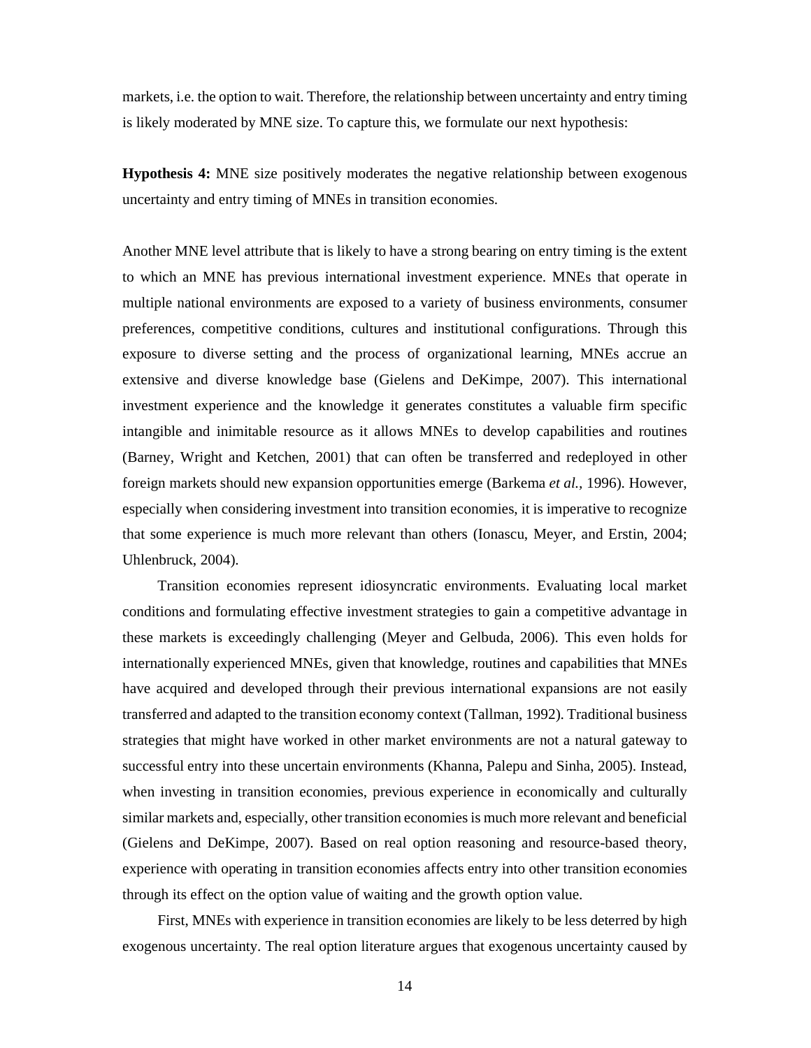markets, i.e. the option to wait. Therefore, the relationship between uncertainty and entry timing is likely moderated by MNE size. To capture this, we formulate our next hypothesis:

**Hypothesis 4:** MNE size positively moderates the negative relationship between exogenous uncertainty and entry timing of MNEs in transition economies.

Another MNE level attribute that is likely to have a strong bearing on entry timing is the extent to which an MNE has previous international investment experience. MNEs that operate in multiple national environments are exposed to a variety of business environments, consumer preferences, competitive conditions, cultures and institutional configurations. Through this exposure to diverse setting and the process of organizational learning, MNEs accrue an extensive and diverse knowledge base (Gielens and DeKimpe, 2007). This international investment experience and the knowledge it generates constitutes a valuable firm specific intangible and inimitable resource as it allows MNEs to develop capabilities and routines (Barney, Wright and Ketchen, 2001) that can often be transferred and redeployed in other foreign markets should new expansion opportunities emerge (Barkema *et al.*, 1996). However, especially when considering investment into transition economies, it is imperative to recognize that some experience is much more relevant than others (Ionascu, Meyer, and Erstin, 2004; Uhlenbruck, 2004).

Transition economies represent idiosyncratic environments. Evaluating local market conditions and formulating effective investment strategies to gain a competitive advantage in these markets is exceedingly challenging (Meyer and Gelbuda, 2006). This even holds for internationally experienced MNEs, given that knowledge, routines and capabilities that MNEs have acquired and developed through their previous international expansions are not easily transferred and adapted to the transition economy context (Tallman, 1992). Traditional business strategies that might have worked in other market environments are not a natural gateway to successful entry into these uncertain environments (Khanna, Palepu and Sinha, 2005). Instead, when investing in transition economies, previous experience in economically and culturally similar markets and, especially, other transition economies is much more relevant and beneficial (Gielens and DeKimpe, 2007). Based on real option reasoning and resource-based theory, experience with operating in transition economies affects entry into other transition economies through its effect on the option value of waiting and the growth option value.

First, MNEs with experience in transition economies are likely to be less deterred by high exogenous uncertainty. The real option literature argues that exogenous uncertainty caused by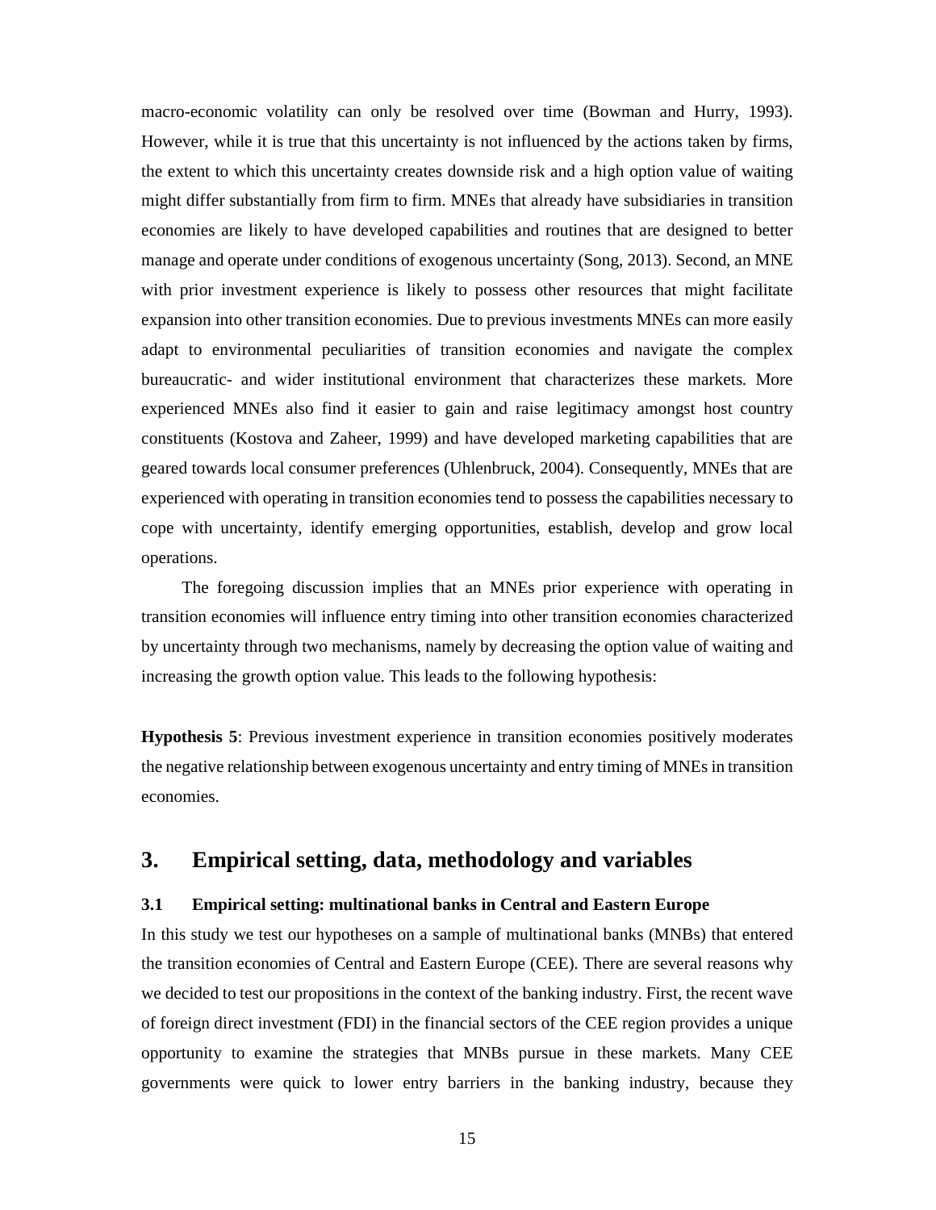macro-economic volatility can only be resolved over time (Bowman and Hurry, 1993). However, while it is true that this uncertainty is not influenced by the actions taken by firms, the extent to which this uncertainty creates downside risk and a high option value of waiting might differ substantially from firm to firm. MNEs that already have subsidiaries in transition economies are likely to have developed capabilities and routines that are designed to better manage and operate under conditions of exogenous uncertainty (Song, 2013). Second, an MNE with prior investment experience is likely to possess other resources that might facilitate expansion into other transition economies. Due to previous investments MNEs can more easily adapt to environmental peculiarities of transition economies and navigate the complex bureaucratic- and wider institutional environment that characterizes these markets. More experienced MNEs also find it easier to gain and raise legitimacy amongst host country constituents (Kostova and Zaheer, 1999) and have developed marketing capabilities that are geared towards local consumer preferences (Uhlenbruck, 2004). Consequently, MNEs that are experienced with operating in transition economies tend to possess the capabilities necessary to cope with uncertainty, identify emerging opportunities, establish, develop and grow local operations.

The foregoing discussion implies that an MNEs prior experience with operating in transition economies will influence entry timing into other transition economies characterized by uncertainty through two mechanisms, namely by decreasing the option value of waiting and increasing the growth option value. This leads to the following hypothesis:

**Hypothesis 5**: Previous investment experience in transition economies positively moderates the negative relationship between exogenous uncertainty and entry timing of MNEs in transition economies.

# 3. Empirical setting, data, methodology and variables

## 3.1 Empirical setting: multinational banks in Central and Eastern Europe

In this study we test our hypotheses on a sample of multinational banks (MNBs) that entered the transition economies of Central and Eastern Europe (CEE). There are several reasons why we decided to test our propositions in the context of the banking industry. First, the recent wave of foreign direct investment (FDI) in the financial sectors of the CEE region provides a unique opportunity to examine the strategies that MNBs pursue in these markets. Many CEE governments were quick to lower entry barriers in the banking industry, because they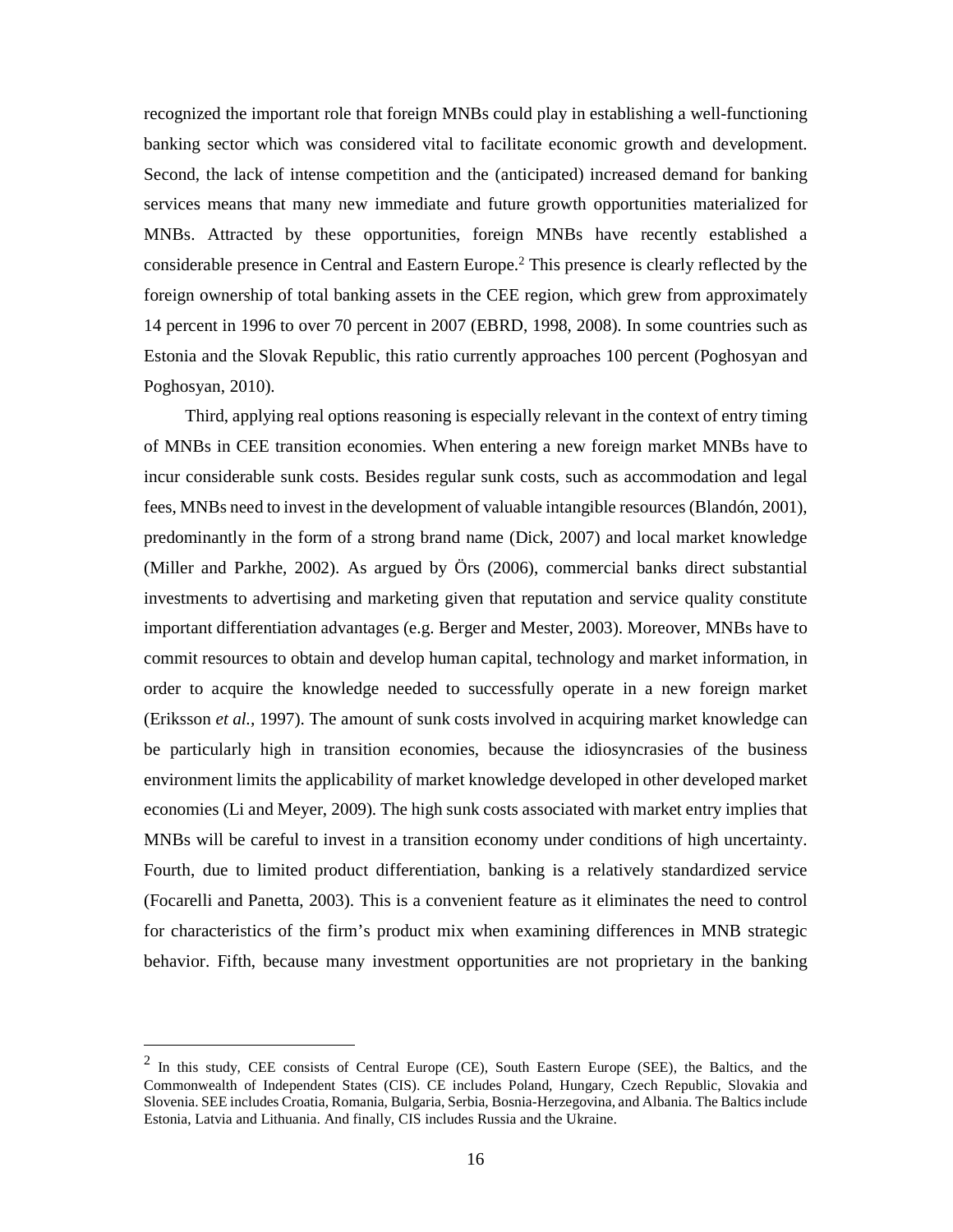recognized the important role that foreign MNBs could play in establishing a well-functioning banking sector which was considered vital to facilitate economic growth and development. Second, the lack of intense competition and the (anticipated) increased demand for banking services means that many new immediate and future growth opportunities materialized for MNBs. Attracted by these opportunities, foreign MNBs have recently established a considerable presence in Central and Eastern Europe.[2] This presence is clearly reflected by the foreign ownership of total banking assets in the CEE region, which grew from approximately 14 percent in 1996 to over 70 percent in 2007 (EBRD, 1998, 2008). In some countries such as Estonia and the Slovak Republic, this ratio currently approaches 100 percent (Poghosyan and Poghosyan, 2010).

Third, applying real options reasoning is especially relevant in the context of entry timing of MNBs in CEE transition economies. When entering a new foreign market MNBs have to incur considerable sunk costs. Besides regular sunk costs, such as accommodation and legal fees, MNBs need to invest in the development of valuable intangible resources (Blandón, 2001), predominantly in the form of a strong brand name (Dick, 2007) and local market knowledge (Miller and Parkhe, 2002). As argued by Örs (2006), commercial banks direct substantial investments to advertising and marketing given that reputation and service quality constitute important differentiation advantages (e.g. Berger and Mester, 2003). Moreover, MNBs have to commit resources to obtain and develop human capital, technology and market information, in order to acquire the knowledge needed to successfully operate in a new foreign market (Eriksson *et al.,* 1997). The amount of sunk costs involved in acquiring market knowledge can be particularly high in transition economies, because the idiosyncrasies of the business environment limits the applicability of market knowledge developed in other developed market economies (Li and Meyer, 2009). The high sunk costs associated with market entry implies that MNBs will be careful to invest in a transition economy under conditions of high uncertainty. Fourth, due to limited product differentiation, banking is a relatively standardized service (Focarelli and Panetta, 2003). This is a convenient feature as it eliminates the need to control for characteristics of the firm's product mix when examining differences in MNB strategic behavior. Fifth, because many investment opportunities are not proprietary in the banking

---

[2] In this study, CEE consists of Central Europe (CE), South Eastern Europe (SEE), the Baltics, and the Commonwealth of Independent States (CIS). CE includes Poland, Hungary, Czech Republic, Slovakia and Slovenia. SEE includes Croatia, Romania, Bulgaria, Serbia, Bosnia-Herzegovina, and Albania. The Baltics include Estonia, Latvia and Lithuania. And finally, CIS includes Russia and the Ukraine.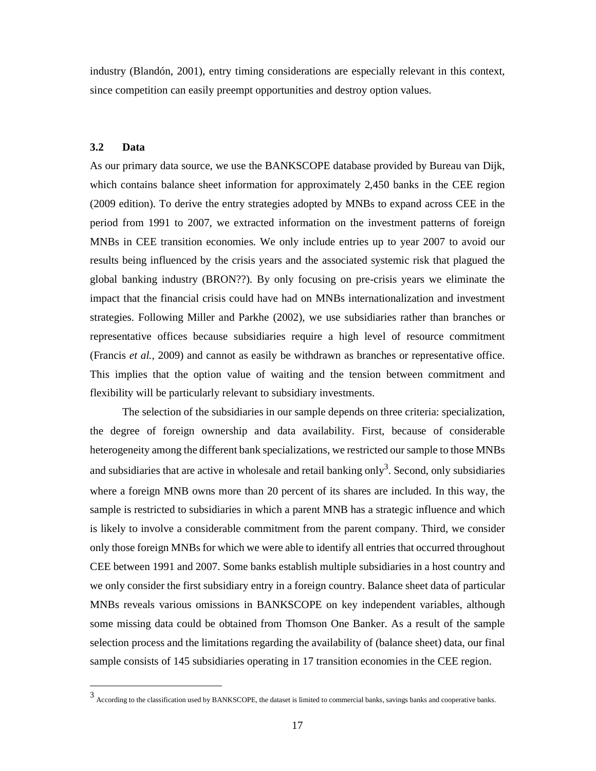industry (Blandón, 2001), entry timing considerations are especially relevant in this context, since competition can easily preempt opportunities and destroy option values.

### 3.2 Data

As our primary data source, we use the BANKSCOPE database provided by Bureau van Dijk, which contains balance sheet information for approximately 2,450 banks in the CEE region (2009 edition). To derive the entry strategies adopted by MNBs to expand across CEE in the period from 1991 to 2007, we extracted information on the investment patterns of foreign MNBs in CEE transition economies. We only include entries up to year 2007 to avoid our results being influenced by the crisis years and the associated systemic risk that plagued the global banking industry (BRON??). By only focusing on pre-crisis years we eliminate the impact that the financial crisis could have had on MNBs internationalization and investment strategies. Following Miller and Parkhe (2002), we use subsidiaries rather than branches or representative offices because subsidiaries require a high level of resource commitment (Francis *et al.*, 2009) and cannot as easily be withdrawn as branches or representative office. This implies that the option value of waiting and the tension between commitment and flexibility will be particularly relevant to subsidiary investments.

The selection of the subsidiaries in our sample depends on three criteria: specialization, the degree of foreign ownership and data availability. First, because of considerable heterogeneity among the different bank specializations, we restricted our sample to those MNBs and subsidiaries that are active in wholesale and retail banking only[3]. Second, only subsidiaries where a foreign MNB owns more than 20 percent of its shares are included. In this way, the sample is restricted to subsidiaries in which a parent MNB has a strategic influence and which is likely to involve a considerable commitment from the parent company. Third, we consider only those foreign MNBs for which we were able to identify all entries that occurred throughout CEE between 1991 and 2007. Some banks establish multiple subsidiaries in a host country and we only consider the first subsidiary entry in a foreign country. Balance sheet data of particular MNBs reveals various omissions in BANKSCOPE on key independent variables, although some missing data could be obtained from Thomson One Banker. As a result of the sample selection process and the limitations regarding the availability of (balance sheet) data, our final sample consists of 145 subsidiaries operating in 17 transition economies in the CEE region.

---

[3] According to the classification used by BANKSCOPE, the dataset is limited to commercial banks, savings banks and cooperative banks.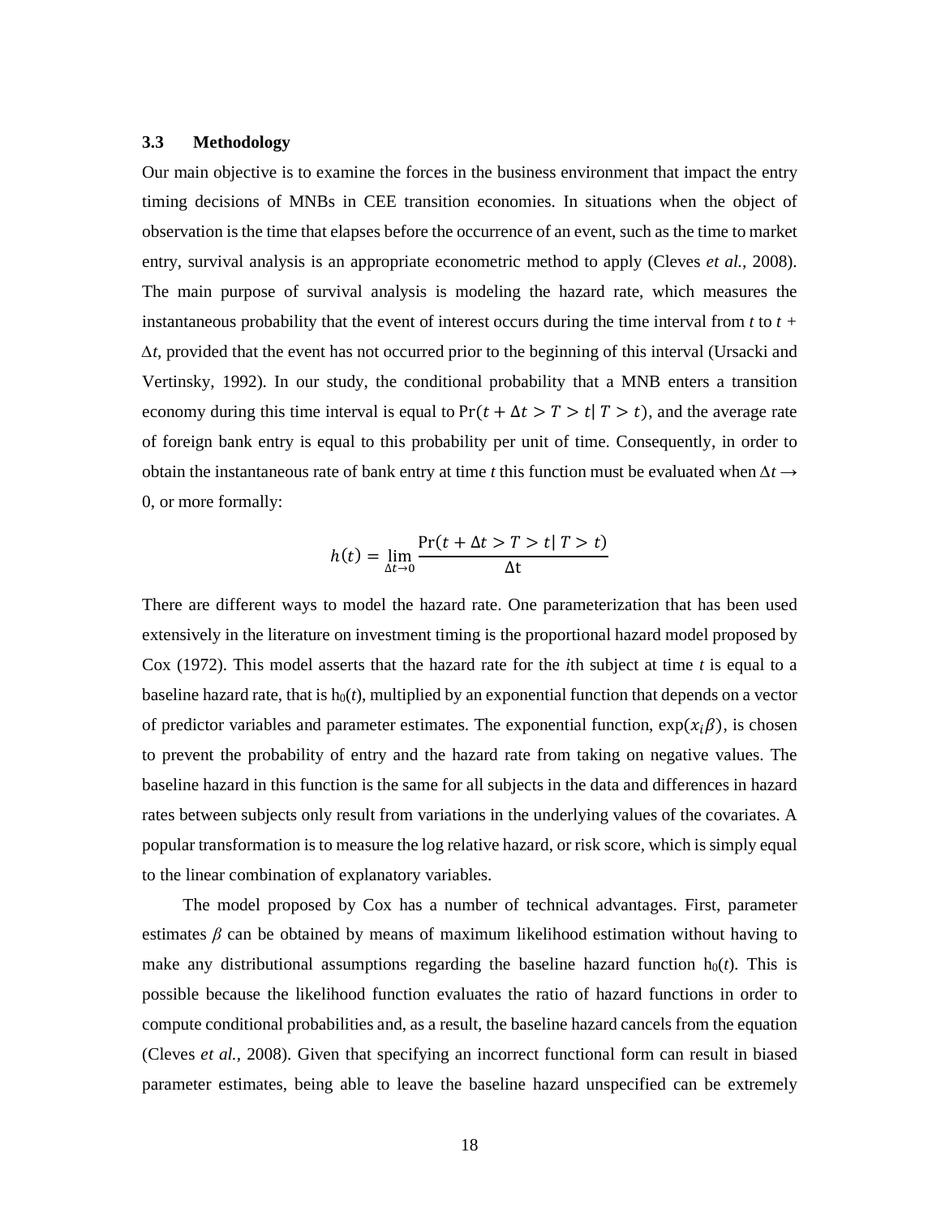### 3.3 Methodology

Our main objective is to examine the forces in the business environment that impact the entry timing decisions of MNBs in CEE transition economies. In situations when the object of observation is the time that elapses before the occurrence of an event, such as the time to market entry, survival analysis is an appropriate econometric method to apply (Cleves *et al.*, 2008). The main purpose of survival analysis is modeling the hazard rate, which measures the instantaneous probability that the event of interest occurs during the time interval from $t$ to $t + \Delta t$, provided that the event has not occurred prior to the beginning of this interval (Ursacki and Vertinsky, 1992). In our study, the conditional probability that a MNB enters a transition economy during this time interval is equal to $\Pr(t + \Delta t > T > t | \, T > t)$, and the average rate of foreign bank entry is equal to this probability per unit of time. Consequently, in order to obtain the instantaneous rate of bank entry at time $t$ this function must be evaluated when $\Delta t \rightarrow 0$, or more formally:

$$h(t) = \lim_{\Delta t \rightarrow 0} \frac{\Pr(t + \Delta t > T > t | \, T > t)}{\Delta \mathrm{t}}$$

There are different ways to model the hazard rate. One parameterization that has been used extensively in the literature on investment timing is the proportional hazard model proposed by Cox (1972). This model asserts that the hazard rate for the $i$th subject at time $t$ is equal to a baseline hazard rate, that is $h_0(t)$, multiplied by an exponential function that depends on a vector of predictor variables and parameter estimates. The exponential function, $\exp(x_i \beta)$, is chosen to prevent the probability of entry and the hazard rate from taking on negative values. The baseline hazard in this function is the same for all subjects in the data and differences in hazard rates between subjects only result from variations in the underlying values of the covariates. A popular transformation is to measure the log relative hazard, or risk score, which is simply equal to the linear combination of explanatory variables.

The model proposed by Cox has a number of technical advantages. First, parameter estimates $\beta$ can be obtained by means of maximum likelihood estimation without having to make any distributional assumptions regarding the baseline hazard function $h_0(t)$. This is possible because the likelihood function evaluates the ratio of hazard functions in order to compute conditional probabilities and, as a result, the baseline hazard cancels from the equation (Cleves *et al.*, 2008). Given that specifying an incorrect functional form can result in biased parameter estimates, being able to leave the baseline hazard unspecified can be extremely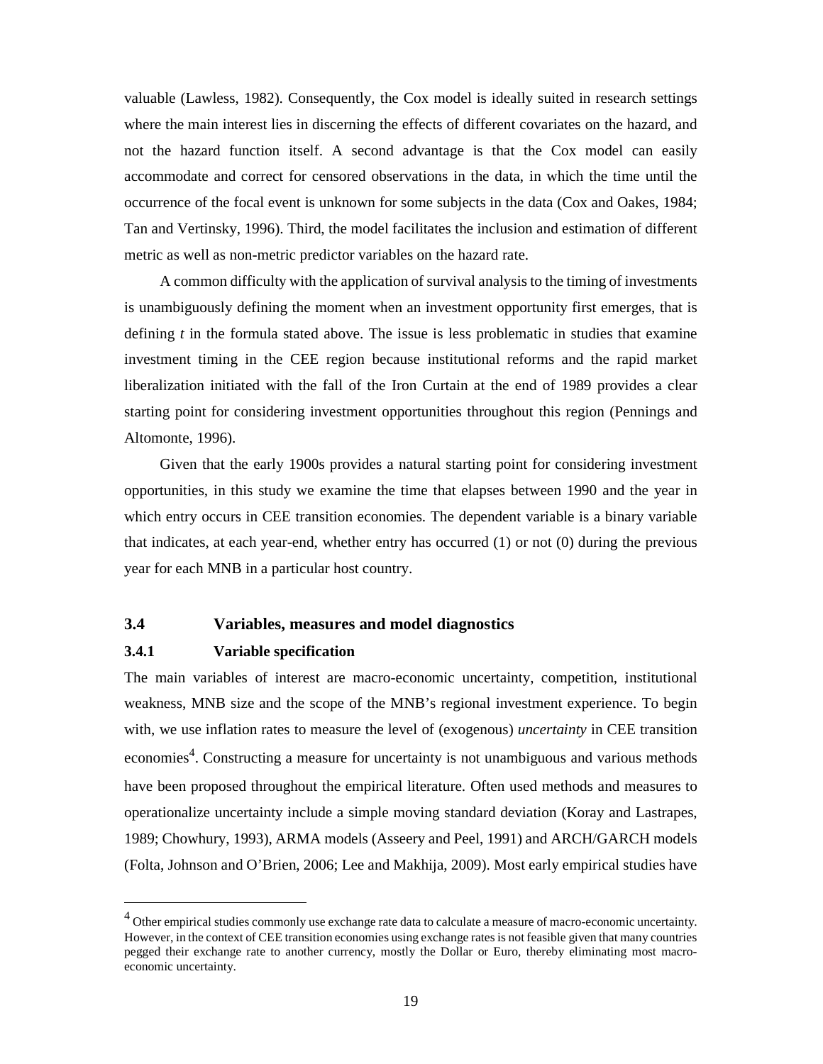valuable (Lawless, 1982). Consequently, the Cox model is ideally suited in research settings where the main interest lies in discerning the effects of different covariates on the hazard, and not the hazard function itself. A second advantage is that the Cox model can easily accommodate and correct for censored observations in the data, in which the time until the occurrence of the focal event is unknown for some subjects in the data (Cox and Oakes, 1984; Tan and Vertinsky, 1996). Third, the model facilitates the inclusion and estimation of different metric as well as non-metric predictor variables on the hazard rate.

A common difficulty with the application of survival analysis to the timing of investments is unambiguously defining the moment when an investment opportunity first emerges, that is defining $t$ in the formula stated above. The issue is less problematic in studies that examine investment timing in the CEE region because institutional reforms and the rapid market liberalization initiated with the fall of the Iron Curtain at the end of 1989 provides a clear starting point for considering investment opportunities throughout this region (Pennings and Altomonte, 1996).

Given that the early 1900s provides a natural starting point for considering investment opportunities, in this study we examine the time that elapses between 1990 and the year in which entry occurs in CEE transition economies. The dependent variable is a binary variable that indicates, at each year-end, whether entry has occurred (1) or not (0) during the previous year for each MNB in a particular host country.

## 3.4 Variables, measures and model diagnostics

### 3.4.1 Variable specification

The main variables of interest are macro-economic uncertainty, competition, institutional weakness, MNB size and the scope of the MNB's regional investment experience. To begin with, we use inflation rates to measure the level of (exogenous) *uncertainty* in CEE transition economies[4]. Constructing a measure for uncertainty is not unambiguous and various methods have been proposed throughout the empirical literature. Often used methods and measures to operationalize uncertainty include a simple moving standard deviation (Koray and Lastrapes, 1989; Chowhury, 1993), ARMA models (Asseery and Peel, 1991) and ARCH/GARCH models (Folta, Johnson and O'Brien, 2006; Lee and Makhija, 2009). Most early empirical studies have

[4] Other empirical studies commonly use exchange rate data to calculate a measure of macro-economic uncertainty. However, in the context of CEE transition economies using exchange rates is not feasible given that many countries pegged their exchange rate to another currency, mostly the Dollar or Euro, thereby eliminating most macro-economic uncertainty.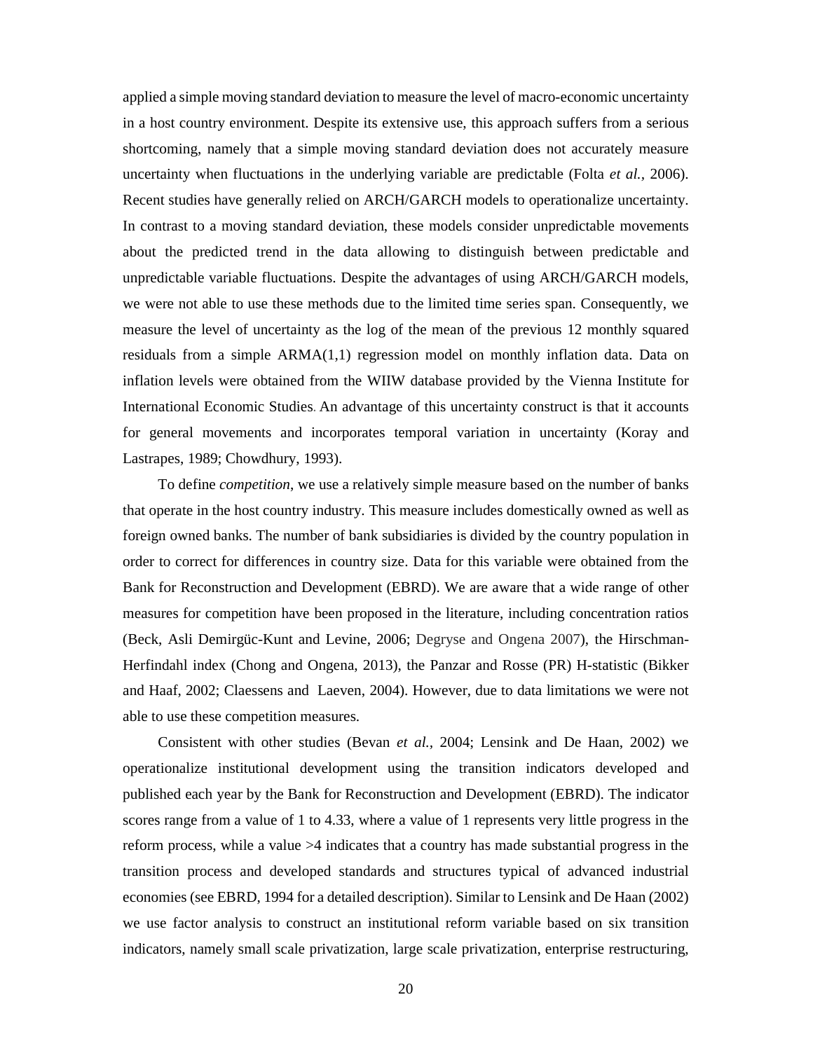applied a simple moving standard deviation to measure the level of macro-economic uncertainty in a host country environment. Despite its extensive use, this approach suffers from a serious shortcoming, namely that a simple moving standard deviation does not accurately measure uncertainty when fluctuations in the underlying variable are predictable (Folta *et al.*, 2006). Recent studies have generally relied on ARCH/GARCH models to operationalize uncertainty. In contrast to a moving standard deviation, these models consider unpredictable movements about the predicted trend in the data allowing to distinguish between predictable and unpredictable variable fluctuations. Despite the advantages of using ARCH/GARCH models, we were not able to use these methods due to the limited time series span. Consequently, we measure the level of uncertainty as the log of the mean of the previous 12 monthly squared residuals from a simple ARMA(1,1) regression model on monthly inflation data. Data on inflation levels were obtained from the WIIW database provided by the Vienna Institute for International Economic Studies. An advantage of this uncertainty construct is that it accounts for general movements and incorporates temporal variation in uncertainty (Koray and Lastrapes, 1989; Chowdhury, 1993).

To define *competition*, we use a relatively simple measure based on the number of banks that operate in the host country industry. This measure includes domestically owned as well as foreign owned banks. The number of bank subsidiaries is divided by the country population in order to correct for differences in country size. Data for this variable were obtained from the Bank for Reconstruction and Development (EBRD). We are aware that a wide range of other measures for competition have been proposed in the literature, including concentration ratios (Beck, Asli Demirgüc-Kunt and Levine, 2006; Degryse and Ongena 2007), the Hirschman-Herfindahl index (Chong and Ongena, 2013), the Panzar and Rosse (PR) H-statistic (Bikker and Haaf, 2002; Claessens and Laeven, 2004). However, due to data limitations we were not able to use these competition measures.

Consistent with other studies (Bevan *et al.*, 2004; Lensink and De Haan, 2002) we operationalize institutional development using the transition indicators developed and published each year by the Bank for Reconstruction and Development (EBRD). The indicator scores range from a value of 1 to 4.33, where a value of 1 represents very little progress in the reform process, while a value >4 indicates that a country has made substantial progress in the transition process and developed standards and structures typical of advanced industrial economies (see EBRD, 1994 for a detailed description). Similar to Lensink and De Haan (2002) we use factor analysis to construct an institutional reform variable based on six transition indicators, namely small scale privatization, large scale privatization, enterprise restructuring,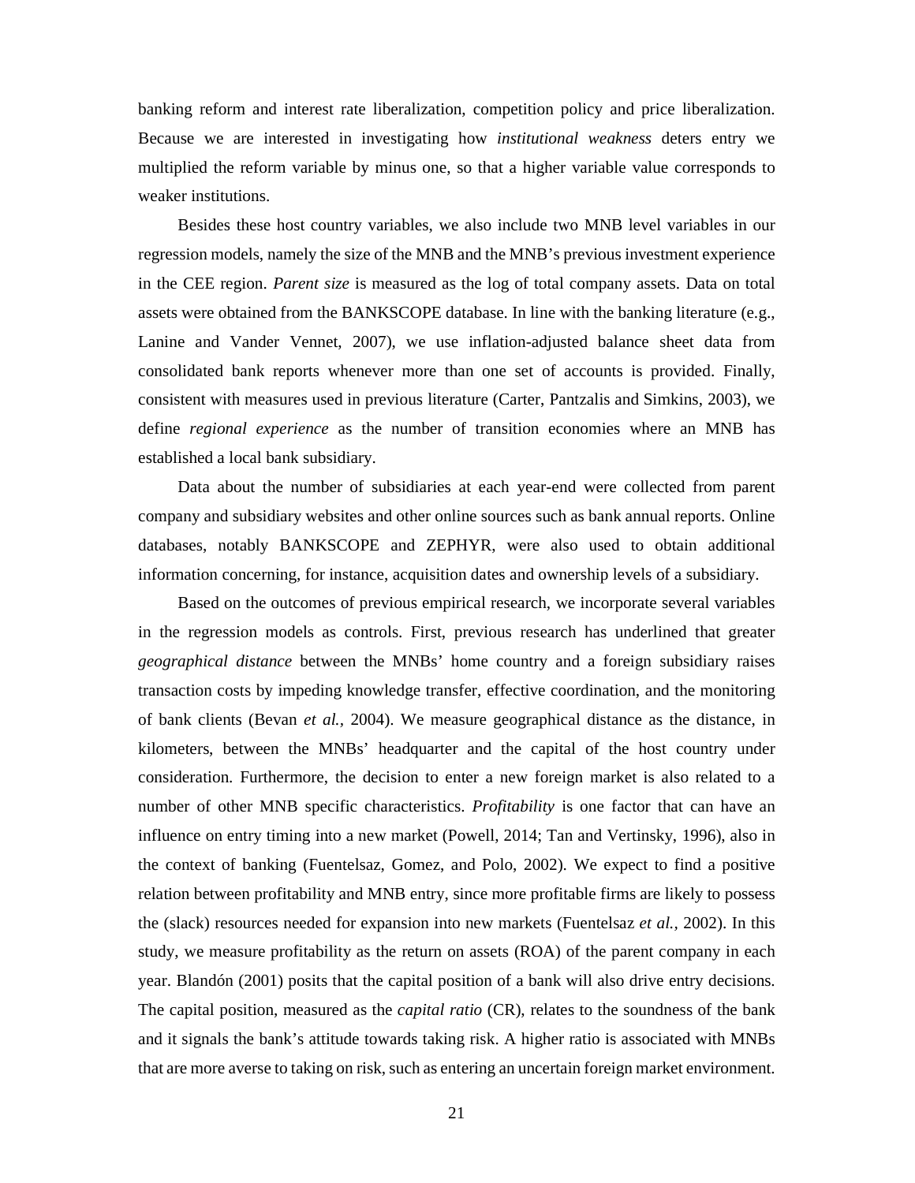banking reform and interest rate liberalization, competition policy and price liberalization. Because we are interested in investigating how *institutional weakness* deters entry we multiplied the reform variable by minus one, so that a higher variable value corresponds to weaker institutions.

Besides these host country variables, we also include two MNB level variables in our regression models, namely the size of the MNB and the MNB's previous investment experience in the CEE region. *Parent size* is measured as the log of total company assets. Data on total assets were obtained from the BANKSCOPE database. In line with the banking literature (e.g., Lanine and Vander Vennet, 2007), we use inflation-adjusted balance sheet data from consolidated bank reports whenever more than one set of accounts is provided. Finally, consistent with measures used in previous literature (Carter, Pantzalis and Simkins, 2003), we define *regional experience* as the number of transition economies where an MNB has established a local bank subsidiary.

Data about the number of subsidiaries at each year-end were collected from parent company and subsidiary websites and other online sources such as bank annual reports. Online databases, notably BANKSCOPE and ZEPHYR, were also used to obtain additional information concerning, for instance, acquisition dates and ownership levels of a subsidiary.

Based on the outcomes of previous empirical research, we incorporate several variables in the regression models as controls. First, previous research has underlined that greater *geographical distance* between the MNBs' home country and a foreign subsidiary raises transaction costs by impeding knowledge transfer, effective coordination, and the monitoring of bank clients (Bevan *et al.,* 2004). We measure geographical distance as the distance, in kilometers, between the MNBs' headquarter and the capital of the host country under consideration. Furthermore, the decision to enter a new foreign market is also related to a number of other MNB specific characteristics. *Profitability* is one factor that can have an influence on entry timing into a new market (Powell, 2014; Tan and Vertinsky, 1996), also in the context of banking (Fuentelsaz, Gomez, and Polo, 2002). We expect to find a positive relation between profitability and MNB entry, since more profitable firms are likely to possess the (slack) resources needed for expansion into new markets (Fuentelsaz *et al.,* 2002). In this study, we measure profitability as the return on assets (ROA) of the parent company in each year. Blandón (2001) posits that the capital position of a bank will also drive entry decisions. The capital position, measured as the *capital ratio* (CR), relates to the soundness of the bank and it signals the bank's attitude towards taking risk. A higher ratio is associated with MNBs that are more averse to taking on risk, such as entering an uncertain foreign market environment.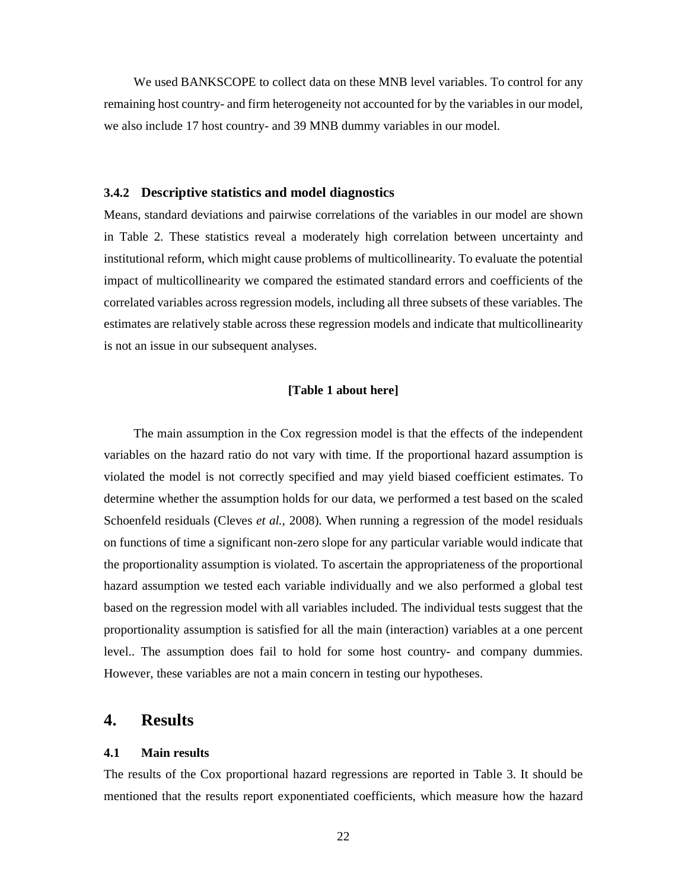We used BANKSCOPE to collect data on these MNB level variables. To control for any remaining host country- and firm heterogeneity not accounted for by the variables in our model, we also include 17 host country- and 39 MNB dummy variables in our model.

### 3.4.2 Descriptive statistics and model diagnostics

Means, standard deviations and pairwise correlations of the variables in our model are shown in Table 2. These statistics reveal a moderately high correlation between uncertainty and institutional reform, which might cause problems of multicollinearity. To evaluate the potential impact of multicollinearity we compared the estimated standard errors and coefficients of the correlated variables across regression models, including all three subsets of these variables. The estimates are relatively stable across these regression models and indicate that multicollinearity is not an issue in our subsequent analyses.

**[Table 1 about here]**

The main assumption in the Cox regression model is that the effects of the independent variables on the hazard ratio do not vary with time. If the proportional hazard assumption is violated the model is not correctly specified and may yield biased coefficient estimates. To determine whether the assumption holds for our data, we performed a test based on the scaled Schoenfeld residuals (Cleves *et al.*, 2008). When running a regression of the model residuals on functions of time a significant non-zero slope for any particular variable would indicate that the proportionality assumption is violated. To ascertain the appropriateness of the proportional hazard assumption we tested each variable individually and we also performed a global test based on the regression model with all variables included. The individual tests suggest that the proportionality assumption is satisfied for all the main (interaction) variables at a one percent level.. The assumption does fail to hold for some host country- and company dummies. However, these variables are not a main concern in testing our hypotheses.

# 4. Results

### 4.1 Main results

The results of the Cox proportional hazard regressions are reported in Table 3. It should be mentioned that the results report exponentiated coefficients, which measure how the hazard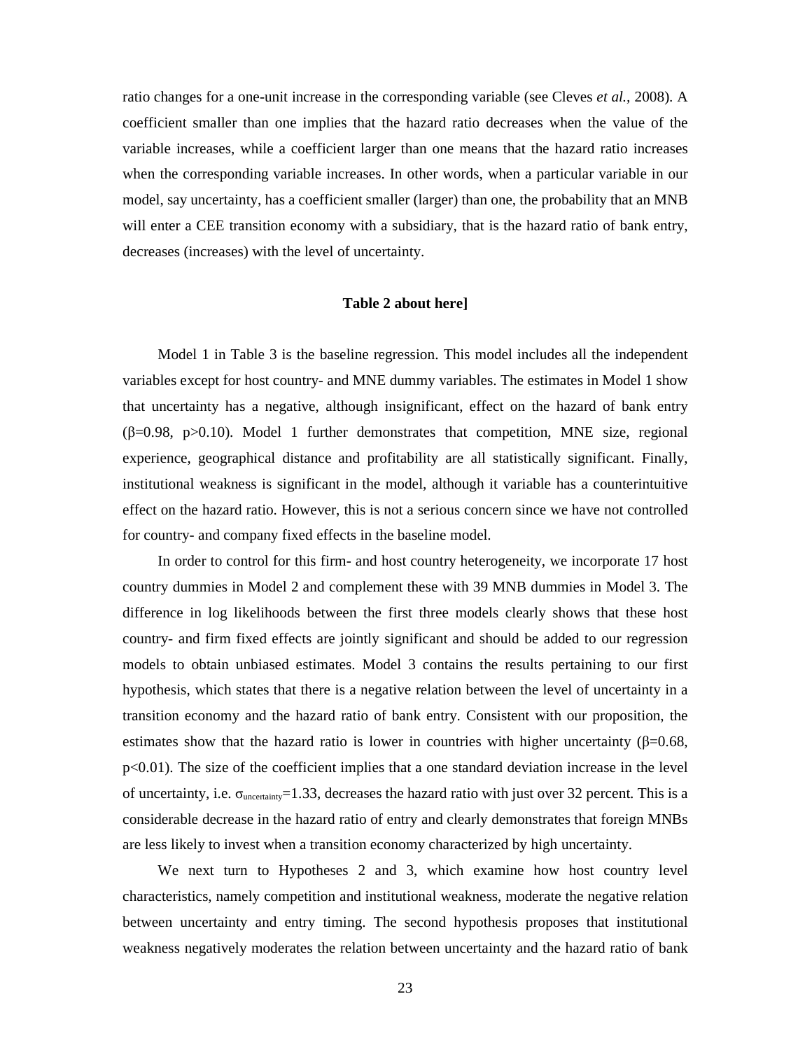ratio changes for a one-unit increase in the corresponding variable (see Cleves *et al.*, 2008). A coefficient smaller than one implies that the hazard ratio decreases when the value of the variable increases, while a coefficient larger than one means that the hazard ratio increases when the corresponding variable increases. In other words, when a particular variable in our model, say uncertainty, has a coefficient smaller (larger) than one, the probability that an MNB will enter a CEE transition economy with a subsidiary, that is the hazard ratio of bank entry, decreases (increases) with the level of uncertainty.

**Table 2 about here]**

Model 1 in Table 3 is the baseline regression. This model includes all the independent variables except for host country- and MNE dummy variables. The estimates in Model 1 show that uncertainty has a negative, although insignificant, effect on the hazard of bank entry ($\beta$=0.98, p>0.10). Model 1 further demonstrates that competition, MNE size, regional experience, geographical distance and profitability are all statistically significant. Finally, institutional weakness is significant in the model, although it variable has a counterintuitive effect on the hazard ratio. However, this is not a serious concern since we have not controlled for country- and company fixed effects in the baseline model.

In order to control for this firm- and host country heterogeneity, we incorporate 17 host country dummies in Model 2 and complement these with 39 MNB dummies in Model 3. The difference in log likelihoods between the first three models clearly shows that these host country- and firm fixed effects are jointly significant and should be added to our regression models to obtain unbiased estimates. Model 3 contains the results pertaining to our first hypothesis, which states that there is a negative relation between the level of uncertainty in a transition economy and the hazard ratio of bank entry. Consistent with our proposition, the estimates show that the hazard ratio is lower in countries with higher uncertainty ($\beta$=0.68, p<0.01). The size of the coefficient implies that a one standard deviation increase in the level of uncertainty, i.e. $\sigma_{uncertainty}$=1.33, decreases the hazard ratio with just over 32 percent. This is a considerable decrease in the hazard ratio of entry and clearly demonstrates that foreign MNBs are less likely to invest when a transition economy characterized by high uncertainty.

We next turn to Hypotheses 2 and 3, which examine how host country level characteristics, namely competition and institutional weakness, moderate the negative relation between uncertainty and entry timing. The second hypothesis proposes that institutional weakness negatively moderates the relation between uncertainty and the hazard ratio of bank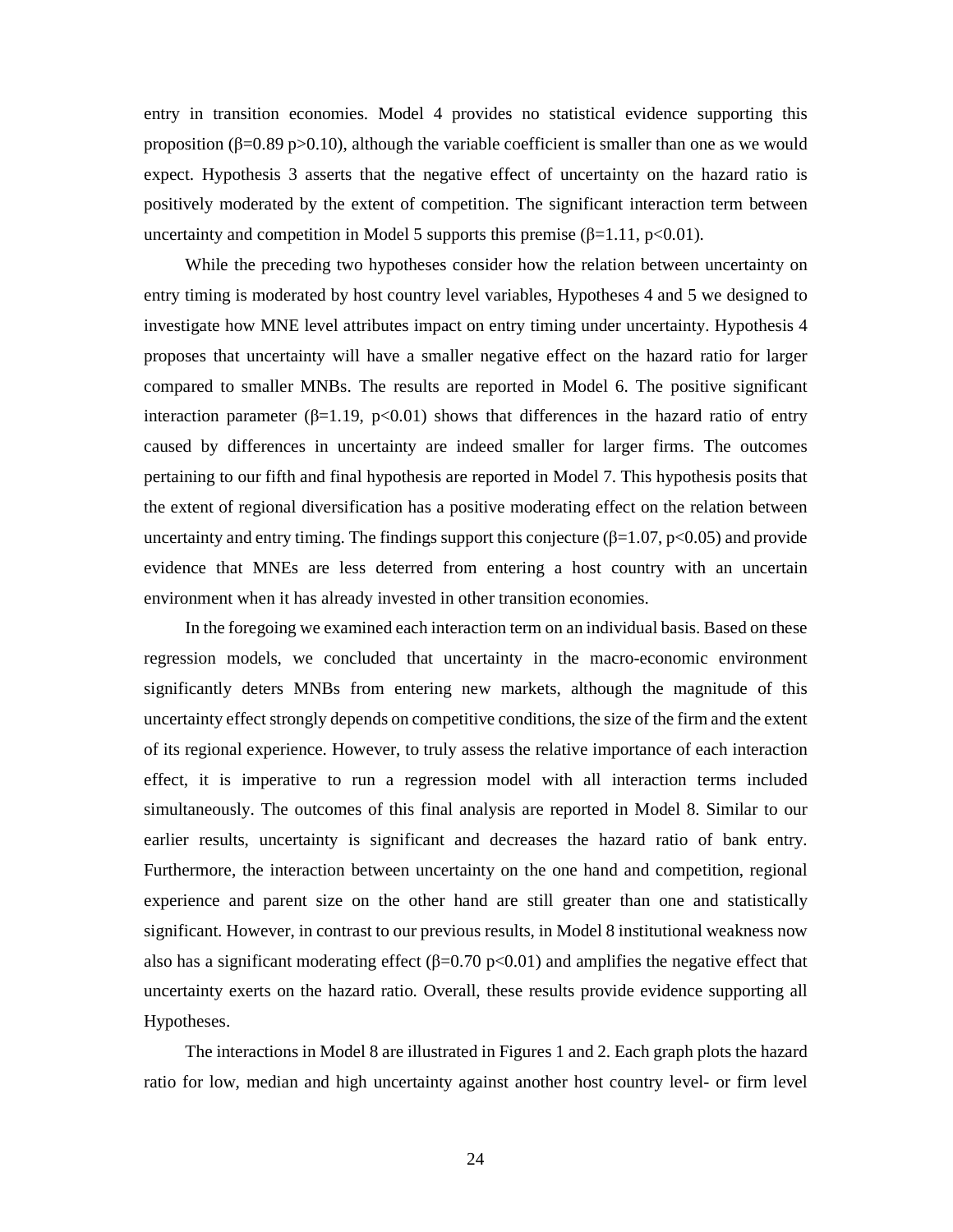entry in transition economies. Model 4 provides no statistical evidence supporting this proposition ($\beta$=0.89 $p>0.10$), although the variable coefficient is smaller than one as we would expect. Hypothesis 3 asserts that the negative effect of uncertainty on the hazard ratio is positively moderated by the extent of competition. The significant interaction term between uncertainty and competition in Model 5 supports this premise ($\beta$=1.11, $p<0.01$).

While the preceding two hypotheses consider how the relation between uncertainty on entry timing is moderated by host country level variables, Hypotheses 4 and 5 we designed to investigate how MNE level attributes impact on entry timing under uncertainty. Hypothesis 4 proposes that uncertainty will have a smaller negative effect on the hazard ratio for larger compared to smaller MNBs. The results are reported in Model 6. The positive significant interaction parameter ($\beta$=1.19, $p<0.01$) shows that differences in the hazard ratio of entry caused by differences in uncertainty are indeed smaller for larger firms. The outcomes pertaining to our fifth and final hypothesis are reported in Model 7. This hypothesis posits that the extent of regional diversification has a positive moderating effect on the relation between uncertainty and entry timing. The findings support this conjecture ($\beta$=1.07, $p<0.05$) and provide evidence that MNEs are less deterred from entering a host country with an uncertain environment when it has already invested in other transition economies.

In the foregoing we examined each interaction term on an individual basis. Based on these regression models, we concluded that uncertainty in the macro-economic environment significantly deters MNBs from entering new markets, although the magnitude of this uncertainty effect strongly depends on competitive conditions, the size of the firm and the extent of its regional experience. However, to truly assess the relative importance of each interaction effect, it is imperative to run a regression model with all interaction terms included simultaneously. The outcomes of this final analysis are reported in Model 8. Similar to our earlier results, uncertainty is significant and decreases the hazard ratio of bank entry. Furthermore, the interaction between uncertainty on the one hand and competition, regional experience and parent size on the other hand are still greater than one and statistically significant. However, in contrast to our previous results, in Model 8 institutional weakness now also has a significant moderating effect ($\beta$=0.70 $p<0.01$) and amplifies the negative effect that uncertainty exerts on the hazard ratio. Overall, these results provide evidence supporting all Hypotheses.

The interactions in Model 8 are illustrated in Figures 1 and 2. Each graph plots the hazard ratio for low, median and high uncertainty against another host country level- or firm level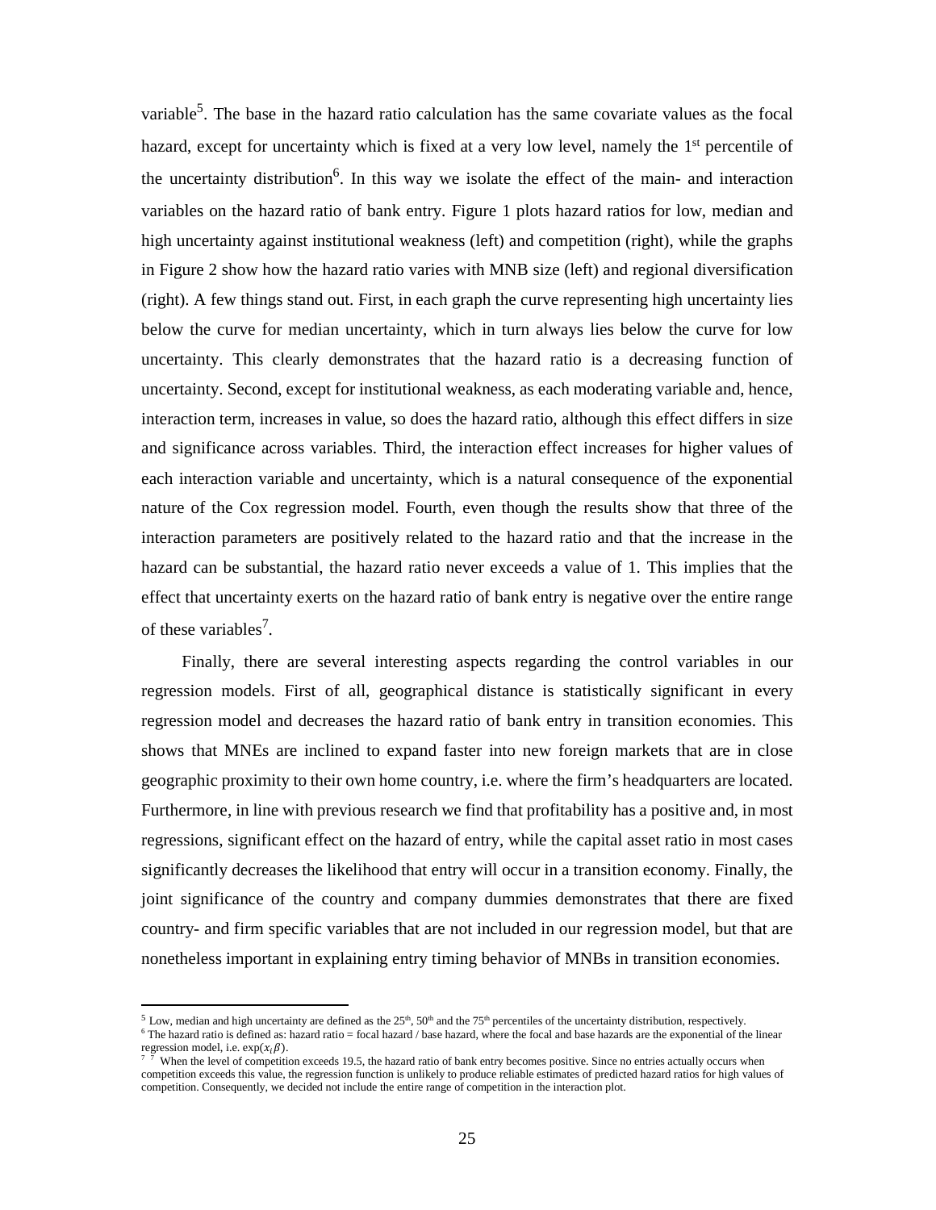variable[5]. The base in the hazard ratio calculation has the same covariate values as the focal hazard, except for uncertainty which is fixed at a very low level, namely the 1st percentile of the uncertainty distribution[6]. In this way we isolate the effect of the main- and interaction variables on the hazard ratio of bank entry. Figure 1 plots hazard ratios for low, median and high uncertainty against institutional weakness (left) and competition (right), while the graphs in Figure 2 show how the hazard ratio varies with MNB size (left) and regional diversification (right). A few things stand out. First, in each graph the curve representing high uncertainty lies below the curve for median uncertainty, which in turn always lies below the curve for low uncertainty. This clearly demonstrates that the hazard ratio is a decreasing function of uncertainty. Second, except for institutional weakness, as each moderating variable and, hence, interaction term, increases in value, so does the hazard ratio, although this effect differs in size and significance across variables. Third, the interaction effect increases for higher values of each interaction variable and uncertainty, which is a natural consequence of the exponential nature of the Cox regression model. Fourth, even though the results show that three of the interaction parameters are positively related to the hazard ratio and that the increase in the hazard can be substantial, the hazard ratio never exceeds a value of 1. This implies that the effect that uncertainty exerts on the hazard ratio of bank entry is negative over the entire range of these variables[7].

Finally, there are several interesting aspects regarding the control variables in our regression models. First of all, geographical distance is statistically significant in every regression model and decreases the hazard ratio of bank entry in transition economies. This shows that MNEs are inclined to expand faster into new foreign markets that are in close geographic proximity to their own home country, i.e. where the firm's headquarters are located. Furthermore, in line with previous research we find that profitability has a positive and, in most regressions, significant effect on the hazard of entry, while the capital asset ratio in most cases significantly decreases the likelihood that entry will occur in a transition economy. Finally, the joint significance of the country and company dummies demonstrates that there are fixed country- and firm specific variables that are not included in our regression model, but that are nonetheless important in explaining entry timing behavior of MNBs in transition economies.

---

[5] Low, median and high uncertainty are defined as the 25th, 50th and the 75th percentiles of the uncertainty distribution, respectively.

[6] The hazard ratio is defined as: hazard ratio = focal hazard / base hazard, where the focal and base hazards are the exponential of the linear regression model, i.e. $\exp(x_i\beta)$.

[7] When the level of competition exceeds 19.5, the hazard ratio of bank entry becomes positive. Since no entries actually occurs when competition exceeds this value, the regression function is unlikely to produce reliable estimates of predicted hazard ratios for high values of competition. Consequently, we decided not include the entire range of competition in the interaction plot.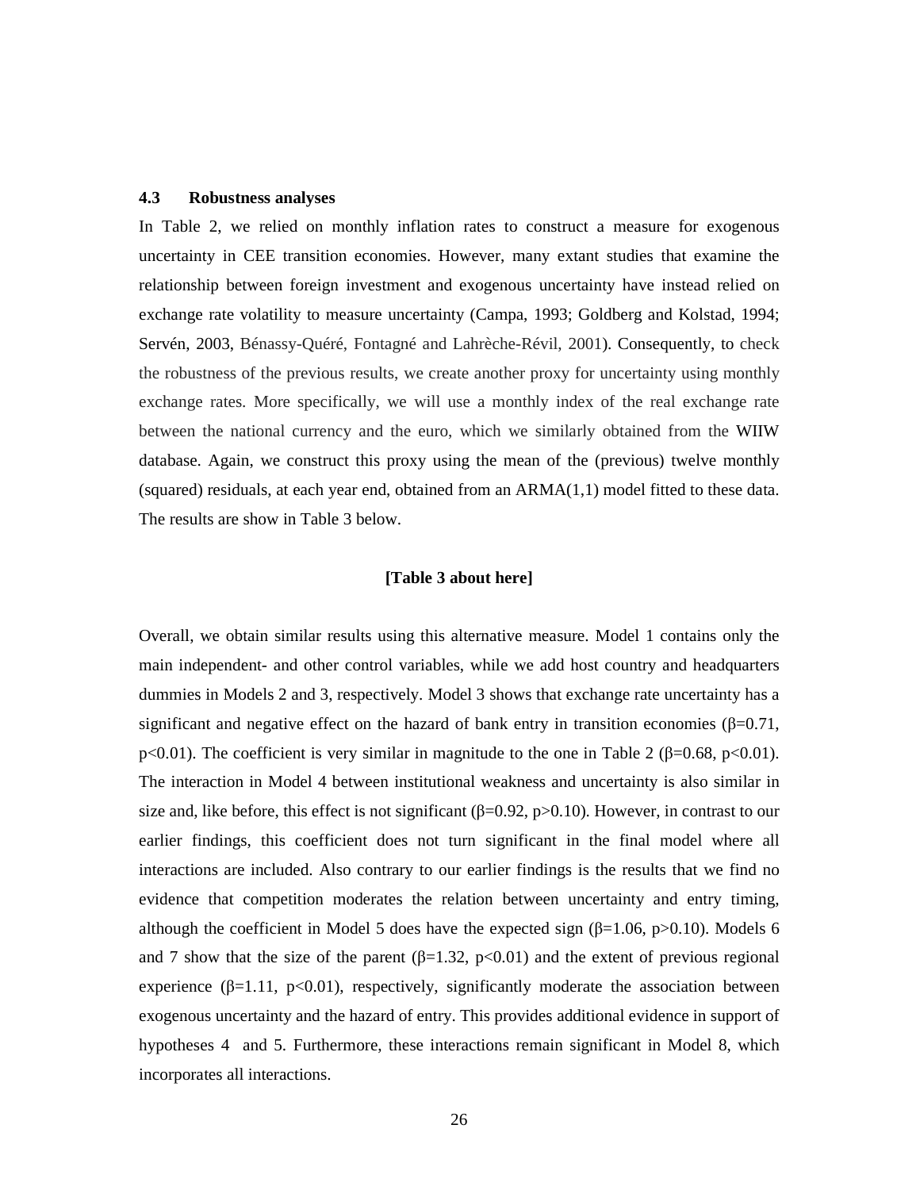### 4.3 Robustness analyses

In Table 2, we relied on monthly inflation rates to construct a measure for exogenous uncertainty in CEE transition economies. However, many extant studies that examine the relationship between foreign investment and exogenous uncertainty have instead relied on exchange rate volatility to measure uncertainty (Campa, 1993; Goldberg and Kolstad, 1994; Servén, 2003, Bénassy-Quéré, Fontagné and Lahrèche-Révil, 2001). Consequently, to check the robustness of the previous results, we create another proxy for uncertainty using monthly exchange rates. More specifically, we will use a monthly index of the real exchange rate between the national currency and the euro, which we similarly obtained from the WIIW database. Again, we construct this proxy using the mean of the (previous) twelve monthly (squared) residuals, at each year end, obtained from an ARMA(1,1) model fitted to these data. The results are show in Table 3 below.

**[Table 3 about here]**

Overall, we obtain similar results using this alternative measure. Model 1 contains only the main independent- and other control variables, while we add host country and headquarters dummies in Models 2 and 3, respectively. Model 3 shows that exchange rate uncertainty has a significant and negative effect on the hazard of bank entry in transition economies ($\beta=0.71$, $p<0.01$). The coefficient is very similar in magnitude to the one in Table 2 ($\beta=0.68$, $p<0.01$). The interaction in Model 4 between institutional weakness and uncertainty is also similar in size and, like before, this effect is not significant ($\beta=0.92$, $p>0.10$). However, in contrast to our earlier findings, this coefficient does not turn significant in the final model where all interactions are included. Also contrary to our earlier findings is the results that we find no evidence that competition moderates the relation between uncertainty and entry timing, although the coefficient in Model 5 does have the expected sign ($\beta=1.06$, $p>0.10$). Models 6 and 7 show that the size of the parent ($\beta=1.32$, $p<0.01$) and the extent of previous regional experience ($\beta=1.11$, $p<0.01$), respectively, significantly moderate the association between exogenous uncertainty and the hazard of entry. This provides additional evidence in support of hypotheses 4 and 5. Furthermore, these interactions remain significant in Model 8, which incorporates all interactions.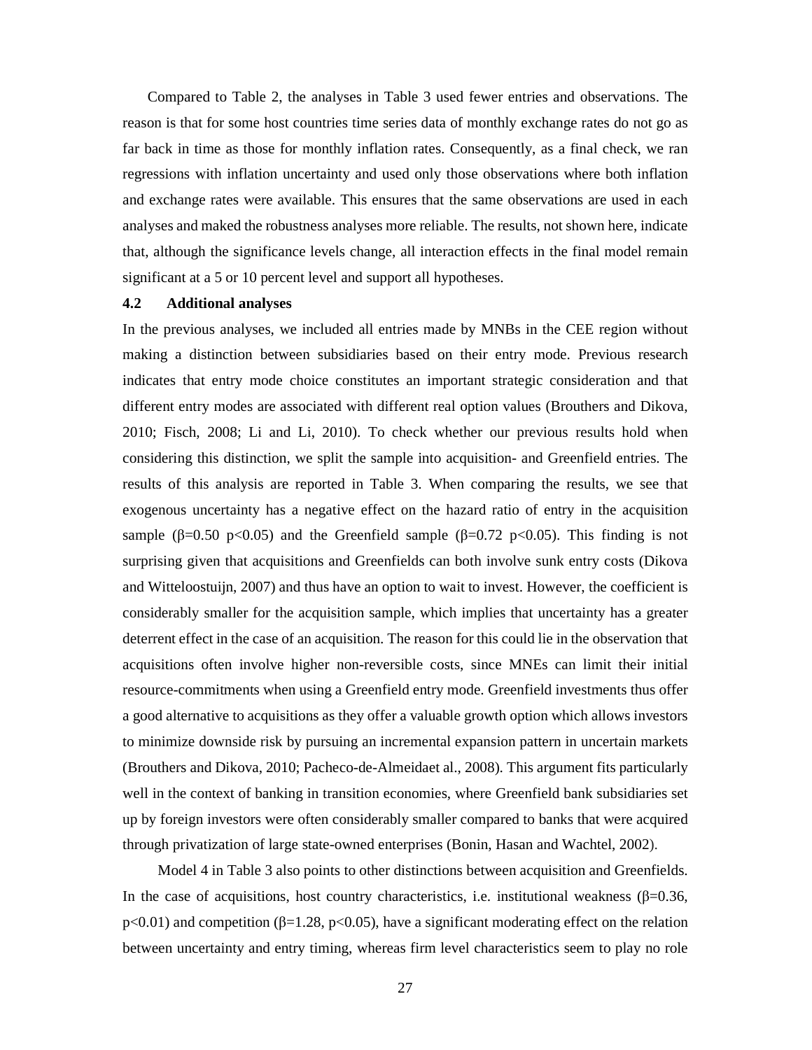Compared to Table 2, the analyses in Table 3 used fewer entries and observations. The reason is that for some host countries time series data of monthly exchange rates do not go as far back in time as those for monthly inflation rates. Consequently, as a final check, we ran regressions with inflation uncertainty and used only those observations where both inflation and exchange rates were available. This ensures that the same observations are used in each analyses and maked the robustness analyses more reliable. The results, not shown here, indicate that, although the significance levels change, all interaction effects in the final model remain significant at a 5 or 10 percent level and support all hypotheses.

### 4.2 Additional analyses

In the previous analyses, we included all entries made by MNBs in the CEE region without making a distinction between subsidiaries based on their entry mode. Previous research indicates that entry mode choice constitutes an important strategic consideration and that different entry modes are associated with different real option values (Brouthers and Dikova, 2010; Fisch, 2008; Li and Li, 2010). To check whether our previous results hold when considering this distinction, we split the sample into acquisition- and Greenfield entries. The results of this analysis are reported in Table 3. When comparing the results, we see that exogenous uncertainty has a negative effect on the hazard ratio of entry in the acquisition sample ($\beta$=0.50 $p<0.05$) and the Greenfield sample ($\beta$=0.72 $p<0.05$). This finding is not surprising given that acquisitions and Greenfields can both involve sunk entry costs (Dikova and Witteloostuijn, 2007) and thus have an option to wait to invest. However, the coefficient is considerably smaller for the acquisition sample, which implies that uncertainty has a greater deterrent effect in the case of an acquisition. The reason for this could lie in the observation that acquisitions often involve higher non-reversible costs, since MNEs can limit their initial resource-commitments when using a Greenfield entry mode. Greenfield investments thus offer a good alternative to acquisitions as they offer a valuable growth option which allows investors to minimize downside risk by pursuing an incremental expansion pattern in uncertain markets (Brouthers and Dikova, 2010; Pacheco-de-Almeidaet al., 2008). This argument fits particularly well in the context of banking in transition economies, where Greenfield bank subsidiaries set up by foreign investors were often considerably smaller compared to banks that were acquired through privatization of large state-owned enterprises (Bonin, Hasan and Wachtel, 2002).

Model 4 in Table 3 also points to other distinctions between acquisition and Greenfields. In the case of acquisitions, host country characteristics, i.e. institutional weakness ($\beta$=0.36, $p<0.01$) and competition ($\beta$=1.28, $p<0.05$), have a significant moderating effect on the relation between uncertainty and entry timing, whereas firm level characteristics seem to play no role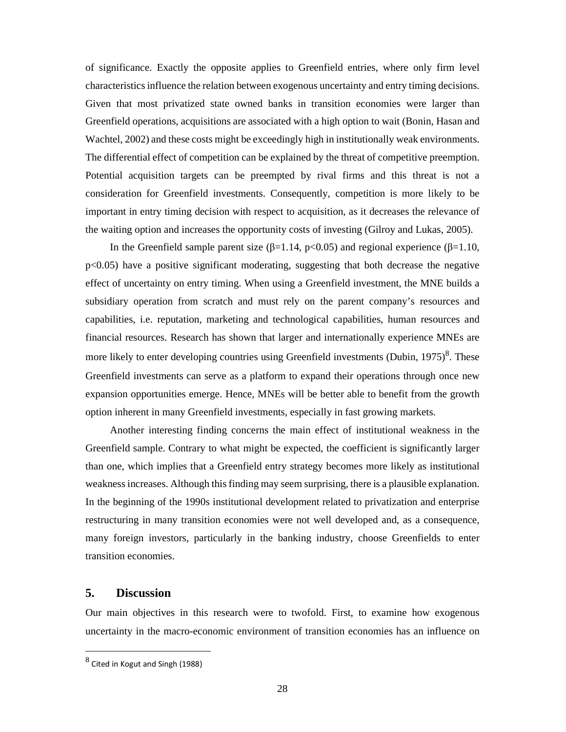of significance. Exactly the opposite applies to Greenfield entries, where only firm level characteristics influence the relation between exogenous uncertainty and entry timing decisions. Given that most privatized state owned banks in transition economies were larger than Greenfield operations, acquisitions are associated with a high option to wait (Bonin, Hasan and Wachtel, 2002) and these costs might be exceedingly high in institutionally weak environments. The differential effect of competition can be explained by the threat of competitive preemption. Potential acquisition targets can be preempted by rival firms and this threat is not a consideration for Greenfield investments. Consequently, competition is more likely to be important in entry timing decision with respect to acquisition, as it decreases the relevance of the waiting option and increases the opportunity costs of investing (Gilroy and Lukas, 2005).

In the Greenfield sample parent size ($\beta$=1.14, $p<0.05$) and regional experience ($\beta$=1.10, $p<0.05$) have a positive significant moderating, suggesting that both decrease the negative effect of uncertainty on entry timing. When using a Greenfield investment, the MNE builds a subsidiary operation from scratch and must rely on the parent company's resources and capabilities, i.e. reputation, marketing and technological capabilities, human resources and financial resources. Research has shown that larger and internationally experience MNEs are more likely to enter developing countries using Greenfield investments (Dubin, 1975)[8]. These Greenfield investments can serve as a platform to expand their operations through once new expansion opportunities emerge. Hence, MNEs will be better able to benefit from the growth option inherent in many Greenfield investments, especially in fast growing markets.

Another interesting finding concerns the main effect of institutional weakness in the Greenfield sample. Contrary to what might be expected, the coefficient is significantly larger than one, which implies that a Greenfield entry strategy becomes more likely as institutional weakness increases. Although this finding may seem surprising, there is a plausible explanation. In the beginning of the 1990s institutional development related to privatization and enterprise restructuring in many transition economies were not well developed and, as a consequence, many foreign investors, particularly in the banking industry, choose Greenfields to enter transition economies.

## 5. Discussion

Our main objectives in this research were to twofold. First, to examine how exogenous uncertainty in the macro-economic environment of transition economies has an influence on

[8] Cited in Kogut and Singh (1988)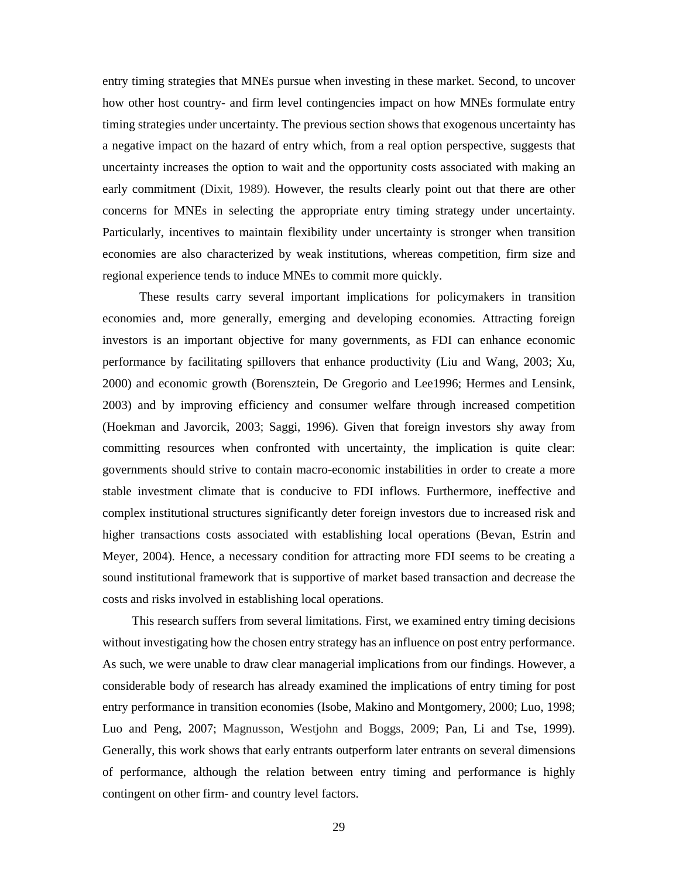entry timing strategies that MNEs pursue when investing in these market. Second, to uncover how other host country- and firm level contingencies impact on how MNEs formulate entry timing strategies under uncertainty. The previous section shows that exogenous uncertainty has a negative impact on the hazard of entry which, from a real option perspective, suggests that uncertainty increases the option to wait and the opportunity costs associated with making an early commitment (Dixit, 1989). However, the results clearly point out that there are other concerns for MNEs in selecting the appropriate entry timing strategy under uncertainty. Particularly, incentives to maintain flexibility under uncertainty is stronger when transition economies are also characterized by weak institutions, whereas competition, firm size and regional experience tends to induce MNEs to commit more quickly.

These results carry several important implications for policymakers in transition economies and, more generally, emerging and developing economies. Attracting foreign investors is an important objective for many governments, as FDI can enhance economic performance by facilitating spillovers that enhance productivity (Liu and Wang, 2003; Xu, 2000) and economic growth (Borensztein, De Gregorio and Lee1996; Hermes and Lensink, 2003) and by improving efficiency and consumer welfare through increased competition (Hoekman and Javorcik, 2003; Saggi, 1996). Given that foreign investors shy away from committing resources when confronted with uncertainty, the implication is quite clear: governments should strive to contain macro-economic instabilities in order to create a more stable investment climate that is conducive to FDI inflows. Furthermore, ineffective and complex institutional structures significantly deter foreign investors due to increased risk and higher transactions costs associated with establishing local operations (Bevan, Estrin and Meyer, 2004). Hence, a necessary condition for attracting more FDI seems to be creating a sound institutional framework that is supportive of market based transaction and decrease the costs and risks involved in establishing local operations.

This research suffers from several limitations. First, we examined entry timing decisions without investigating how the chosen entry strategy has an influence on post entry performance. As such, we were unable to draw clear managerial implications from our findings. However, a considerable body of research has already examined the implications of entry timing for post entry performance in transition economies (Isobe, Makino and Montgomery, 2000; Luo, 1998; Luo and Peng, 2007; Magnusson, Westjohn and Boggs, 2009; Pan, Li and Tse, 1999). Generally, this work shows that early entrants outperform later entrants on several dimensions of performance, although the relation between entry timing and performance is highly contingent on other firm- and country level factors.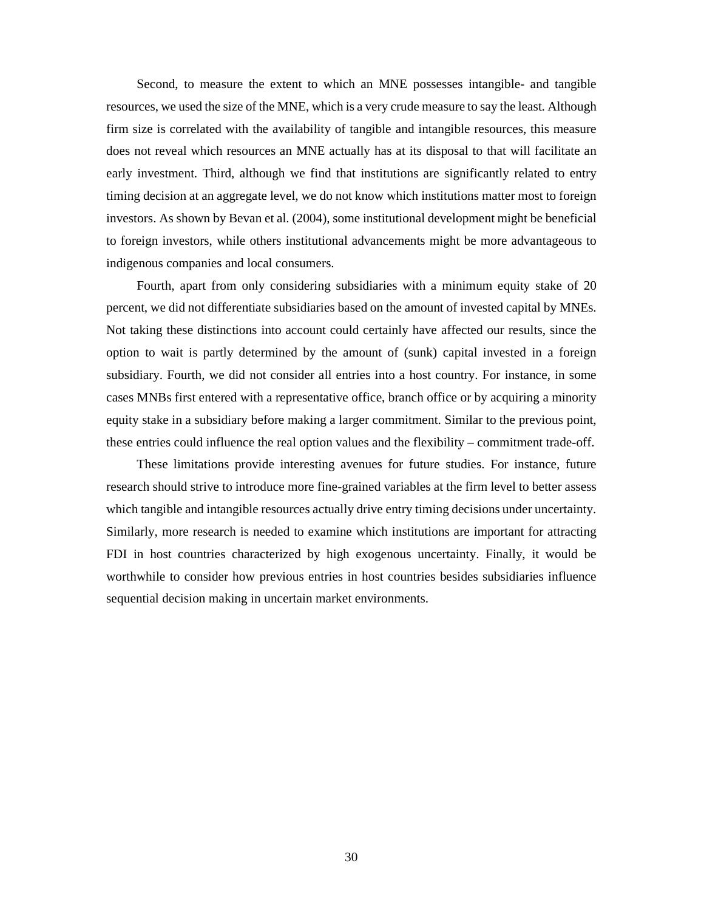Second, to measure the extent to which an MNE possesses intangible- and tangible resources, we used the size of the MNE, which is a very crude measure to say the least. Although firm size is correlated with the availability of tangible and intangible resources, this measure does not reveal which resources an MNE actually has at its disposal to that will facilitate an early investment. Third, although we find that institutions are significantly related to entry timing decision at an aggregate level, we do not know which institutions matter most to foreign investors. As shown by Bevan et al. (2004), some institutional development might be beneficial to foreign investors, while others institutional advancements might be more advantageous to indigenous companies and local consumers.

Fourth, apart from only considering subsidiaries with a minimum equity stake of 20 percent, we did not differentiate subsidiaries based on the amount of invested capital by MNEs. Not taking these distinctions into account could certainly have affected our results, since the option to wait is partly determined by the amount of (sunk) capital invested in a foreign subsidiary. Fourth, we did not consider all entries into a host country. For instance, in some cases MNBs first entered with a representative office, branch office or by acquiring a minority equity stake in a subsidiary before making a larger commitment. Similar to the previous point, these entries could influence the real option values and the flexibility – commitment trade-off.

These limitations provide interesting avenues for future studies. For instance, future research should strive to introduce more fine-grained variables at the firm level to better assess which tangible and intangible resources actually drive entry timing decisions under uncertainty. Similarly, more research is needed to examine which institutions are important for attracting FDI in host countries characterized by high exogenous uncertainty. Finally, it would be worthwhile to consider how previous entries in host countries besides subsidiaries influence sequential decision making in uncertain market environments.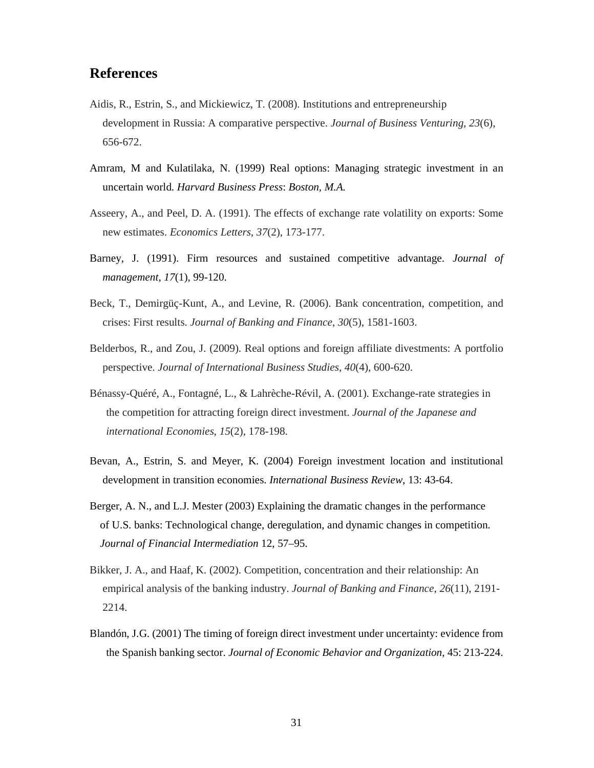## References

Aidis, R., Estrin, S., and Mickiewicz, T. (2008). Institutions and entrepreneurship development in Russia: A comparative perspective. *Journal of Business Venturing*, *23*(6), 656-672.

Amram, M and Kulatilaka, N. (1999) Real options: Managing strategic investment in an uncertain world. *Harvard Business Press*: *Boston, M.A.*

Asseery, A., and Peel, D. A. (1991). The effects of exchange rate volatility on exports: Some new estimates. *Economics Letters*, *37*(2), 173-177.

Barney, J. (1991). Firm resources and sustained competitive advantage. *Journal of management*, *17*(1), 99-120.

Beck, T., Demirgüç-Kunt, A., and Levine, R. (2006). Bank concentration, competition, and crises: First results. *Journal of Banking and Finance*, *30*(5), 1581-1603.

Belderbos, R., and Zou, J. (2009). Real options and foreign affiliate divestments: A portfolio perspective. *Journal of International Business Studies*, *40*(4), 600-620.

Bénassy-Quéré, A., Fontagné, L., & Lahrèche-Révil, A. (2001). Exchange-rate strategies in the competition for attracting foreign direct investment. *Journal of the Japanese and international Economies*, *15*(2), 178-198.

Bevan, A., Estrin, S. and Meyer, K. (2004) Foreign investment location and institutional development in transition economies. *International Business Review*, 13: 43-64.

Berger, A. N., and L.J. Mester (2003) Explaining the dramatic changes in the performance of U.S. banks: Technological change, deregulation, and dynamic changes in competition. *Journal of Financial Intermediation* 12, 57–95.

Bikker, J. A., and Haaf, K. (2002). Competition, concentration and their relationship: An empirical analysis of the banking industry. *Journal of Banking and Finance*, *26*(11), 2191-2214.

Blandón, J.G. (2001) The timing of foreign direct investment under uncertainty: evidence from the Spanish banking sector. *Journal of Economic Behavior and Organization*, 45: 213-224.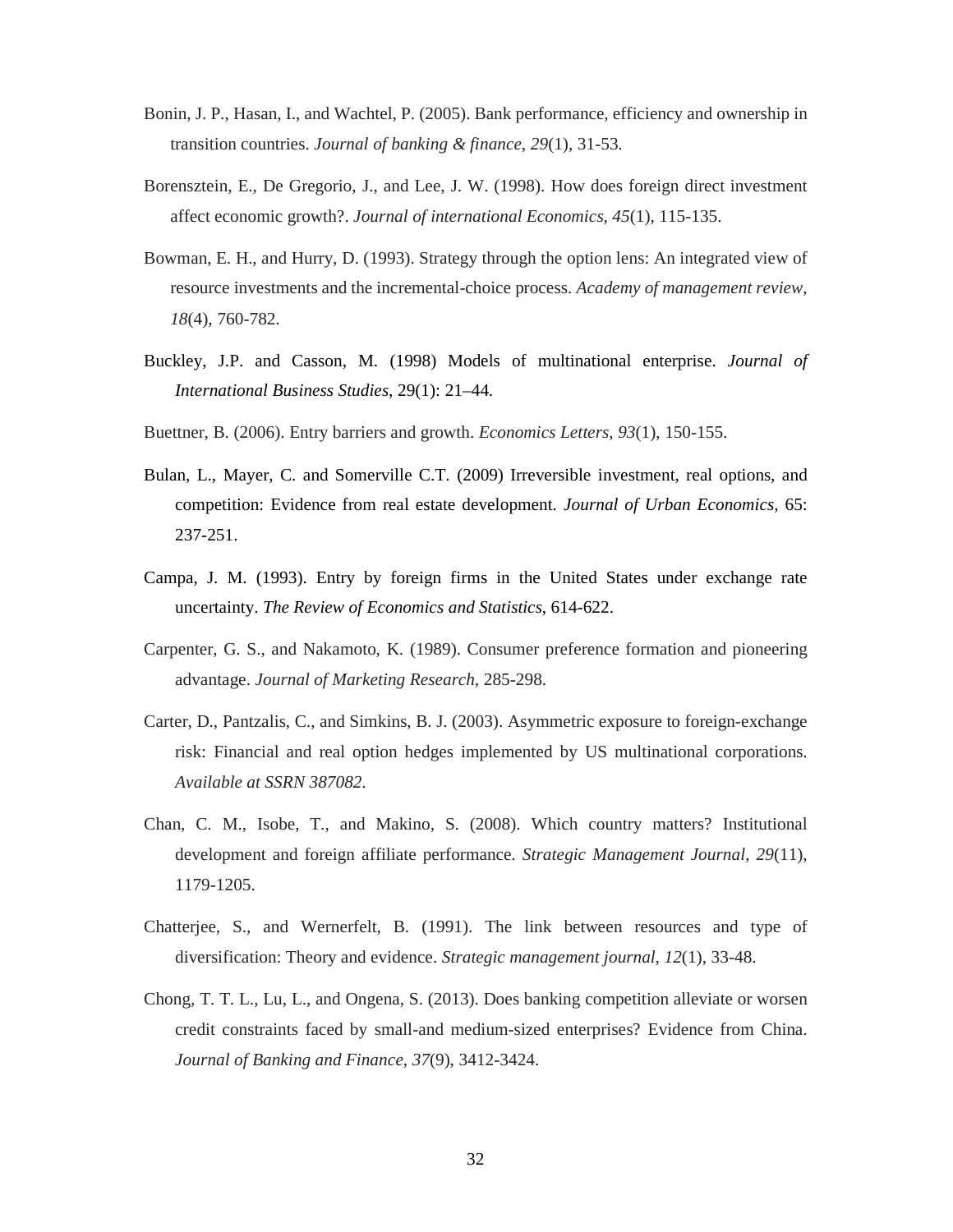Bonin, J. P., Hasan, I., and Wachtel, P. (2005). Bank performance, efficiency and ownership in transition countries. *Journal of banking & finance*, *29*(1), 31-53.

Borensztein, E., De Gregorio, J., and Lee, J. W. (1998). How does foreign direct investment affect economic growth?. *Journal of international Economics*, *45*(1), 115-135.

Bowman, E. H., and Hurry, D. (1993). Strategy through the option lens: An integrated view of resource investments and the incremental-choice process. *Academy of management review*, *18*(4), 760-782.

Buckley, J.P. and Casson, M. (1998) Models of multinational enterprise. *Journal of International Business Studies*, 29(1): 21–44.

Buettner, B. (2006). Entry barriers and growth. *Economics Letters*, *93*(1), 150-155.

Bulan, L., Mayer, C. and Somerville C.T. (2009) Irreversible investment, real options, and competition: Evidence from real estate development. *Journal of Urban Economics,* 65: 237-251.

Campa, J. M. (1993). Entry by foreign firms in the United States under exchange rate uncertainty. *The Review of Economics and Statistics*, 614-622.

Carpenter, G. S., and Nakamoto, K. (1989). Consumer preference formation and pioneering advantage. *Journal of Marketing Research*, 285-298.

Carter, D., Pantzalis, C., and Simkins, B. J. (2003). Asymmetric exposure to foreign-exchange risk: Financial and real option hedges implemented by US multinational corporations. *Available at SSRN 387082*.

Chan, C. M., Isobe, T., and Makino, S. (2008). Which country matters? Institutional development and foreign affiliate performance. *Strategic Management Journal*, *29*(11), 1179-1205.

Chatterjee, S., and Wernerfelt, B. (1991). The link between resources and type of diversification: Theory and evidence. *Strategic management journal*, *12*(1), 33-48.

Chong, T. T. L., Lu, L., and Ongena, S. (2013). Does banking competition alleviate or worsen credit constraints faced by small-and medium-sized enterprises? Evidence from China. *Journal of Banking and Finance*, *37*(9), 3412-3424.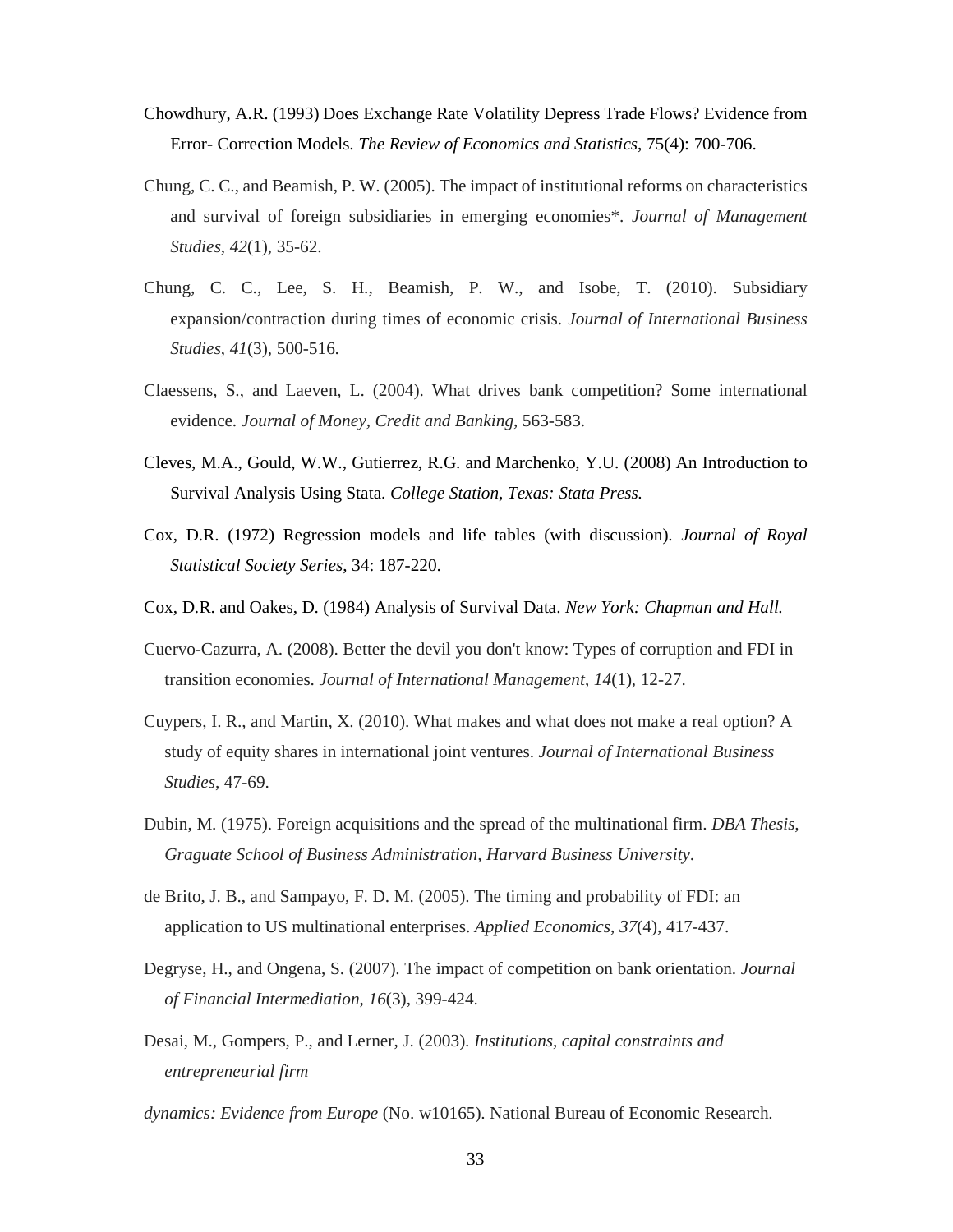Chowdhury, A.R. (1993) Does Exchange Rate Volatility Depress Trade Flows? Evidence from Error- Correction Models. *The Review of Economics and Statistics*, 75(4): 700-706.

Chung, C. C., and Beamish, P. W. (2005). The impact of institutional reforms on characteristics and survival of foreign subsidiaries in emerging economies*. *Journal of Management Studies*, *42*(1), 35-62.

Chung, C. C., Lee, S. H., Beamish, P. W., and Isobe, T. (2010). Subsidiary expansion/contraction during times of economic crisis. *Journal of International Business Studies*, *41*(3), 500-516.

Claessens, S., and Laeven, L. (2004). What drives bank competition? Some international evidence. *Journal of Money, Credit and Banking*, 563-583.

Cleves, M.A., Gould, W.W., Gutierrez, R.G. and Marchenko, Y.U. (2008) An Introduction to Survival Analysis Using Stata. *College Station, Texas: Stata Press.*

Cox, D.R. (1972) Regression models and life tables (with discussion). *Journal of Royal Statistical Society Series*, 34: 187-220.

Cox, D.R. and Oakes, D. (1984) Analysis of Survival Data. *New York: Chapman and Hall.*

Cuervo-Cazurra, A. (2008). Better the devil you don't know: Types of corruption and FDI in transition economies. *Journal of International Management*, *14*(1), 12-27.

Cuypers, I. R., and Martin, X. (2010). What makes and what does not make a real option? A study of equity shares in international joint ventures. *Journal of International Business Studies*, 47-69.

Dubin, M. (1975). Foreign acquisitions and the spread of the multinational firm. *DBA Thesis, Graguate School of Business Administration, Harvard Business University*.

de Brito, J. B., and Sampayo, F. D. M. (2005). The timing and probability of FDI: an application to US multinational enterprises. *Applied Economics*, *37*(4), 417-437.

Degryse, H., and Ongena, S. (2007). The impact of competition on bank orientation. *Journal of Financial Intermediation*, *16*(3), 399-424.

Desai, M., Gompers, P., and Lerner, J. (2003). *Institutions, capital constraints and entrepreneurial firm*

*dynamics: Evidence from Europe* (No. w10165). National Bureau of Economic Research.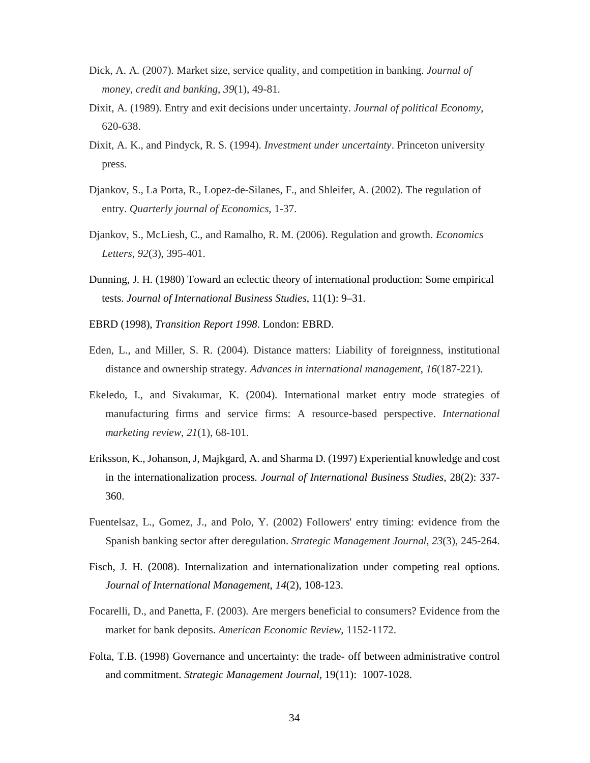Dick, A. A. (2007). Market size, service quality, and competition in banking. *Journal of money, credit and banking*, *39*(1), 49-81.

Dixit, A. (1989). Entry and exit decisions under uncertainty. *Journal of political Economy*, 620-638.

Dixit, A. K., and Pindyck, R. S. (1994). *Investment under uncertainty*. Princeton university press.

Djankov, S., La Porta, R., Lopez-de-Silanes, F., and Shleifer, A. (2002). The regulation of entry. *Quarterly journal of Economics*, 1-37.

Djankov, S., McLiesh, C., and Ramalho, R. M. (2006). Regulation and growth. *Economics Letters*, *92*(3), 395-401.

Dunning, J. H. (1980) Toward an eclectic theory of international production: Some empirical tests. *Journal of International Business Studies*, 11(1): 9–31.

EBRD (1998), *Transition Report 1998*. London: EBRD.

Eden, L., and Miller, S. R. (2004). Distance matters: Liability of foreignness, institutional distance and ownership strategy. *Advances in international management*, *16*(187-221).

Ekeledo, I., and Sivakumar, K. (2004). International market entry mode strategies of manufacturing firms and service firms: A resource-based perspective. *International marketing review*, *21*(1), 68-101.

Eriksson, K., Johanson, J, Majkgard, A. and Sharma D. (1997) Experiential knowledge and cost in the internationalization process. *Journal of International Business Studies*, 28(2): 337-360.

Fuentelsaz, L., Gomez, J., and Polo, Y. (2002) Followers' entry timing: evidence from the Spanish banking sector after deregulation. *Strategic Management Journal*, *23*(3), 245-264.

Fisch, J. H. (2008). Internalization and internationalization under competing real options. *Journal of International Management*, *14*(2), 108-123.

Focarelli, D., and Panetta, F. (2003). Are mergers beneficial to consumers? Evidence from the market for bank deposits. *American Economic Review*, 1152-1172.

Folta, T.B. (1998) Governance and uncertainty: the trade- off between administrative control and commitment. *Strategic Management Journal*, 19(11): 1007-1028.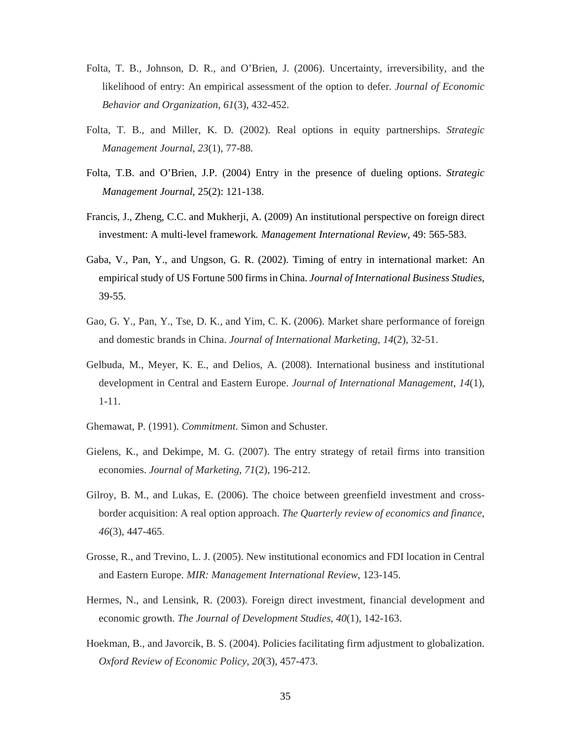Folta, T. B., Johnson, D. R., and O'Brien, J. (2006). Uncertainty, irreversibility, and the likelihood of entry: An empirical assessment of the option to defer. *Journal of Economic Behavior and Organization*, *61*(3), 432-452.

Folta, T. B., and Miller, K. D. (2002). Real options in equity partnerships. *Strategic Management Journal*, *23*(1), 77-88.

Folta, T.B. and O'Brien, J.P. (2004) Entry in the presence of dueling options. *Strategic Management Journal*, 25(2): 121-138.

Francis, J., Zheng, C.C. and Mukherji, A. (2009) An institutional perspective on foreign direct investment: A multi-level framework. *Management International Review,* 49: 565-583.

Gaba, V., Pan, Y., and Ungson, G. R. (2002). Timing of entry in international market: An empirical study of US Fortune 500 firms in China. *Journal of International Business Studies*, 39-55.

Gao, G. Y., Pan, Y., Tse, D. K., and Yim, C. K. (2006). Market share performance of foreign and domestic brands in China. *Journal of International Marketing*, *14*(2), 32-51.

Gelbuda, M., Meyer, K. E., and Delios, A. (2008). International business and institutional development in Central and Eastern Europe. *Journal of International Management*, *14*(1), 1-11.

Ghemawat, P. (1991). *Commitment*. Simon and Schuster.

Gielens, K., and Dekimpe, M. G. (2007). The entry strategy of retail firms into transition economies. *Journal of Marketing*, *71*(2), 196-212.

Gilroy, B. M., and Lukas, E. (2006). The choice between greenfield investment and cross-border acquisition: A real option approach. *The Quarterly review of economics and finance*, *46*(3), 447-465.

Grosse, R., and Trevino, L. J. (2005). New institutional economics and FDI location in Central and Eastern Europe. *MIR: Management International Review*, 123-145.

Hermes, N., and Lensink, R. (2003). Foreign direct investment, financial development and economic growth. *The Journal of Development Studies*, *40*(1), 142-163.

Hoekman, B., and Javorcik, B. S. (2004). Policies facilitating firm adjustment to globalization. *Oxford Review of Economic Policy*, *20*(3), 457-473.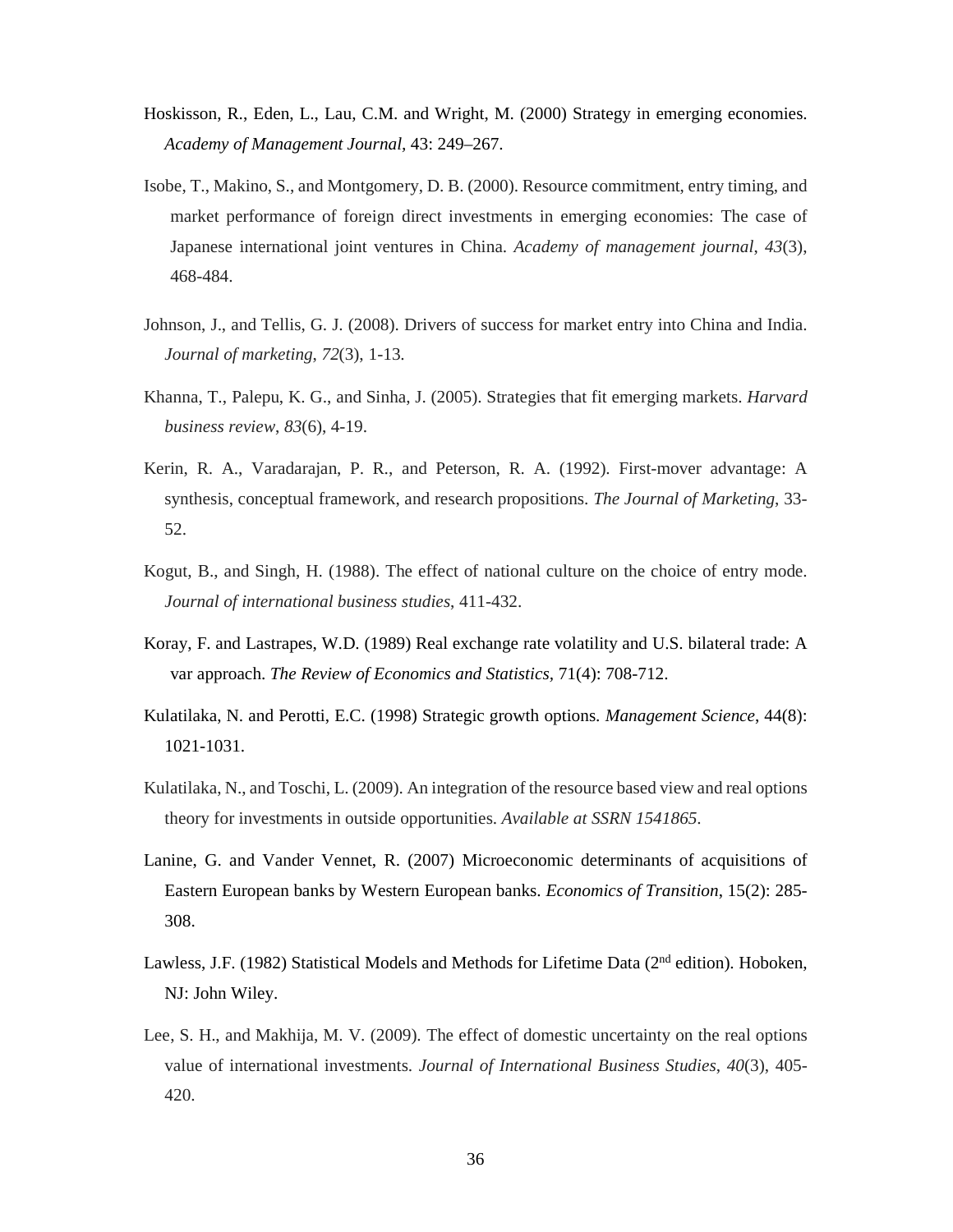Hoskisson, R., Eden, L., Lau, C.M. and Wright, M. (2000) Strategy in emerging economies. *Academy of Management Journal*, 43: 249–267.

Isobe, T., Makino, S., and Montgomery, D. B. (2000). Resource commitment, entry timing, and market performance of foreign direct investments in emerging economies: The case of Japanese international joint ventures in China. *Academy of management journal*, *43*(3), 468-484.

Johnson, J., and Tellis, G. J. (2008). Drivers of success for market entry into China and India. *Journal of marketing*, *72*(3), 1-13.

Khanna, T., Palepu, K. G., and Sinha, J. (2005). Strategies that fit emerging markets. *Harvard business review*, *83*(6), 4-19.

Kerin, R. A., Varadarajan, P. R., and Peterson, R. A. (1992). First-mover advantage: A synthesis, conceptual framework, and research propositions. *The Journal of Marketing*, 33-52.

Kogut, B., and Singh, H. (1988). The effect of national culture on the choice of entry mode. *Journal of international business studies*, 411-432.

Koray, F. and Lastrapes, W.D. (1989) Real exchange rate volatility and U.S. bilateral trade: A var approach. *The Review of Economics and Statistics*, 71(4): 708-712.

Kulatilaka, N. and Perotti, E.C. (1998) Strategic growth options. *Management Science*, 44(8): 1021-1031.

Kulatilaka, N., and Toschi, L. (2009). An integration of the resource based view and real options theory for investments in outside opportunities. *Available at SSRN 1541865*.

Lanine, G. and Vander Vennet, R. (2007) Microeconomic determinants of acquisitions of Eastern European banks by Western European banks. *Economics of Transition*, 15(2): 285-308.

Lawless, J.F. (1982) Statistical Models and Methods for Lifetime Data (2nd edition). Hoboken, NJ: John Wiley.

Lee, S. H., and Makhija, M. V. (2009). The effect of domestic uncertainty on the real options value of international investments. *Journal of International Business Studies*, *40*(3), 405-420.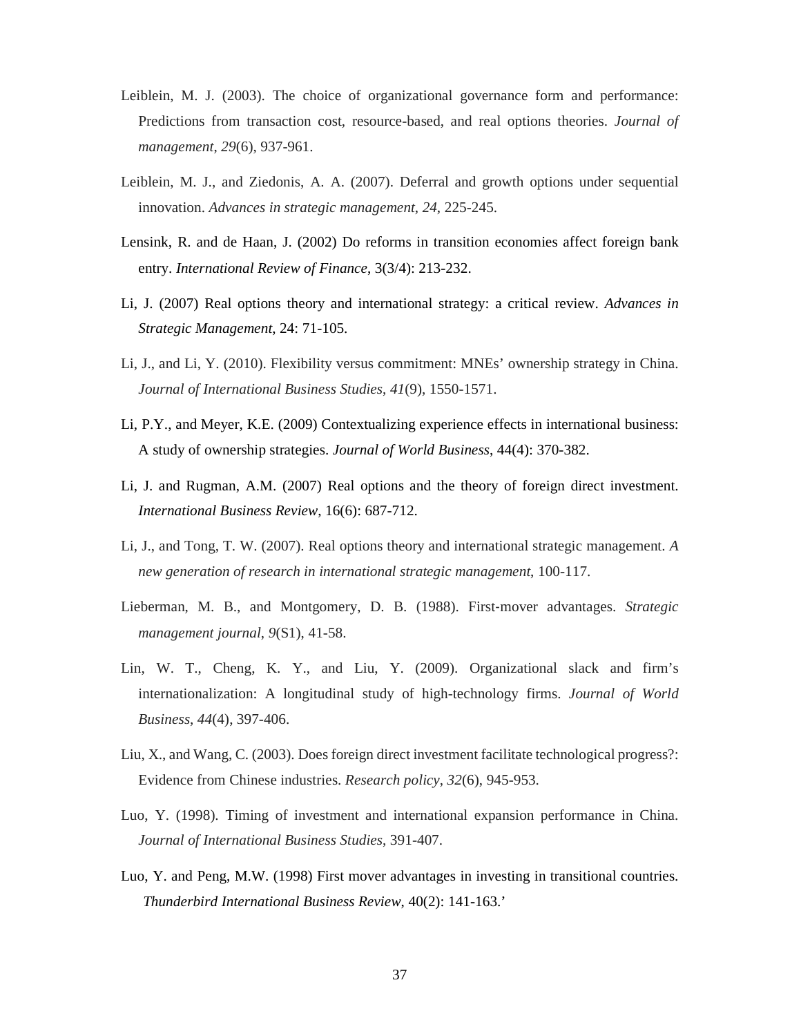Leiblein, M. J. (2003). The choice of organizational governance form and performance: Predictions from transaction cost, resource-based, and real options theories. *Journal of management*, *29*(6), 937-961.

Leiblein, M. J., and Ziedonis, A. A. (2007). Deferral and growth options under sequential innovation. *Advances in strategic management*, *24*, 225-245.

Lensink, R. and de Haan, J. (2002) Do reforms in transition economies affect foreign bank entry. *International Review of Finance*, 3(3/4): 213-232.

Li, J. (2007) Real options theory and international strategy: a critical review. *Advances in Strategic Management*, 24: 71-105.

Li, J., and Li, Y. (2010). Flexibility versus commitment: MNEs' ownership strategy in China. *Journal of International Business Studies*, *41*(9), 1550-1571.

Li, P.Y., and Meyer, K.E. (2009) Contextualizing experience effects in international business: A study of ownership strategies. *Journal of World Business*, 44(4): 370-382.

Li, J. and Rugman, A.M. (2007) Real options and the theory of foreign direct investment. *International Business Review*, 16(6): 687-712.

Li, J., and Tong, T. W. (2007). Real options theory and international strategic management. *A new generation of research in international strategic management*, 100-117.

Lieberman, M. B., and Montgomery, D. B. (1988). First‐mover advantages. *Strategic management journal*, *9*(S1), 41-58.

Lin, W. T., Cheng, K. Y., and Liu, Y. (2009). Organizational slack and firm's internationalization: A longitudinal study of high-technology firms. *Journal of World Business*, *44*(4), 397-406.

Liu, X., and Wang, C. (2003). Does foreign direct investment facilitate technological progress?: Evidence from Chinese industries. *Research policy*, *32*(6), 945-953.

Luo, Y. (1998). Timing of investment and international expansion performance in China. *Journal of International Business Studies*, 391-407.

Luo, Y. and Peng, M.W. (1998) First mover advantages in investing in transitional countries. *Thunderbird International Business Review*, 40(2): 141-163.'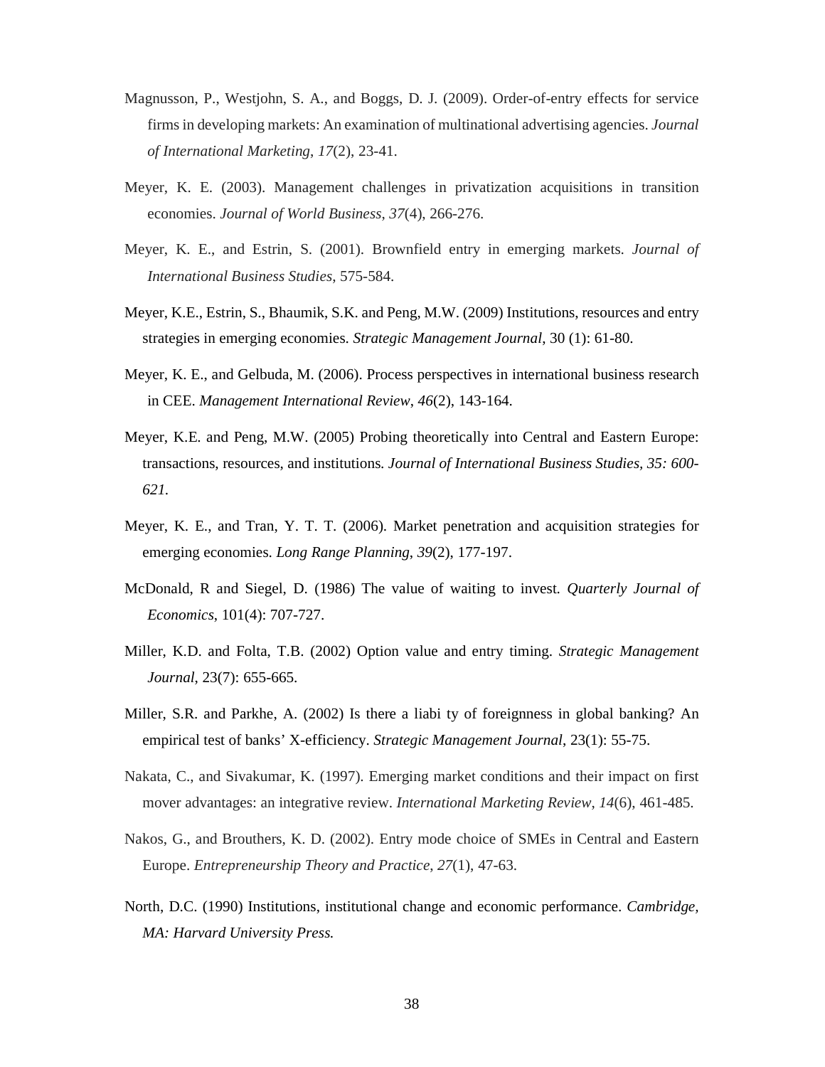Magnusson, P., Westjohn, S. A., and Boggs, D. J. (2009). Order-of-entry effects for service firms in developing markets: An examination of multinational advertising agencies. *Journal of International Marketing*, *17*(2), 23-41.

Meyer, K. E. (2003). Management challenges in privatization acquisitions in transition economies. *Journal of World Business*, *37*(4), 266-276.

Meyer, K. E., and Estrin, S. (2001). Brownfield entry in emerging markets. *Journal of International Business Studies*, 575-584.

Meyer, K.E., Estrin, S., Bhaumik, S.K. and Peng, M.W. (2009) Institutions, resources and entry strategies in emerging economies. *Strategic Management Journal*, 30 (1): 61-80.

Meyer, K. E., and Gelbuda, M. (2006). Process perspectives in international business research in CEE. *Management International Review*, *46*(2), 143-164.

Meyer, K.E. and Peng, M.W. (2005) Probing theoretically into Central and Eastern Europe: transactions, resources, and institutions*. Journal of International Business Studies, 35: 600-621.*

Meyer, K. E., and Tran, Y. T. T. (2006). Market penetration and acquisition strategies for emerging economies. *Long Range Planning*, *39*(2), 177-197.

McDonald, R and Siegel, D. (1986) The value of waiting to invest. *Quarterly Journal of Economics*, 101(4): 707-727.

Miller, K.D. and Folta, T.B. (2002) Option value and entry timing. *Strategic Management Journal*, 23(7): 655-665.

Miller, S.R. and Parkhe, A. (2002) Is there a liabi ty of foreignness in global banking? An empirical test of banks' X-efficiency. *Strategic Management Journal*, 23(1): 55-75.

Nakata, C., and Sivakumar, K. (1997). Emerging market conditions and their impact on first mover advantages: an integrative review. *International Marketing Review*, *14*(6), 461-485.

Nakos, G., and Brouthers, K. D. (2002). Entry mode choice of SMEs in Central and Eastern Europe. *Entrepreneurship Theory and Practice*, *27*(1), 47-63.

North, D.C. (1990) Institutions, institutional change and economic performance. *Cambridge, MA: Harvard University Press.*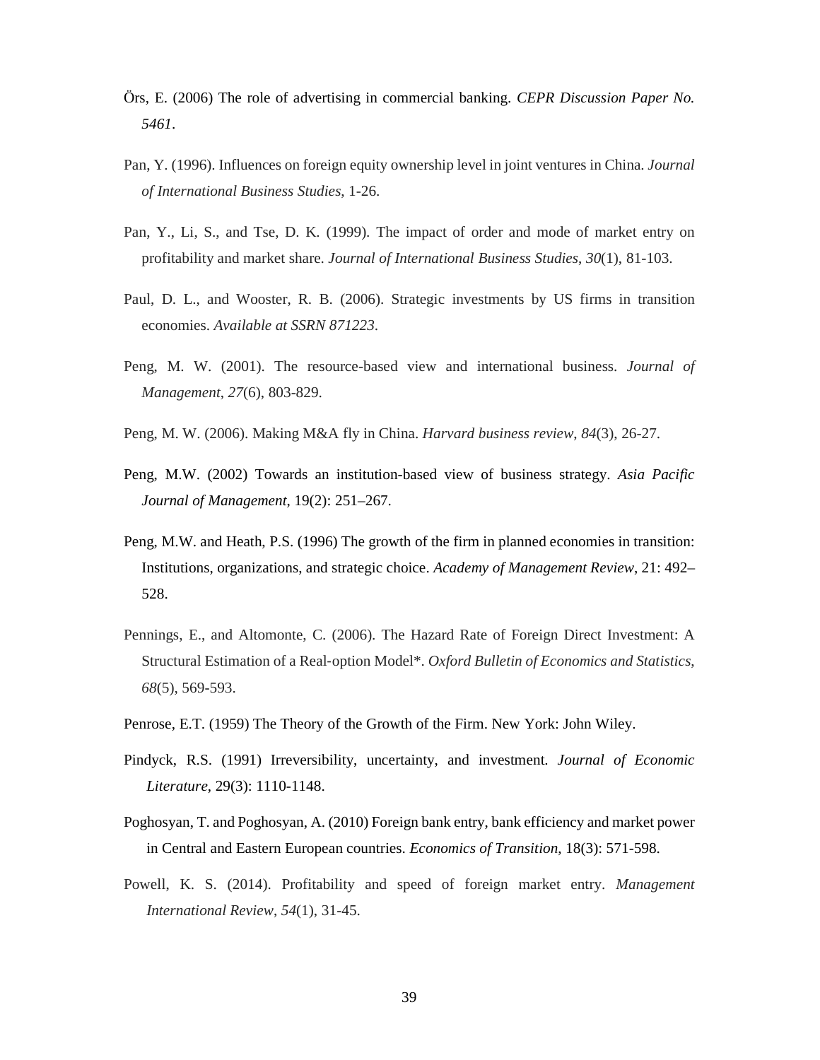Örs, E. (2006) The role of advertising in commercial banking. *CEPR Discussion Paper No. 5461*.

Pan, Y. (1996). Influences on foreign equity ownership level in joint ventures in China. *Journal of International Business Studies*, 1-26.

Pan, Y., Li, S., and Tse, D. K. (1999). The impact of order and mode of market entry on profitability and market share. *Journal of International Business Studies*, *30*(1), 81-103.

Paul, D. L., and Wooster, R. B. (2006). Strategic investments by US firms in transition economies. *Available at SSRN 871223*.

Peng, M. W. (2001). The resource-based view and international business. *Journal of Management*, *27*(6), 803-829.

Peng, M. W. (2006). Making M&A fly in China. *Harvard business review*, *84*(3), 26-27.

Peng, M.W. (2002) Towards an institution-based view of business strategy. *Asia Pacific Journal of Management*, 19(2): 251–267.

Peng, M.W. and Heath, P.S. (1996) The growth of the firm in planned economies in transition: Institutions, organizations, and strategic choice. *Academy of Management Review*, 21: 492–528.

Pennings, E., and Altomonte, C. (2006). The Hazard Rate of Foreign Direct Investment: A Structural Estimation of a Real‐option Model*. *Oxford Bulletin of Economics and Statistics*, *68*(5), 569-593.

Penrose, E.T. (1959) The Theory of the Growth of the Firm. New York: John Wiley.

Pindyck, R.S. (1991) Irreversibility, uncertainty, and investment. *Journal of Economic Literature*, 29(3): 1110-1148.

Poghosyan, T. and Poghosyan, A. (2010) Foreign bank entry, bank efficiency and market power in Central and Eastern European countries. *Economics of Transition*, 18(3): 571-598.

Powell, K. S. (2014). Profitability and speed of foreign market entry. *Management International Review*, *54*(1), 31-45.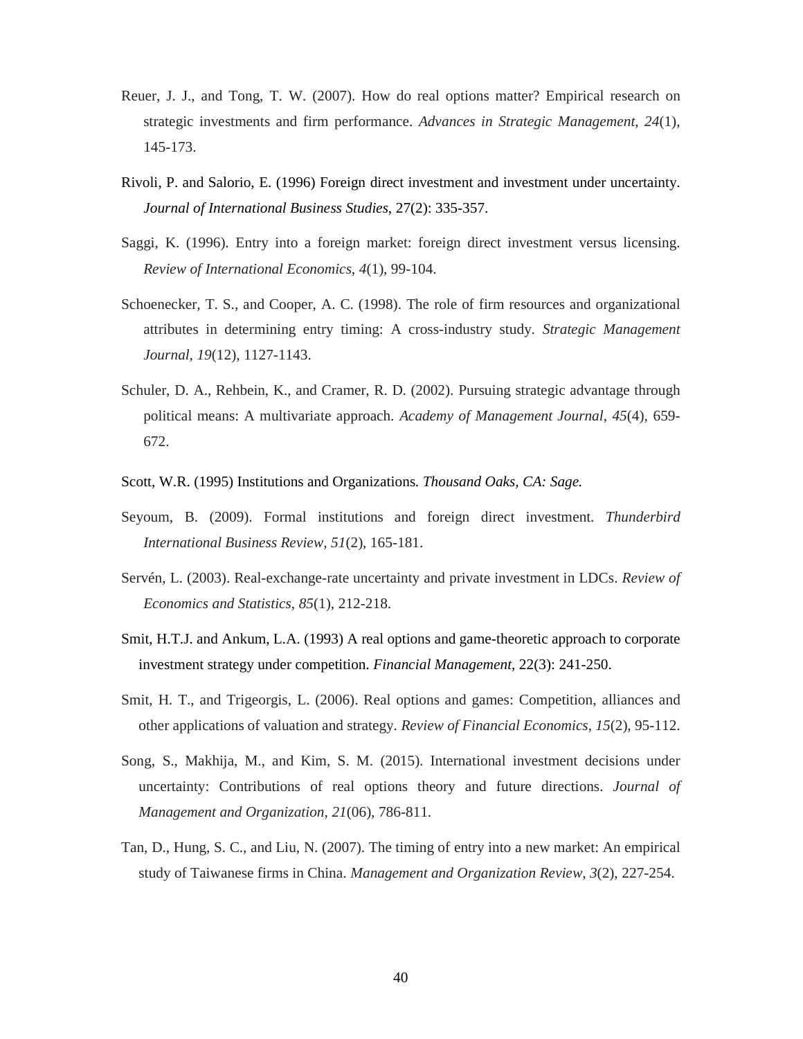Reuer, J. J., and Tong, T. W. (2007). How do real options matter? Empirical research on strategic investments and firm performance. *Advances in Strategic Management, 24*(1), 145-173.

Rivoli, P. and Salorio, E. (1996) Foreign direct investment and investment under uncertainty. *Journal of International Business Studies*, 27(2): 335-357.

Saggi, K. (1996). Entry into a foreign market: foreign direct investment versus licensing. *Review of International Economics*, *4*(1), 99-104.

Schoenecker, T. S., and Cooper, A. C. (1998). The role of firm resources and organizational attributes in determining entry timing: A cross-industry study. *Strategic Management Journal*, *19*(12), 1127-1143.

Schuler, D. A., Rehbein, K., and Cramer, R. D. (2002). Pursuing strategic advantage through political means: A multivariate approach. *Academy of Management Journal*, *45*(4), 659-672.

Scott, W.R. (1995) Institutions and Organizations*. Thousand Oaks, CA: Sage.*

Seyoum, B. (2009). Formal institutions and foreign direct investment. *Thunderbird International Business Review*, *51*(2), 165-181.

Servén, L. (2003). Real-exchange-rate uncertainty and private investment in LDCs. *Review of Economics and Statistics*, *85*(1), 212-218.

Smit, H.T.J. and Ankum, L.A. (1993) A real options and game-theoretic approach to corporate investment strategy under competition*. Financial Management*, 22(3): 241-250.

Smit, H. T., and Trigeorgis, L. (2006). Real options and games: Competition, alliances and other applications of valuation and strategy. *Review of Financial Economics*, *15*(2), 95-112.

Song, S., Makhija, M., and Kim, S. M. (2015). International investment decisions under uncertainty: Contributions of real options theory and future directions. *Journal of Management and Organization*, *21*(06), 786-811.

Tan, D., Hung, S. C., and Liu, N. (2007). The timing of entry into a new market: An empirical study of Taiwanese firms in China. *Management and Organization Review*, *3*(2), 227-254.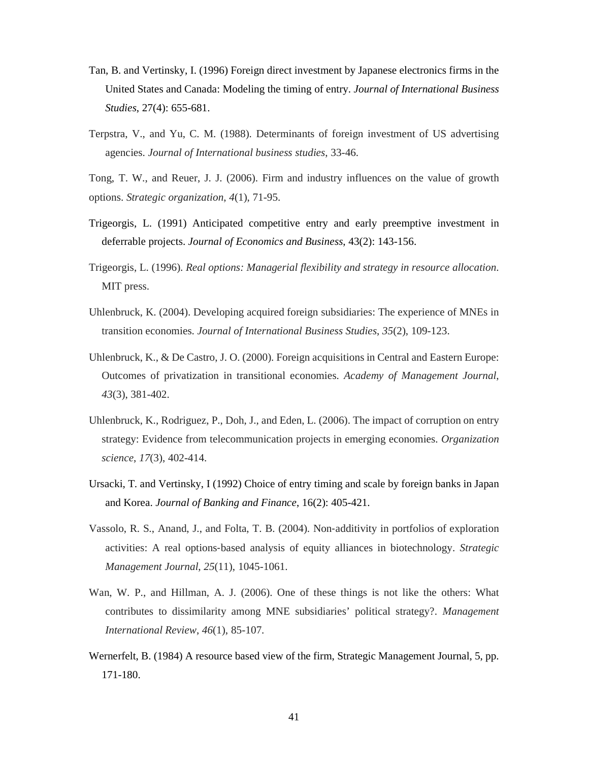Tan, B. and Vertinsky, I. (1996) Foreign direct investment by Japanese electronics firms in the United States and Canada: Modeling the timing of entry. *Journal of International Business Studies*, 27(4): 655-681.

Terpstra, V., and Yu, C. M. (1988). Determinants of foreign investment of US advertising agencies. *Journal of International business studies*, 33-46.

Tong, T. W., and Reuer, J. J. (2006). Firm and industry influences on the value of growth options. *Strategic organization*, *4*(1), 71-95.

Trigeorgis, L. (1991) Anticipated competitive entry and early preemptive investment in deferrable projects. *Journal of Economics and Business*, 43(2): 143-156.

Trigeorgis, L. (1996). *Real options: Managerial flexibility and strategy in resource allocation*. MIT press.

Uhlenbruck, K. (2004). Developing acquired foreign subsidiaries: The experience of MNEs in transition economies. *Journal of International Business Studies*, *35*(2), 109-123.

Uhlenbruck, K., & De Castro, J. O. (2000). Foreign acquisitions in Central and Eastern Europe: Outcomes of privatization in transitional economies. *Academy of Management Journal*, *43*(3), 381-402.

Uhlenbruck, K., Rodriguez, P., Doh, J., and Eden, L. (2006). The impact of corruption on entry strategy: Evidence from telecommunication projects in emerging economies. *Organization science*, *17*(3), 402-414.

Ursacki, T. and Vertinsky, I (1992) Choice of entry timing and scale by foreign banks in Japan and Korea. *Journal of Banking and Finance*, 16(2): 405-421.

Vassolo, R. S., Anand, J., and Folta, T. B. (2004). Non-additivity in portfolios of exploration activities: A real options-based analysis of equity alliances in biotechnology. *Strategic Management Journal*, *25*(11), 1045-1061.

Wan, W. P., and Hillman, A. J. (2006). One of these things is not like the others: What contributes to dissimilarity among MNE subsidiaries' political strategy?. *Management International Review*, *46*(1), 85-107.

Wernerfelt, B. (1984) A resource based view of the firm, Strategic Management Journal, 5, pp. 171-180.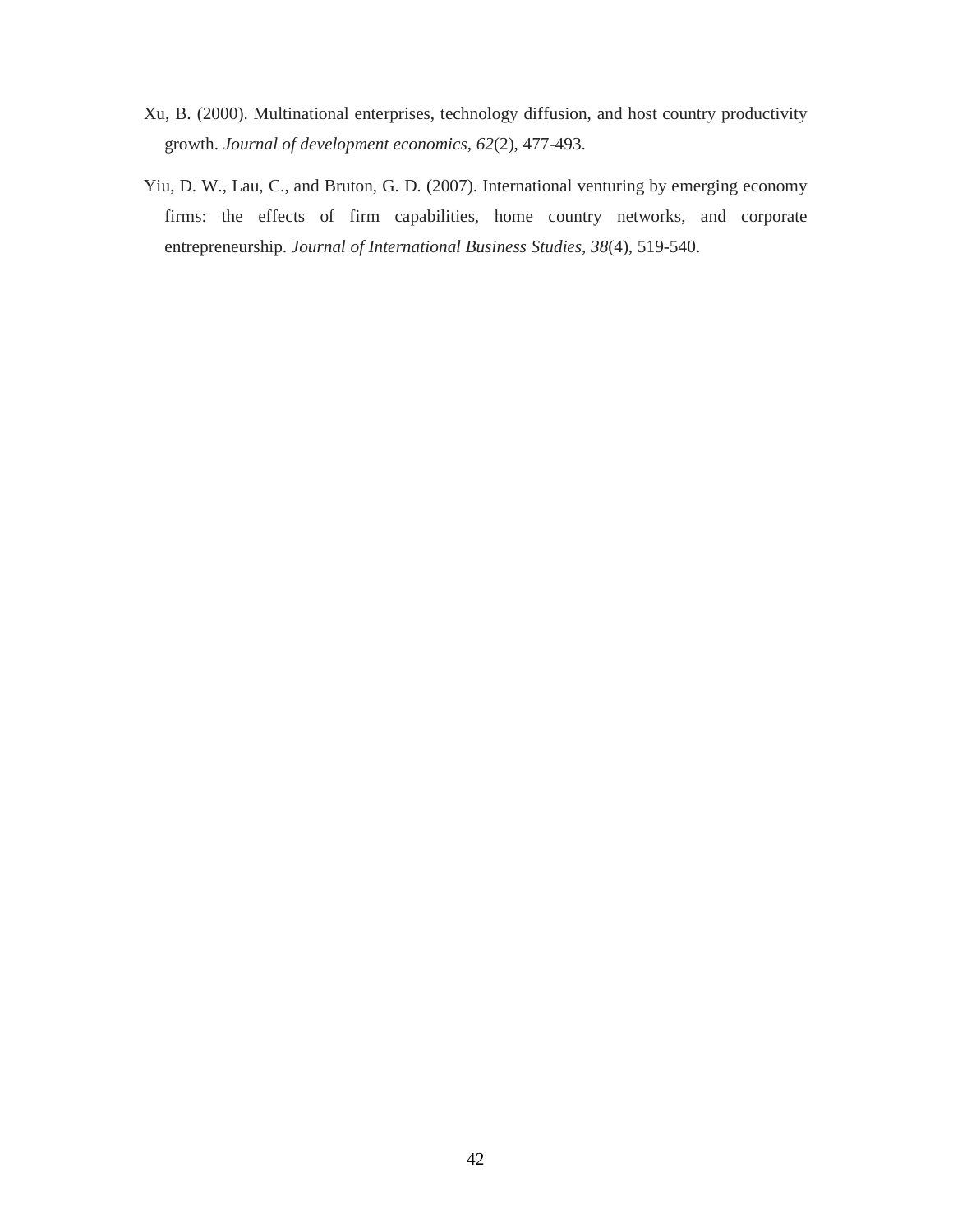Xu, B. (2000). Multinational enterprises, technology diffusion, and host country productivity growth. *Journal of development economics*, *62*(2), 477-493.

Yiu, D. W., Lau, C., and Bruton, G. D. (2007). International venturing by emerging economy firms: the effects of firm capabilities, home country networks, and corporate entrepreneurship. *Journal of International Business Studies*, *38*(4), 519-540.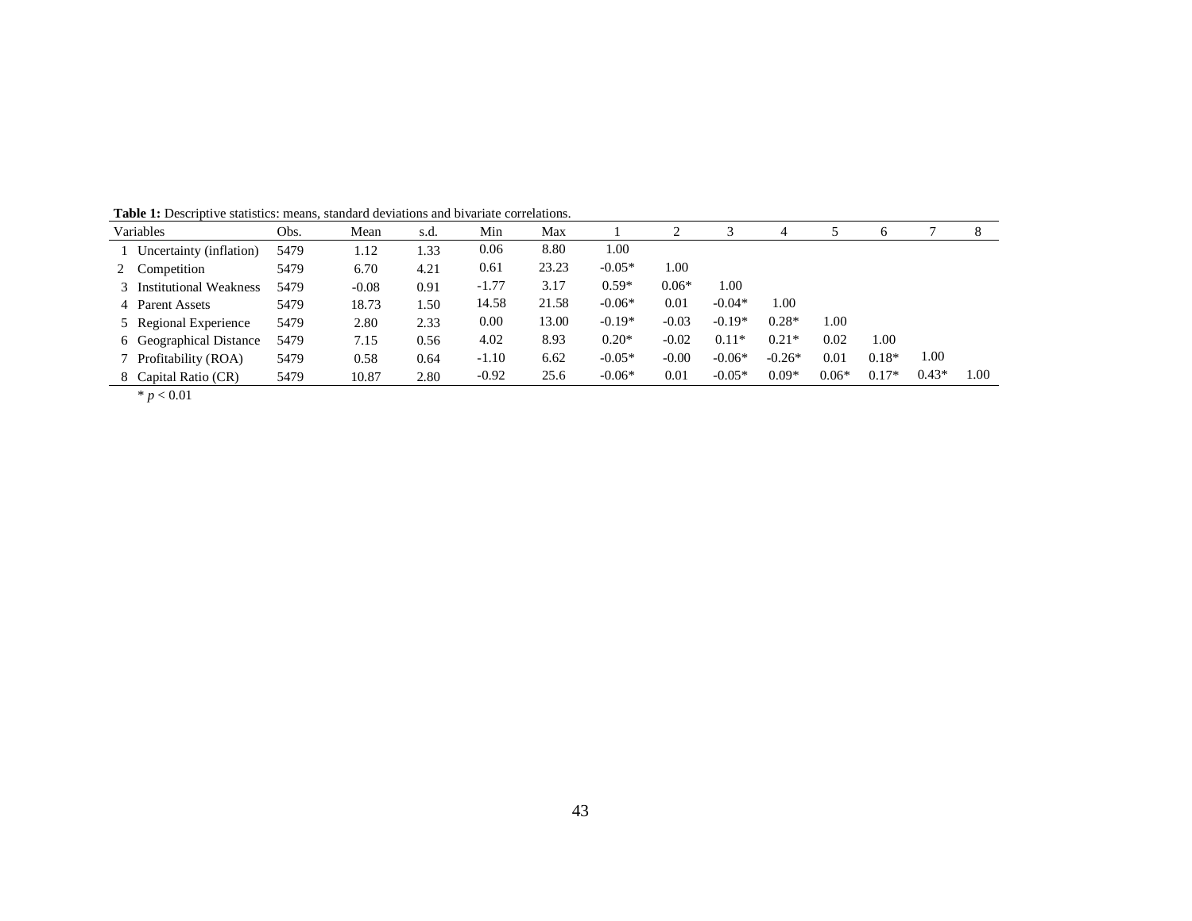**Table 1:** Descriptive statistics: means, standard deviations and bivariate correlations.

| | Variables | Obs. | Mean | s.d. | Min | Max | 1 | 2 | 3 | 4 | 5 | 6 | 7 | 8 |
|---|---|---|---|---|---|---|---|---|---|---|---|---|---|---|
| 1 | Uncertainty (inflation) | 5479 | 1.12 | 1.33 | 0.06 | 8.80 | 1.00 | | | | | | | |
| 2 | Competition | 5479 | 6.70 | 4.21 | 0.61 | 23.23 | -0.05* | 1.00 | | | | | | |
| 3 | Institutional Weakness | 5479 | -0.08 | 0.91 | -1.77 | 3.17 | 0.59* | 0.06* | 1.00 | | | | | |
| 4 | Parent Assets | 5479 | 18.73 | 1.50 | 14.58 | 21.58 | -0.06* | 0.01 | -0.04* | 1.00 | | | | |
| 5 | Regional Experience | 5479 | 2.80 | 2.33 | 0.00 | 13.00 | -0.19* | -0.03 | -0.19* | 0.28* | 1.00 | | | |
| 6 | Geographical Distance | 5479 | 7.15 | 0.56 | 4.02 | 8.93 | 0.20* | -0.02 | 0.11* | 0.21* | 0.02 | 1.00 | | |
| 7 | Profitability (ROA) | 5479 | 0.58 | 0.64 | -1.10 | 6.62 | -0.05* | -0.00 | -0.06* | -0.26* | 0.01 | 0.18* | 1.00 | |
| 8 | Capital Ratio (CR) | 5479 | 10.87 | 2.80 | -0.92 | 25.6 | -0.06* | 0.01 | -0.05* | 0.09* | 0.06* | 0.17* | 0.43* | 1.00 |

* $p < 0.01$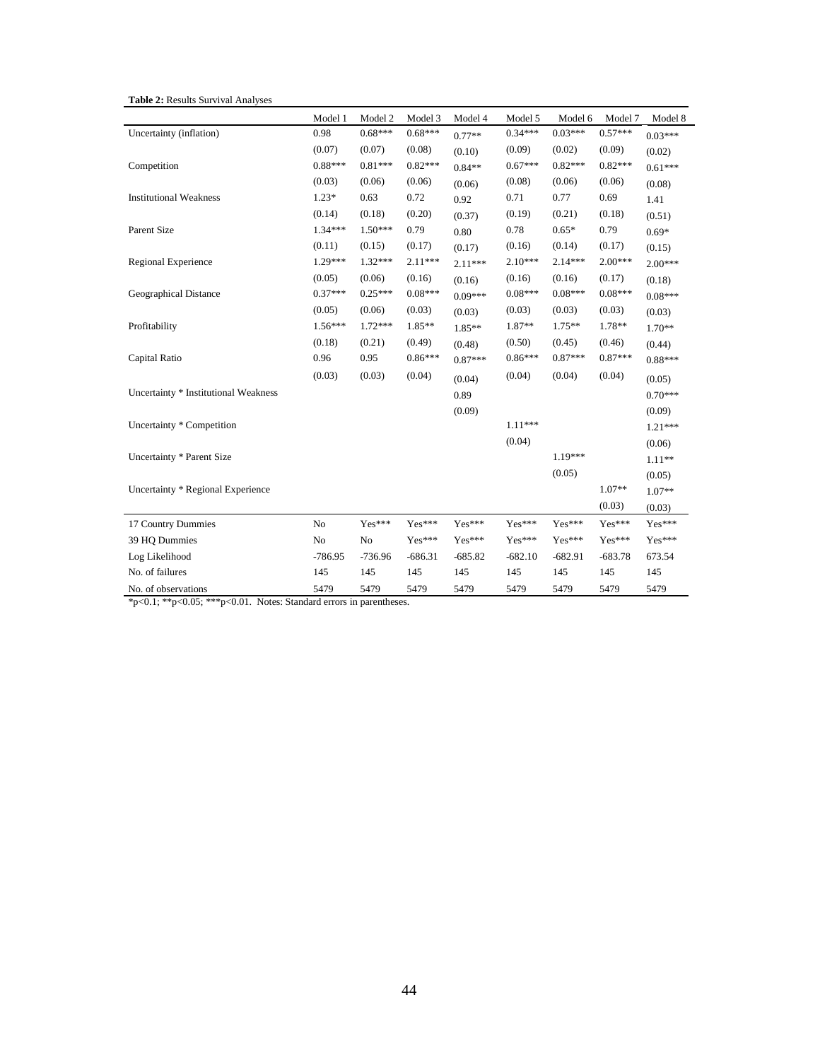**Table 2:** Results Survival Analyses

| | Model 1 | Model 2 | Model 3 | Model 4 | Model 5 | Model 6 | Model 7 | Model 8 |
|---|---|---|---|---|---|---|---|---|
| Uncertainty (inflation) | 0.98 | 0.68*** | 0.68*** | 0.77** | 0.34*** | 0.03*** | 0.57*** | 0.03*** |
| | (0.07) | (0.07) | (0.08) | (0.10) | (0.09) | (0.02) | (0.09) | (0.02) |
| Competition | 0.88*** | 0.81*** | 0.82*** | 0.84** | 0.67*** | 0.82*** | 0.82*** | 0.61*** |
| | (0.03) | (0.06) | (0.06) | (0.06) | (0.08) | (0.06) | (0.06) | (0.08) |
| Institutional Weakness | 1.23* | 0.63 | 0.72 | 0.92 | 0.71 | 0.77 | 0.69 | 1.41 |
| | (0.14) | (0.18) | (0.20) | (0.37) | (0.19) | (0.21) | (0.18) | (0.51) |
| Parent Size | 1.34*** | 1.50*** | 0.79 | 0.80 | 0.78 | 0.65* | 0.79 | 0.69* |
| | (0.11) | (0.15) | (0.17) | (0.17) | (0.16) | (0.14) | (0.17) | (0.15) |
| Regional Experience | 1.29*** | 1.32*** | 2.11*** | 2.11*** | 2.10*** | 2.14*** | 2.00*** | 2.00*** |
| | (0.05) | (0.06) | (0.16) | (0.16) | (0.16) | (0.16) | (0.17) | (0.18) |
| Geographical Distance | 0.37*** | 0.25*** | 0.08*** | 0.09*** | 0.08*** | 0.08*** | 0.08*** | 0.08*** |
| | (0.05) | (0.06) | (0.03) | (0.03) | (0.03) | (0.03) | (0.03) | (0.03) |
| Profitability | 1.56*** | 1.72*** | 1.85** | 1.85** | 1.87** | 1.75** | 1.78** | 1.70** |
| | (0.18) | (0.21) | (0.49) | (0.48) | (0.50) | (0.45) | (0.46) | (0.44) |
| Capital Ratio | 0.96 | 0.95 | 0.86*** | 0.87*** | 0.86*** | 0.87*** | 0.87*** | 0.88*** |
| | (0.03) | (0.03) | (0.04) | (0.04) | (0.04) | (0.04) | (0.04) | (0.05) |
| Uncertainty * Institutional Weakness | | | | 0.89 | | | | 0.70*** |
| | | | | (0.09) | | | | (0.09) |
| Uncertainty * Competition | | | | | 1.11*** | | | 1.21*** |
| | | | | | (0.04) | | | (0.06) |
| Uncertainty * Parent Size | | | | | | 1.19*** | | 1.11** |
| | | | | | | (0.05) | | (0.05) |
| Uncertainty * Regional Experience | | | | | | | 1.07** | 1.07** |
| | | | | | | | (0.03) | (0.03) |
| 17 Country Dummies | No | Yes*** | Yes*** | Yes*** | Yes*** | Yes*** | Yes*** | Yes*** |
| 39 HQ Dummies | No | No | Yes*** | Yes*** | Yes*** | Yes*** | Yes*** | Yes*** |
| Log Likelihood | -786.95 | -736.96 | -686.31 | -685.82 | -682.10 | -682.91 | -683.78 | 673.54 |
| No. of failures | 145 | 145 | 145 | 145 | 145 | 145 | 145 | 145 |
| No. of observations | 5479 | 5479 | 5479 | 5479 | 5479 | 5479 | 5479 | 5479 |

*p<0.1; **p<0.05; ***p<0.01. Notes: Standard errors in parentheses.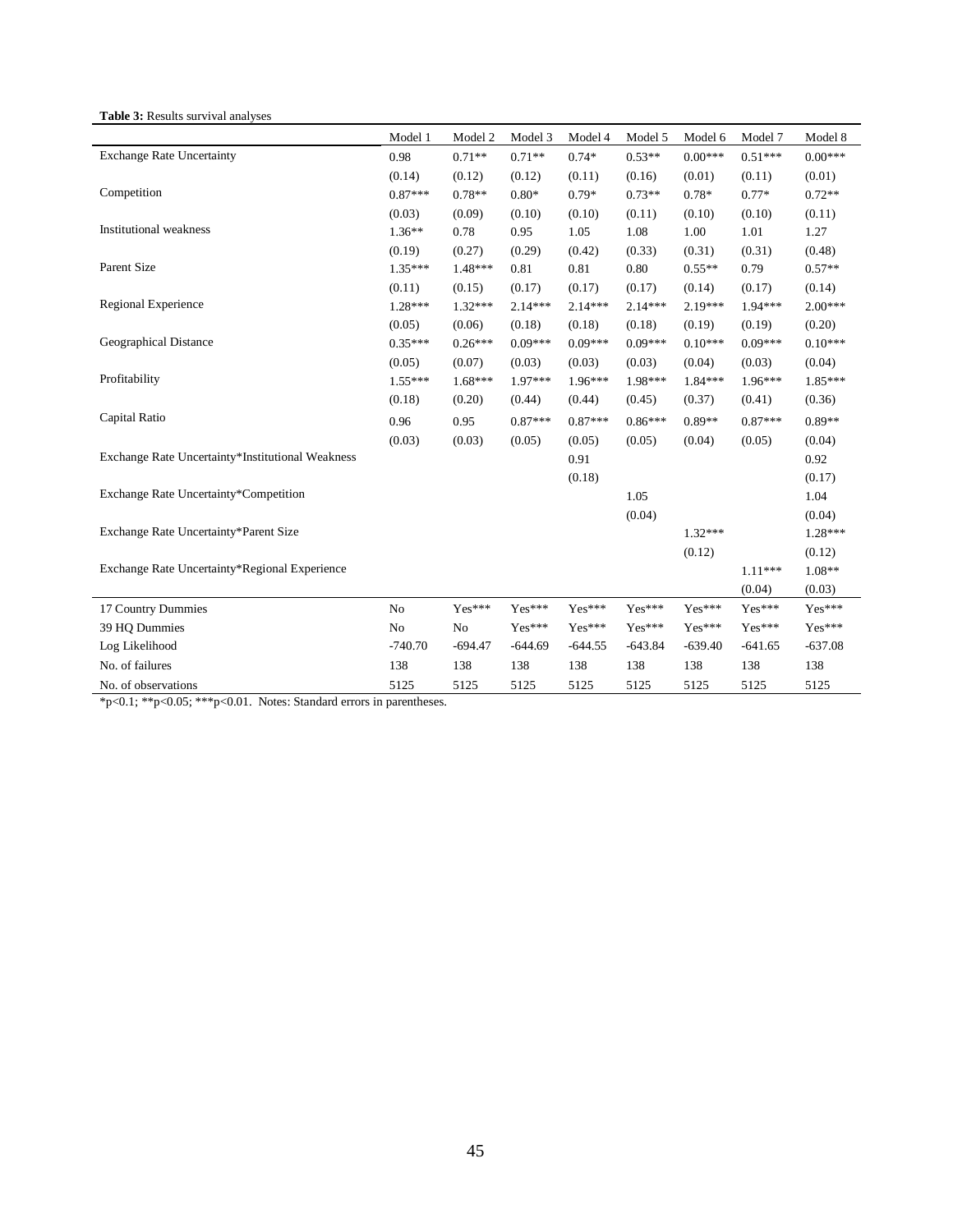**Table 3:** Results survival analyses

| | Model 1 | Model 2 | Model 3 | Model 4 | Model 5 | Model 6 | Model 7 | Model 8 |
|---|---|---|---|---|---|---|---|---|
| Exchange Rate Uncertainty | 0.98 | 0.71** | 0.71** | 0.74* | 0.53** | 0.00*** | 0.51*** | 0.00*** |
| | (0.14) | (0.12) | (0.12) | (0.11) | (0.16) | (0.01) | (0.11) | (0.01) |
| Competition | 0.87*** | 0.78** | 0.80* | 0.79* | 0.73** | 0.78* | 0.77* | 0.72** |
| | (0.03) | (0.09) | (0.10) | (0.10) | (0.11) | (0.10) | (0.10) | (0.11) |
| Institutional weakness | 1.36** | 0.78 | 0.95 | 1.05 | 1.08 | 1.00 | 1.01 | 1.27 |
| | (0.19) | (0.27) | (0.29) | (0.42) | (0.33) | (0.31) | (0.31) | (0.48) |
| Parent Size | 1.35*** | 1.48*** | 0.81 | 0.81 | 0.80 | 0.55** | 0.79 | 0.57** |
| | (0.11) | (0.15) | (0.17) | (0.17) | (0.17) | (0.14) | (0.17) | (0.14) |
| Regional Experience | 1.28*** | 1.32*** | 2.14*** | 2.14*** | 2.14*** | 2.19*** | 1.94*** | 2.00*** |
| | (0.05) | (0.06) | (0.18) | (0.18) | (0.18) | (0.19) | (0.19) | (0.20) |
| Geographical Distance | 0.35*** | 0.26*** | 0.09*** | 0.09*** | 0.09*** | 0.10*** | 0.09*** | 0.10*** |
| | (0.05) | (0.07) | (0.03) | (0.03) | (0.03) | (0.04) | (0.03) | (0.04) |
| Profitability | 1.55*** | 1.68*** | 1.97*** | 1.96*** | 1.98*** | 1.84*** | 1.96*** | 1.85*** |
| | (0.18) | (0.20) | (0.44) | (0.44) | (0.45) | (0.37) | (0.41) | (0.36) |
| Capital Ratio | 0.96 | 0.95 | 0.87*** | 0.87*** | 0.86*** | 0.89** | 0.87*** | 0.89** |
| | (0.03) | (0.03) | (0.05) | (0.05) | (0.05) | (0.04) | (0.05) | (0.04) |
| Exchange Rate Uncertainty*Institutional Weakness | | | | 0.91 | | | | 0.92 |
| | | | | (0.18) | | | | (0.17) |
| Exchange Rate Uncertainty*Competition | | | | | 1.05 | | | 1.04 |
| | | | | | (0.04) | | | (0.04) |
| Exchange Rate Uncertainty*Parent Size | | | | | | 1.32*** | | 1.28*** |
| | | | | | | (0.12) | | (0.12) |
| Exchange Rate Uncertainty*Regional Experience | | | | | | | 1.11*** | 1.08** |
| | | | | | | | (0.04) | (0.03) |
| 17 Country Dummies | No | Yes*** | Yes*** | Yes*** | Yes*** | Yes*** | Yes*** | Yes*** |
| 39 HQ Dummies | No | No | Yes*** | Yes*** | Yes*** | Yes*** | Yes*** | Yes*** |
| Log Likelihood | -740.70 | -694.47 | -644.69 | -644.55 | -643.84 | -639.40 | -641.65 | -637.08 |
| No. of failures | 138 | 138 | 138 | 138 | 138 | 138 | 138 | 138 |
| No. of observations | 5125 | 5125 | 5125 | 5125 | 5125 | 5125 | 5125 | 5125 |

*p<0.1; **p<0.05; ***p<0.01. Notes: Standard errors in parentheses.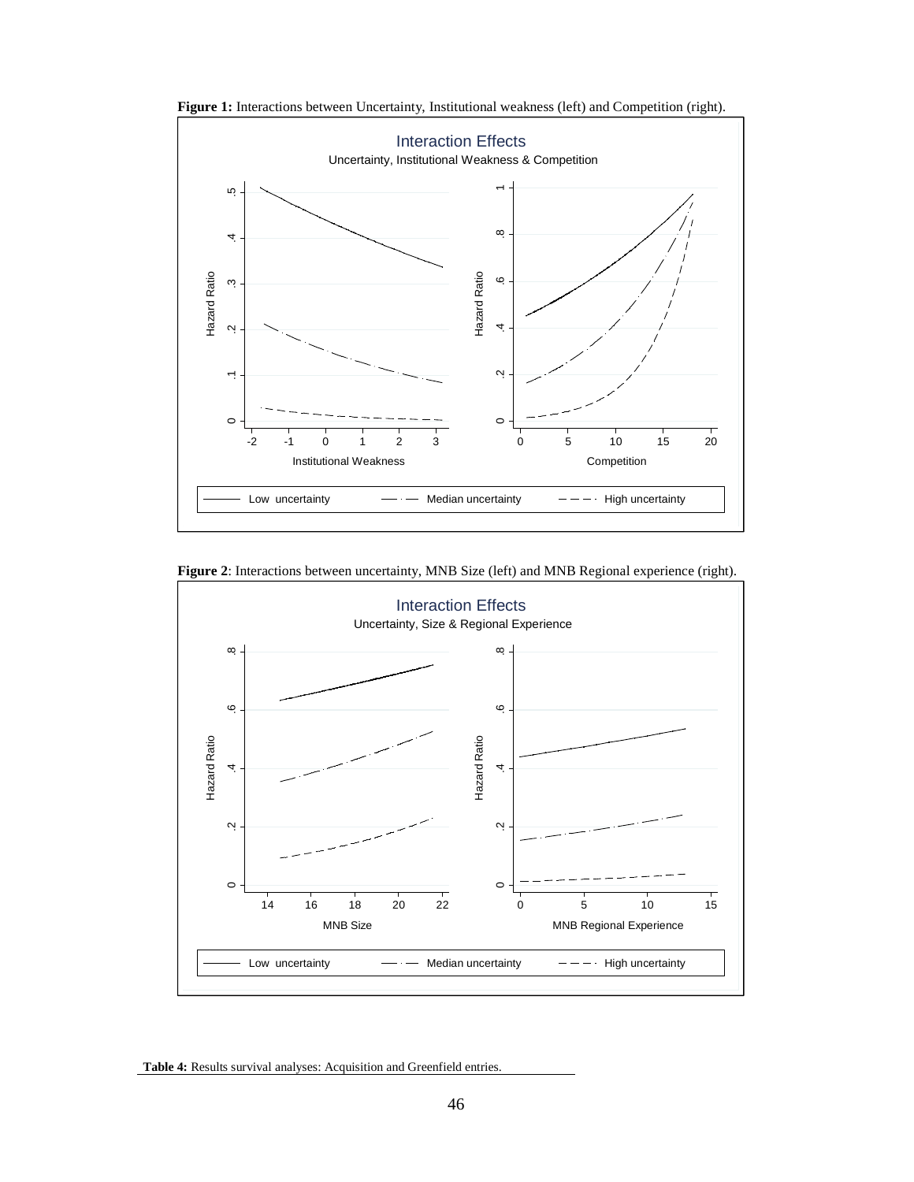**Figure 1:** Interactions between Uncertainty, Institutional weakness (left) and Competition (right).

**Figure 2**: Interactions between uncertainty, MNB Size (left) and MNB Regional experience (right).

**Table 4:** Results survival analyses: Acquisition and Greenfield entries.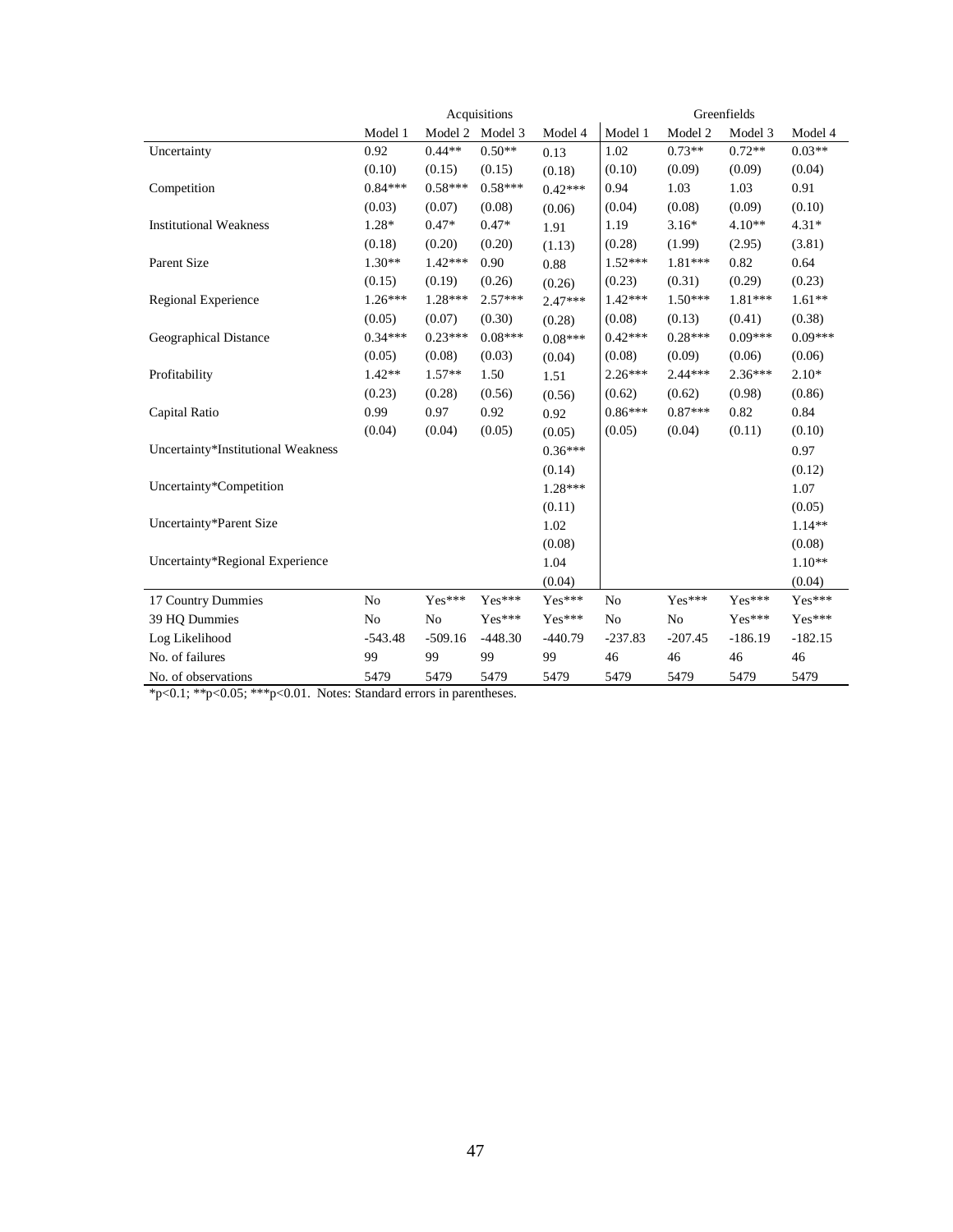| | Acquisitions | | | | Greenfields | | | |
|---|---|---|---|---|---|---|---|---|
| | Model 1 | Model 2 | Model 3 | Model 4 | Model 1 | Model 2 | Model 3 | Model 4 |
| Uncertainty | 0.92 | 0.44** | 0.50** | 0.13 | 1.02 | 0.73** | 0.72** | 0.03** |
| | (0.10) | (0.15) | (0.15) | (0.18) | (0.10) | (0.09) | (0.09) | (0.04) |
| Competition | 0.84*** | 0.58*** | 0.58*** | 0.42*** | 0.94 | 1.03 | 1.03 | 0.91 |
| | (0.03) | (0.07) | (0.08) | (0.06) | (0.04) | (0.08) | (0.09) | (0.10) |
| Institutional Weakness | 1.28* | 0.47* | 0.47* | 1.91 | 1.19 | 3.16* | 4.10** | 4.31* |
| | (0.18) | (0.20) | (0.20) | (1.13) | (0.28) | (1.99) | (2.95) | (3.81) |
| Parent Size | 1.30** | 1.42*** | 0.90 | 0.88 | 1.52*** | 1.81*** | 0.82 | 0.64 |
| | (0.15) | (0.19) | (0.26) | (0.26) | (0.23) | (0.31) | (0.29) | (0.23) |
| Regional Experience | 1.26*** | 1.28*** | 2.57*** | 2.47*** | 1.42*** | 1.50*** | 1.81*** | 1.61** |
| | (0.05) | (0.07) | (0.30) | (0.28) | (0.08) | (0.13) | (0.41) | (0.38) |
| Geographical Distance | 0.34*** | 0.23*** | 0.08*** | 0.08*** | 0.42*** | 0.28*** | 0.09*** | 0.09*** |
| | (0.05) | (0.08) | (0.03) | (0.04) | (0.08) | (0.09) | (0.06) | (0.06) |
| Profitability | 1.42** | 1.57** | 1.50 | 1.51 | 2.26*** | 2.44*** | 2.36*** | 2.10* |
| | (0.23) | (0.28) | (0.56) | (0.56) | (0.62) | (0.62) | (0.98) | (0.86) |
| Capital Ratio | 0.99 | 0.97 | 0.92 | 0.92 | 0.86*** | 0.87*** | 0.82 | 0.84 |
| | (0.04) | (0.04) | (0.05) | (0.05) | (0.05) | (0.04) | (0.11) | (0.10) |
| Uncertainty*Institutional Weakness | | | | 0.36*** | | | | 0.97 |
| | | | | (0.14) | | | | (0.12) |
| Uncertainty*Competition | | | | 1.28*** | | | | 1.07 |
| | | | | (0.11) | | | | (0.05) |
| Uncertainty*Parent Size | | | | 1.02 | | | | 1.14** |
| | | | | (0.08) | | | | (0.08) |
| Uncertainty*Regional Experience | | | | 1.04 | | | | 1.10** |
| | | | | (0.04) | | | | (0.04) |
| 17 Country Dummies | No | Yes*** | Yes*** | Yes*** | No | Yes*** | Yes*** | Yes*** |
| 39 HQ Dummies | No | No | Yes*** | Yes*** | No | No | Yes*** | Yes*** |
| Log Likelihood | -543.48 | -509.16 | -448.30 | -440.79 | -237.83 | -207.45 | -186.19 | -182.15 |
| No. of failures | 99 | 99 | 99 | 99 | 46 | 46 | 46 | 46 |
| No. of observations | 5479 | 5479 | 5479 | 5479 | 5479 | 5479 | 5479 | 5479 |

*p<0.1; **p<0.05; ***p<0.01. Notes: Standard errors in parentheses.